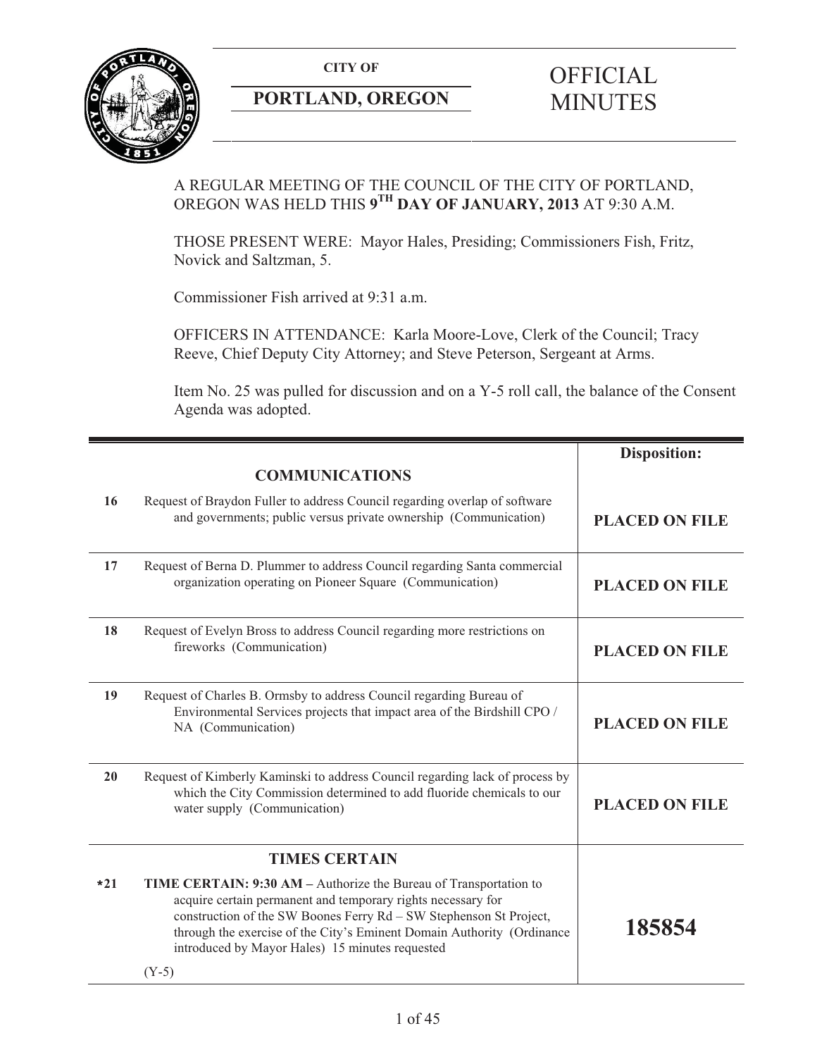**CITY OF**

**PORTLAND, OREGON**

# OFFICIAL MINUTES

A REGULAR MEETING OF THE COUNCIL OF THE CITY OF PORTLAND, OREGON WAS HELD THIS **9TH DAY OF JANUARY, 2013** AT 9:30 A.M.

THOSE PRESENT WERE: Mayor Hales, Presiding; Commissioners Fish, Fritz, Novick and Saltzman, 5.

Commissioner Fish arrived at 9:31 a.m.

OFFICERS IN ATTENDANCE: Karla Moore-Love, Clerk of the Council; Tracy Reeve, Chief Deputy City Attorney; and Steve Peterson, Sergeant at Arms.

Item No. 25 was pulled for discussion and on a Y-5 roll call, the balance of the Consent Agenda was adopted.

| | | **Disposition:** |
|---|---|---|
| | **COMMUNICATIONS** | |
| **16** | Request of Braydon Fuller to address Council regarding overlap of software and governments; public versus private ownership (Communication) | **PLACED ON FILE** |
| **17** | Request of Berna D. Plummer to address Council regarding Santa commercial organization operating on Pioneer Square (Communication) | **PLACED ON FILE** |
| **18** | Request of Evelyn Bross to address Council regarding more restrictions on fireworks (Communication) | **PLACED ON FILE** |
| **19** | Request of Charles B. Ormsby to address Council regarding Bureau of Environmental Services projects that impact area of the Birdshill CPO / NA (Communication) | **PLACED ON FILE** |
| **20** | Request of Kimberly Kaminski to address Council regarding lack of process by which the City Commission determined to add fluoride chemicals to our water supply (Communication) | **PLACED ON FILE** |
| | **TIMES CERTAIN** | |
| ***21** | **TIME CERTAIN: 9:30 AM –** Authorize the Bureau of Transportation to acquire certain permanent and temporary rights necessary for construction of the SW Boones Ferry Rd – SW Stephenson St Project, through the exercise of the City's Eminent Domain Authority (Ordinance introduced by Mayor Hales) 15 minutes requested<br><br>(Y-5) | **185854** |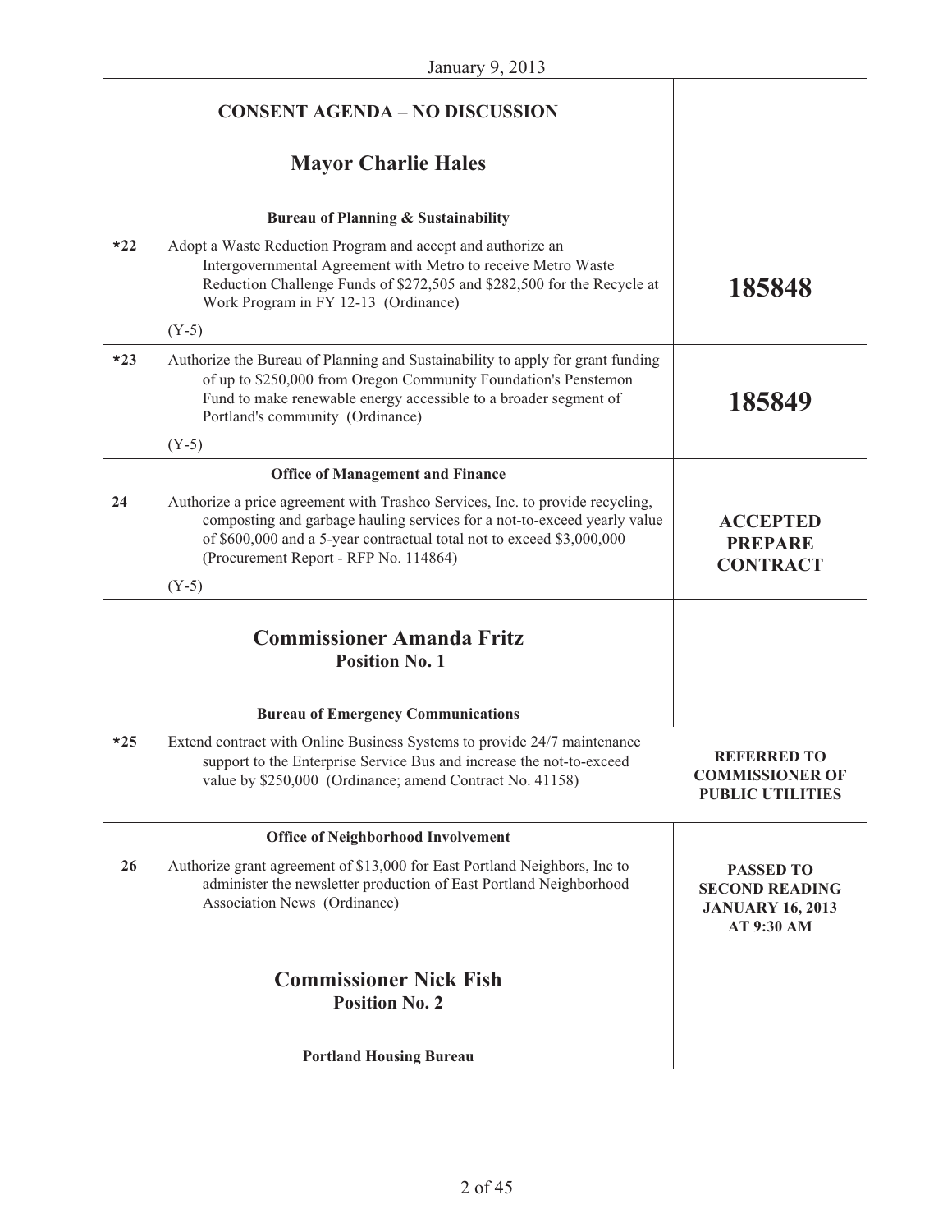January 9, 2013

## CONSENT AGENDA – NO DISCUSSION

## Mayor Charlie Hales

### Bureau of Planning & Sustainability

| Item | Description | Disposition |
|---|---|---|
| *22 | Adopt a Waste Reduction Program and accept and authorize an Intergovernmental Agreement with Metro to receive Metro Waste Reduction Challenge Funds of $272,505 and $282,500 for the Recycle at Work Program in FY 12-13 (Ordinance)<br>(Y-5) | **185848** |
| *23 | Authorize the Bureau of Planning and Sustainability to apply for grant funding of up to $250,000 from Oregon Community Foundation's Penstemon Fund to make renewable energy accessible to a broader segment of Portland's community (Ordinance)<br>(Y-5) | **185849** |

### Office of Management and Finance

| Item | Description | Disposition |
|---|---|---|
| 24 | Authorize a price agreement with Trashco Services, Inc. to provide recycling, composting and garbage hauling services for a not-to-exceed yearly value of $600,000 and a 5-year contractual total not to exceed $3,000,000 (Procurement Report - RFP No. 114864)<br>(Y-5) | **ACCEPTED PREPARE CONTRACT** |

## Commissioner Amanda Fritz
### Position No. 1

### Bureau of Emergency Communications

| Item | Description | Disposition |
|---|---|---|
| *25 | Extend contract with Online Business Systems to provide 24/7 maintenance support to the Enterprise Service Bus and increase the not-to-exceed value by $250,000 (Ordinance; amend Contract No. 41158) | **REFERRED TO COMMISSIONER OF PUBLIC UTILITIES** |

### Office of Neighborhood Involvement

| Item | Description | Disposition |
|---|---|---|
| 26 | Authorize grant agreement of $13,000 for East Portland Neighbors, Inc to administer the newsletter production of East Portland Neighborhood Association News (Ordinance) | **PASSED TO SECOND READING JANUARY 16, 2013 AT 9:30 AM** |

## Commissioner Nick Fish
### Position No. 2

### Portland Housing Bureau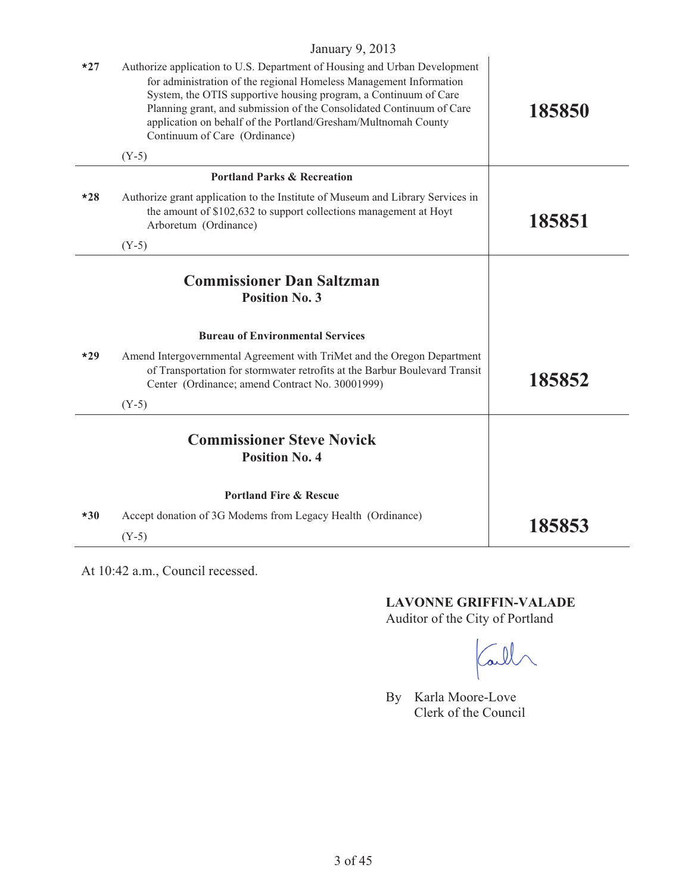January 9, 2013

| | | |
|---|---|---|
| *27 | Authorize application to U.S. Department of Housing and Urban Development for administration of the regional Homeless Management Information System, the OTIS supportive housing program, a Continuum of Care Planning grant, and submission of the Consolidated Continuum of Care application on behalf of the Portland/Gresham/Multnomah County Continuum of Care (Ordinance)<br><br>(Y-5) | **185850** |
| | **Portland Parks & Recreation** | |
| *28 | Authorize grant application to the Institute of Museum and Library Services in the amount of $102,632 to support collections management at Hoyt Arboretum (Ordinance)<br><br>(Y-5) | **185851** |
| | **Commissioner Dan Saltzman**<br>**Position No. 3** | |
| | **Bureau of Environmental Services** | |
| *29 | Amend Intergovernmental Agreement with TriMet and the Oregon Department of Transportation for stormwater retrofits at the Barbur Boulevard Transit Center (Ordinance; amend Contract No. 30001999)<br><br>(Y-5) | **185852** |
| | **Commissioner Steve Novick**<br>**Position No. 4** | |
| | **Portland Fire & Rescue** | |
| *30 | Accept donation of 3G Modems from Legacy Health (Ordinance)<br><br>(Y-5) | **185853** |

At 10:42 a.m., Council recessed.

**LAVONNE GRIFFIN-VALADE**
Auditor of the City of Portland

By Karla Moore-Love
Clerk of the Council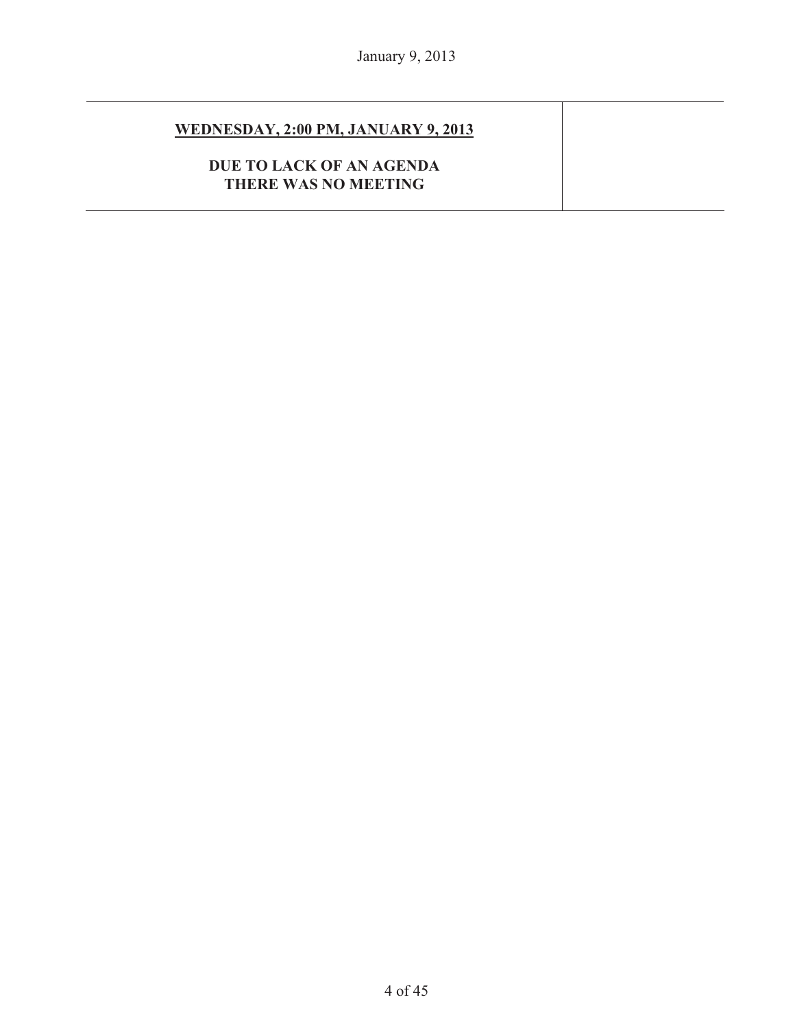**<u>WEDNESDAY, 2:00 PM, JANUARY 9, 2013</u>**

**DUE TO LACK OF AN AGENDA THERE WAS NO MEETING**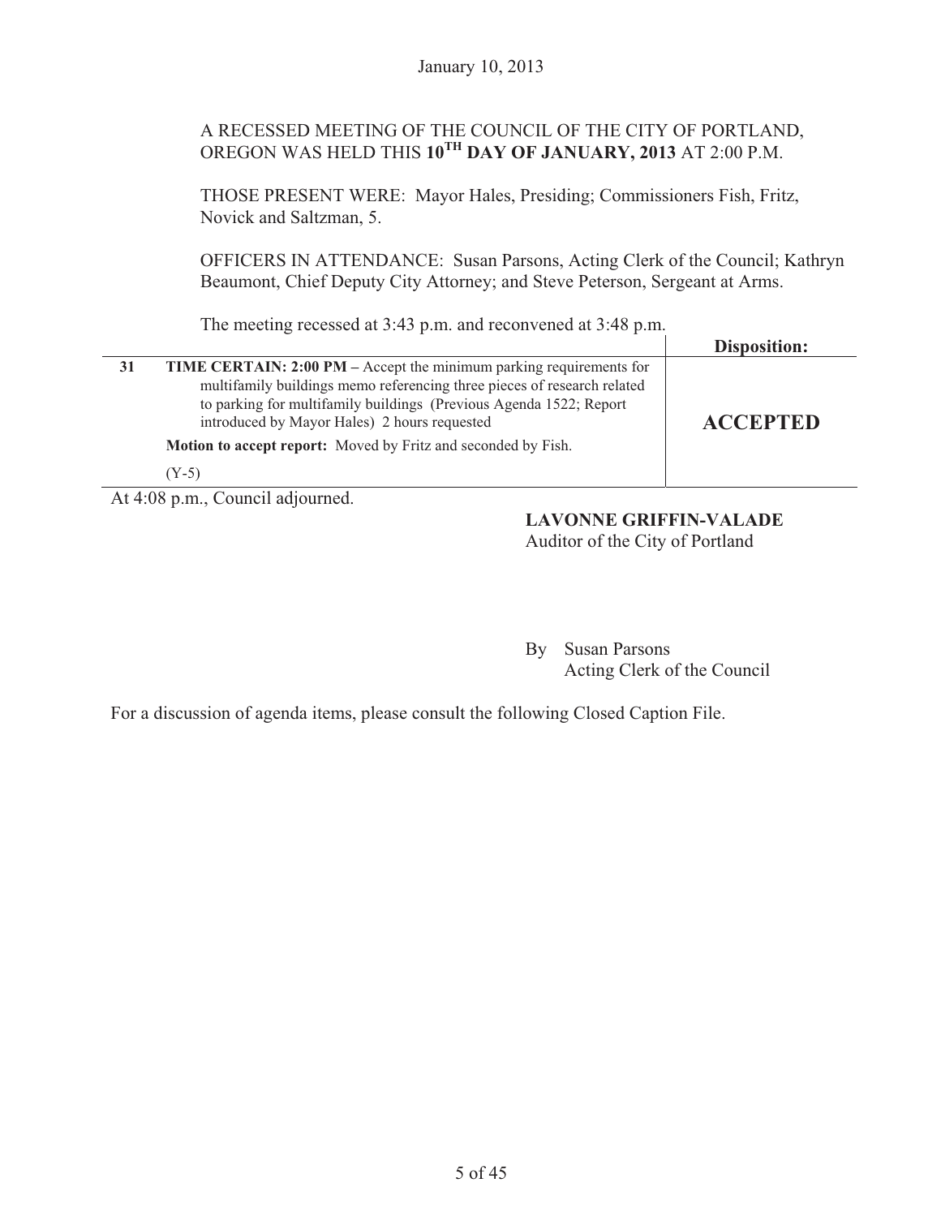January 10, 2013

A RECESSED MEETING OF THE COUNCIL OF THE CITY OF PORTLAND, OREGON WAS HELD THIS **10TH DAY OF JANUARY, 2013** AT 2:00 P.M.

THOSE PRESENT WERE: Mayor Hales, Presiding; Commissioners Fish, Fritz, Novick and Saltzman, 5.

OFFICERS IN ATTENDANCE: Susan Parsons, Acting Clerk of the Council; Kathryn Beaumont, Chief Deputy City Attorney; and Steve Peterson, Sergeant at Arms.

The meeting recessed at 3:43 p.m. and reconvened at 3:48 p.m.

| | | **Disposition:** |
|---|---|---|
| **31** | **TIME CERTAIN: 2:00 PM –** Accept the minimum parking requirements for multifamily buildings memo referencing three pieces of research related to parking for multifamily buildings (Previous Agenda 1522; Report introduced by Mayor Hales) 2 hours requested<br><br>**Motion to accept report:** Moved by Fritz and seconded by Fish.<br><br>(Y-5) | **ACCEPTED** |

At 4:08 p.m., Council adjourned.

**LAVONNE GRIFFIN-VALADE**
Auditor of the City of Portland

By Susan Parsons
Acting Clerk of the Council

For a discussion of agenda items, please consult the following Closed Caption File.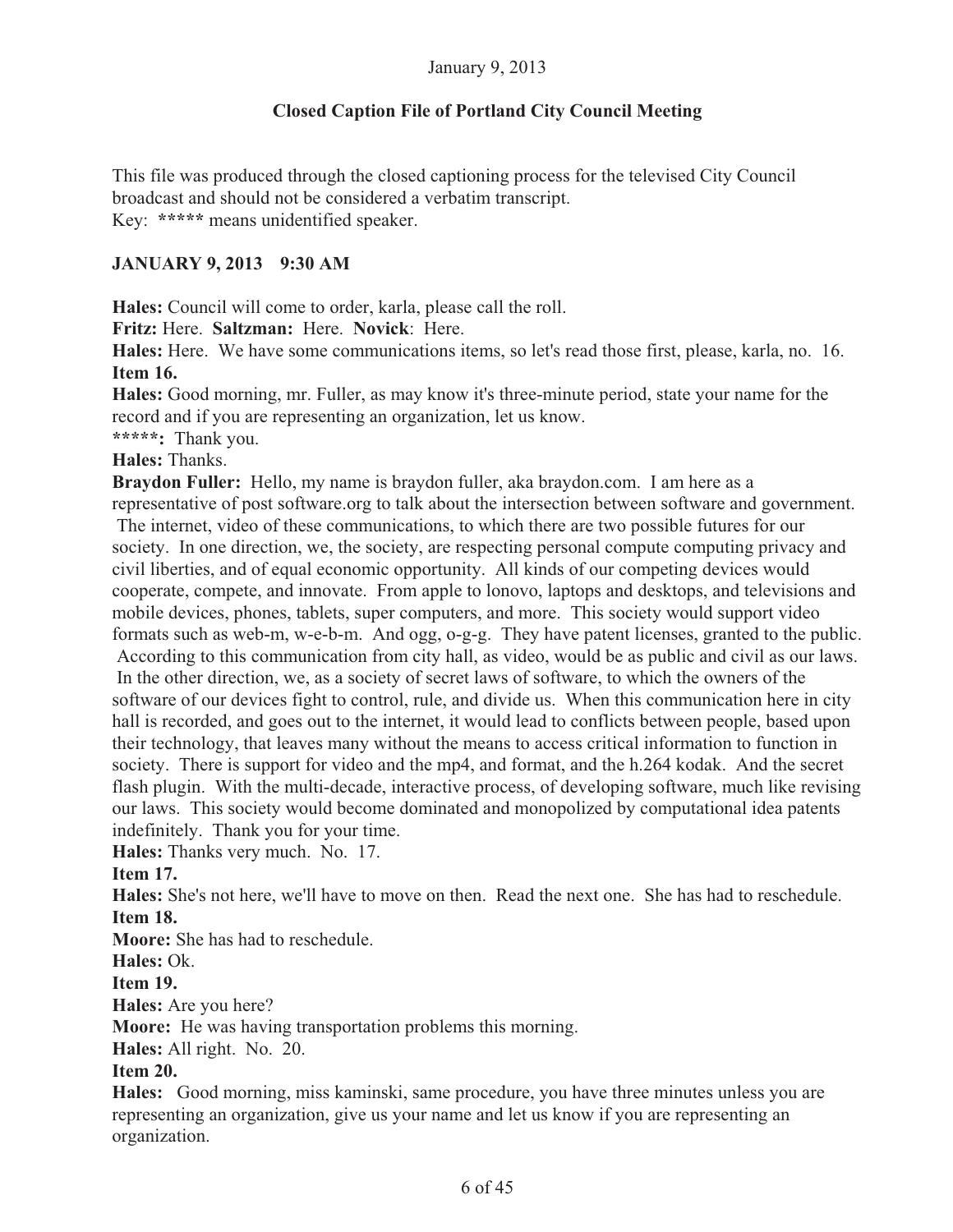January 9, 2013

**Closed Caption File of Portland City Council Meeting**

This file was produced through the closed captioning process for the televised City Council broadcast and should not be considered a verbatim transcript.
Key: ***** means unidentified speaker.

**JANUARY 9, 2013 9:30 AM**

**Hales:** Council will come to order, karla, please call the roll.

**Fritz:** Here. **Saltzman:** Here. **Novick**: Here.

**Hales:** Here. We have some communications items, so let's read those first, please, karla, no. 16.

**Item 16.**

**Hales:** Good morning, mr. Fuller, as may know it's three-minute period, state your name for the record and if you are representing an organization, let us know.

*****: Thank you.

**Hales:** Thanks.

**Braydon Fuller:** Hello, my name is braydon fuller, aka braydon.com. I am here as a representative of post software.org to talk about the intersection between software and government. The internet, video of these communications, to which there are two possible futures for our society. In one direction, we, the society, are respecting personal compute computing privacy and civil liberties, and of equal economic opportunity. All kinds of our competing devices would cooperate, compete, and innovate. From apple to lonovo, laptops and desktops, and televisions and mobile devices, phones, tablets, super computers, and more. This society would support video formats such as web-m, w-e-b-m. And ogg, o-g-g. They have patent licenses, granted to the public. According to this communication from city hall, as video, would be as public and civil as our laws. In the other direction, we, as a society of secret laws of software, to which the owners of the software of our devices fight to control, rule, and divide us. When this communication here in city hall is recorded, and goes out to the internet, it would lead to conflicts between people, based upon their technology, that leaves many without the means to access critical information to function in society. There is support for video and the mp4, and format, and the h.264 kodak. And the secret flash plugin. With the multi-decade, interactive process, of developing software, much like revising our laws. This society would become dominated and monopolized by computational idea patents indefinitely. Thank you for your time.

**Hales:** Thanks very much. No. 17.

**Item 17.**

**Hales:** She's not here, we'll have to move on then. Read the next one. She has had to reschedule.

**Item 18.**

**Moore:** She has had to reschedule.

**Hales:** Ok.

**Item 19.**

**Hales:** Are you here?

**Moore:** He was having transportation problems this morning.

**Hales:** All right. No. 20.

**Item 20.**

**Hales:** Good morning, miss kaminski, same procedure, you have three minutes unless you are representing an organization, give us your name and let us know if you are representing an organization.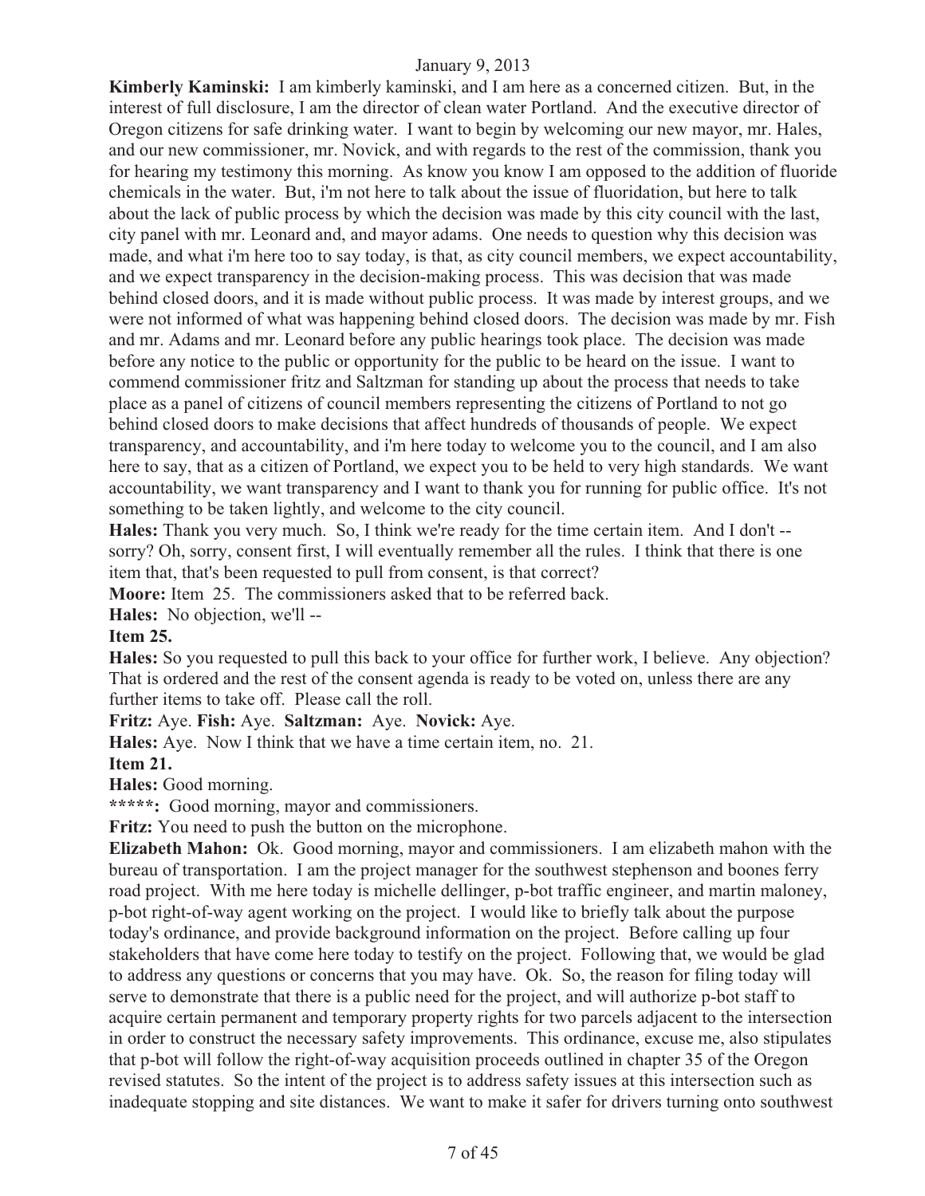**Kimberly Kaminski:** I am kimberly kaminski, and I am here as a concerned citizen. But, in the interest of full disclosure, I am the director of clean water Portland. And the executive director of Oregon citizens for safe drinking water. I want to begin by welcoming our new mayor, mr. Hales, and our new commissioner, mr. Novick, and with regards to the rest of the commission, thank you for hearing my testimony this morning. As know you know I am opposed to the addition of fluoride chemicals in the water. But, i'm not here to talk about the issue of fluoridation, but here to talk about the lack of public process by which the decision was made by this city council with the last, city panel with mr. Leonard and, and mayor adams. One needs to question why this decision was made, and what i'm here too to say today, is that, as city council members, we expect accountability, and we expect transparency in the decision-making process. This was decision that was made behind closed doors, and it is made without public process. It was made by interest groups, and we were not informed of what was happening behind closed doors. The decision was made by mr. Fish and mr. Adams and mr. Leonard before any public hearings took place. The decision was made before any notice to the public or opportunity for the public to be heard on the issue. I want to commend commissioner fritz and Saltzman for standing up about the process that needs to take place as a panel of citizens of council members representing the citizens of Portland to not go behind closed doors to make decisions that affect hundreds of thousands of people. We expect transparency, and accountability, and i'm here today to welcome you to the council, and I am also here to say, that as a citizen of Portland, we expect you to be held to very high standards. We want accountability, we want transparency and I want to thank you for running for public office. It's not something to be taken lightly, and welcome to the city council.

**Hales:** Thank you very much. So, I think we're ready for the time certain item. And I don't -- sorry? Oh, sorry, consent first, I will eventually remember all the rules. I think that there is one item that, that's been requested to pull from consent, is that correct?

**Moore:** Item 25. The commissioners asked that to be referred back.

**Hales:** No objection, we'll --

**Item 25.**

**Hales:** So you requested to pull this back to your office for further work, I believe. Any objection? That is ordered and the rest of the consent agenda is ready to be voted on, unless there are any further items to take off. Please call the roll.

**Fritz:** Aye. **Fish:** Aye. **Saltzman:** Aye. **Novick:** Aye.

**Hales:** Aye. Now I think that we have a time certain item, no. 21.

**Item 21.**

**Hales:** Good morning.

**\*\*\*\*\*:** Good morning, mayor and commissioners.

**Fritz:** You need to push the button on the microphone.

**Elizabeth Mahon:** Ok. Good morning, mayor and commissioners. I am elizabeth mahon with the bureau of transportation. I am the project manager for the southwest stephenson and boones ferry road project. With me here today is michelle dellinger, p-bot traffic engineer, and martin maloney, p-bot right-of-way agent working on the project. I would like to briefly talk about the purpose today's ordinance, and provide background information on the project. Before calling up four stakeholders that have come here today to testify on the project. Following that, we would be glad to address any questions or concerns that you may have. Ok. So, the reason for filing today will serve to demonstrate that there is a public need for the project, and will authorize p-bot staff to acquire certain permanent and temporary property rights for two parcels adjacent to the intersection in order to construct the necessary safety improvements. This ordinance, excuse me, also stipulates that p-bot will follow the right-of-way acquisition proceeds outlined in chapter 35 of the Oregon revised statutes. So the intent of the project is to address safety issues at this intersection such as inadequate stopping and site distances. We want to make it safer for drivers turning onto southwest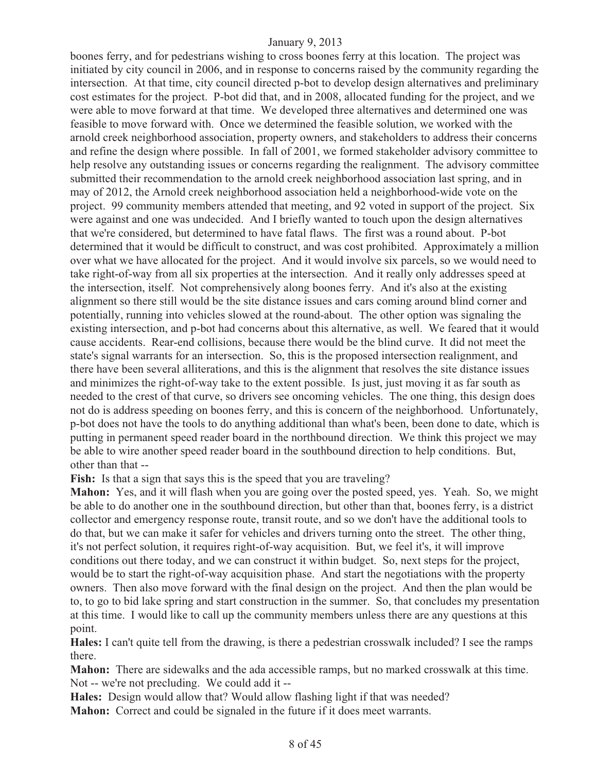boones ferry, and for pedestrians wishing to cross boones ferry at this location. The project was initiated by city council in 2006, and in response to concerns raised by the community regarding the intersection. At that time, city council directed p-bot to develop design alternatives and preliminary cost estimates for the project. P-bot did that, and in 2008, allocated funding for the project, and we were able to move forward at that time. We developed three alternatives and determined one was feasible to move forward with. Once we determined the feasible solution, we worked with the arnold creek neighborhood association, property owners, and stakeholders to address their concerns and refine the design where possible. In fall of 2001, we formed stakeholder advisory committee to help resolve any outstanding issues or concerns regarding the realignment. The advisory committee submitted their recommendation to the arnold creek neighborhood association last spring, and in may of 2012, the Arnold creek neighborhood association held a neighborhood-wide vote on the project. 99 community members attended that meeting, and 92 voted in support of the project. Six were against and one was undecided. And I briefly wanted to touch upon the design alternatives that we're considered, but determined to have fatal flaws. The first was a round about. P-bot determined that it would be difficult to construct, and was cost prohibited. Approximately a million over what we have allocated for the project. And it would involve six parcels, so we would need to take right-of-way from all six properties at the intersection. And it really only addresses speed at the intersection, itself. Not comprehensively along boones ferry. And it's also at the existing alignment so there still would be the site distance issues and cars coming around blind corner and potentially, running into vehicles slowed at the round-about. The other option was signaling the existing intersection, and p-bot had concerns about this alternative, as well. We feared that it would cause accidents. Rear-end collisions, because there would be the blind curve. It did not meet the state's signal warrants for an intersection. So, this is the proposed intersection realignment, and there have been several alliterations, and this is the alignment that resolves the site distance issues and minimizes the right-of-way take to the extent possible. Is just, just moving it as far south as needed to the crest of that curve, so drivers see oncoming vehicles. The one thing, this design does not do is address speeding on boones ferry, and this is concern of the neighborhood. Unfortunately, p-bot does not have the tools to do anything additional than what's been, been done to date, which is putting in permanent speed reader board in the northbound direction. We think this project we may be able to wire another speed reader board in the southbound direction to help conditions. But, other than that --

**Fish:** Is that a sign that says this is the speed that you are traveling?

**Mahon:** Yes, and it will flash when you are going over the posted speed, yes. Yeah. So, we might be able to do another one in the southbound direction, but other than that, boones ferry, is a district collector and emergency response route, transit route, and so we don't have the additional tools to do that, but we can make it safer for vehicles and drivers turning onto the street. The other thing, it's not perfect solution, it requires right-of-way acquisition. But, we feel it's, it will improve conditions out there today, and we can construct it within budget. So, next steps for the project, would be to start the right-of-way acquisition phase. And start the negotiations with the property owners. Then also move forward with the final design on the project. And then the plan would be to, to go to bid lake spring and start construction in the summer. So, that concludes my presentation at this time. I would like to call up the community members unless there are any questions at this point.

**Hales:** I can't quite tell from the drawing, is there a pedestrian crosswalk included? I see the ramps there.

**Mahon:** There are sidewalks and the ada accessible ramps, but no marked crosswalk at this time. Not -- we're not precluding. We could add it --

**Hales:** Design would allow that? Would allow flashing light if that was needed?

**Mahon:** Correct and could be signaled in the future if it does meet warrants.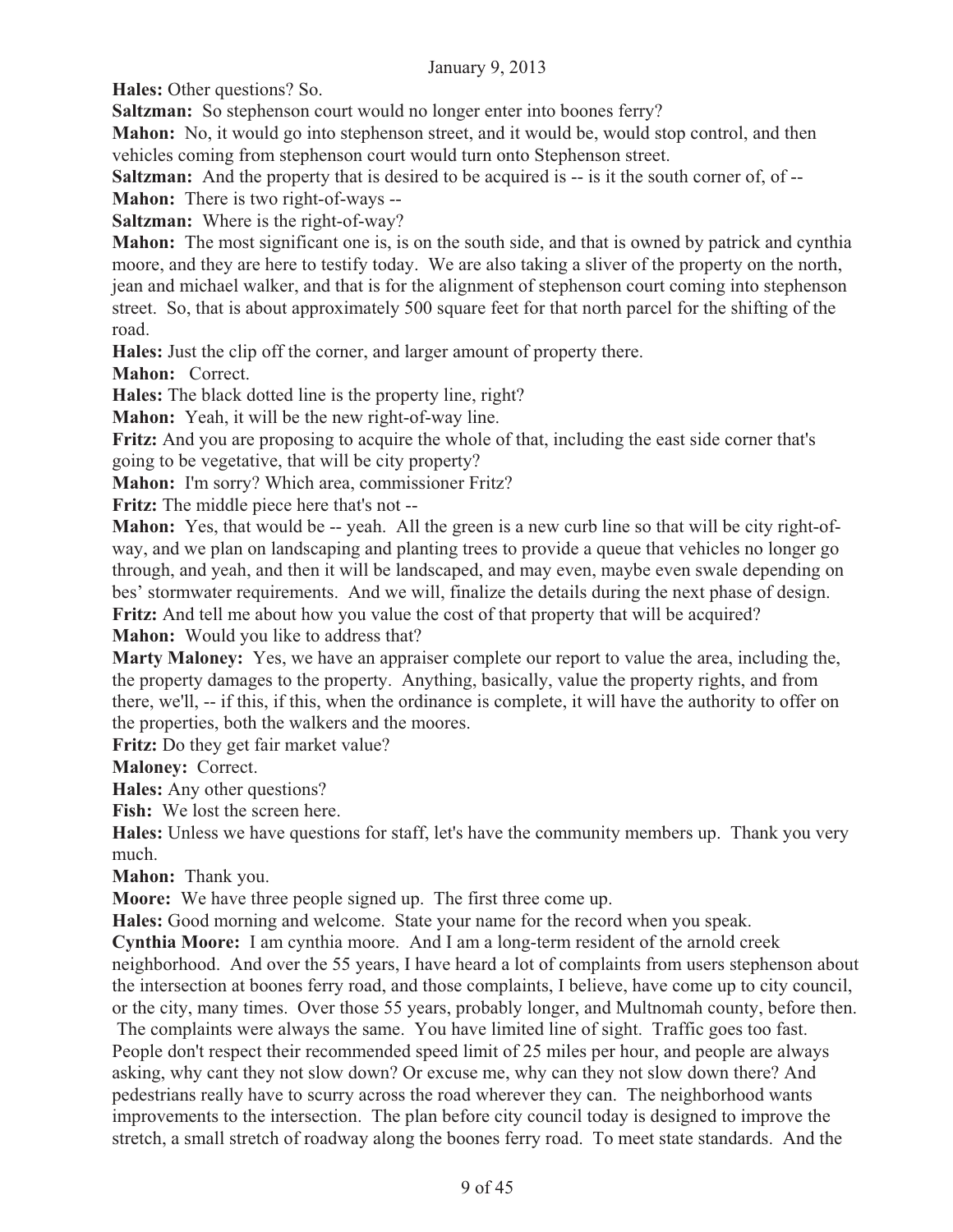**Hales:** Other questions? So.

**Saltzman:** So stephenson court would no longer enter into boones ferry?

**Mahon:** No, it would go into stephenson street, and it would be, would stop control, and then vehicles coming from stephenson court would turn onto Stephenson street.

**Saltzman:** And the property that is desired to be acquired is -- is it the south corner of, of --

**Mahon:** There is two right-of-ways --

**Saltzman:** Where is the right-of-way?

**Mahon:** The most significant one is, is on the south side, and that is owned by patrick and cynthia moore, and they are here to testify today. We are also taking a sliver of the property on the north, jean and michael walker, and that is for the alignment of stephenson court coming into stephenson street. So, that is about approximately 500 square feet for that north parcel for the shifting of the road.

**Hales:** Just the clip off the corner, and larger amount of property there.

**Mahon:** Correct.

**Hales:** The black dotted line is the property line, right?

**Mahon:** Yeah, it will be the new right-of-way line.

**Fritz:** And you are proposing to acquire the whole of that, including the east side corner that's going to be vegetative, that will be city property?

**Mahon:** I'm sorry? Which area, commissioner Fritz?

**Fritz:** The middle piece here that's not --

**Mahon:** Yes, that would be -- yeah. All the green is a new curb line so that will be city right-of-way, and we plan on landscaping and planting trees to provide a queue that vehicles no longer go through, and yeah, and then it will be landscaped, and may even, maybe even swale depending on bes' stormwater requirements. And we will, finalize the details during the next phase of design.

**Fritz:** And tell me about how you value the cost of that property that will be acquired?

**Mahon:** Would you like to address that?

**Marty Maloney:** Yes, we have an appraiser complete our report to value the area, including the, the property damages to the property. Anything, basically, value the property rights, and from there, we'll, -- if this, if this, when the ordinance is complete, it will have the authority to offer on the properties, both the walkers and the moores.

**Fritz:** Do they get fair market value?

**Maloney:** Correct.

**Hales:** Any other questions?

**Fish:** We lost the screen here.

**Hales:** Unless we have questions for staff, let's have the community members up. Thank you very much.

**Mahon:** Thank you.

**Moore:** We have three people signed up. The first three come up.

**Hales:** Good morning and welcome. State your name for the record when you speak.

**Cynthia Moore:** I am cynthia moore. And I am a long-term resident of the arnold creek neighborhood. And over the 55 years, I have heard a lot of complaints from users stephenson about the intersection at boones ferry road, and those complaints, I believe, have come up to city council, or the city, many times. Over those 55 years, probably longer, and Multnomah county, before then. The complaints were always the same. You have limited line of sight. Traffic goes too fast. People don't respect their recommended speed limit of 25 miles per hour, and people are always asking, why cant they not slow down? Or excuse me, why can they not slow down there? And pedestrians really have to scurry across the road wherever they can. The neighborhood wants improvements to the intersection. The plan before city council today is designed to improve the stretch, a small stretch of roadway along the boones ferry road. To meet state standards. And the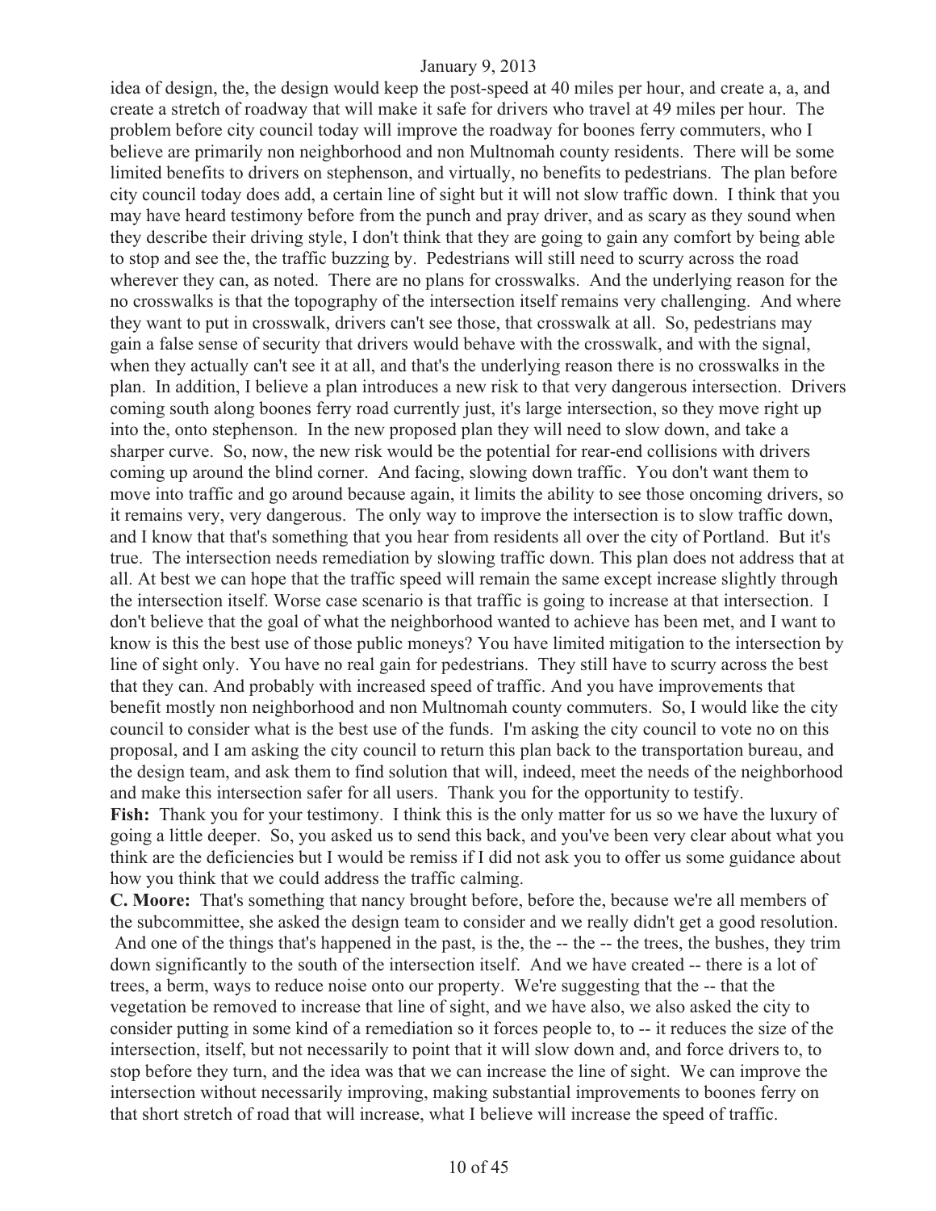idea of design, the, the design would keep the post-speed at 40 miles per hour, and create a, a, and create a stretch of roadway that will make it safe for drivers who travel at 49 miles per hour. The problem before city council today will improve the roadway for boones ferry commuters, who I believe are primarily non neighborhood and non Multnomah county residents. There will be some limited benefits to drivers on stephenson, and virtually, no benefits to pedestrians. The plan before city council today does add, a certain line of sight but it will not slow traffic down. I think that you may have heard testimony before from the punch and pray driver, and as scary as they sound when they describe their driving style, I don't think that they are going to gain any comfort by being able to stop and see the, the traffic buzzing by. Pedestrians will still need to scurry across the road wherever they can, as noted. There are no plans for crosswalks. And the underlying reason for the no crosswalks is that the topography of the intersection itself remains very challenging. And where they want to put in crosswalk, drivers can't see those, that crosswalk at all. So, pedestrians may gain a false sense of security that drivers would behave with the crosswalk, and with the signal, when they actually can't see it at all, and that's the underlying reason there is no crosswalks in the plan. In addition, I believe a plan introduces a new risk to that very dangerous intersection. Drivers coming south along boones ferry road currently just, it's large intersection, so they move right up into the, onto stephenson. In the new proposed plan they will need to slow down, and take a sharper curve. So, now, the new risk would be the potential for rear-end collisions with drivers coming up around the blind corner. And facing, slowing down traffic. You don't want them to move into traffic and go around because again, it limits the ability to see those oncoming drivers, so it remains very, very dangerous. The only way to improve the intersection is to slow traffic down, and I know that that's something that you hear from residents all over the city of Portland. But it's true. The intersection needs remediation by slowing traffic down. This plan does not address that at all. At best we can hope that the traffic speed will remain the same except increase slightly through the intersection itself. Worse case scenario is that traffic is going to increase at that intersection. I don't believe that the goal of what the neighborhood wanted to achieve has been met, and I want to know is this the best use of those public moneys? You have limited mitigation to the intersection by line of sight only. You have no real gain for pedestrians. They still have to scurry across the best that they can. And probably with increased speed of traffic. And you have improvements that benefit mostly non neighborhood and non Multnomah county commuters. So, I would like the city council to consider what is the best use of the funds. I'm asking the city council to vote no on this proposal, and I am asking the city council to return this plan back to the transportation bureau, and the design team, and ask them to find solution that will, indeed, meet the needs of the neighborhood and make this intersection safer for all users. Thank you for the opportunity to testify.

**Fish:** Thank you for your testimony. I think this is the only matter for us so we have the luxury of going a little deeper. So, you asked us to send this back, and you've been very clear about what you think are the deficiencies but I would be remiss if I did not ask you to offer us some guidance about how you think that we could address the traffic calming.

**C. Moore:** That's something that nancy brought before, before the, because we're all members of the subcommittee, she asked the design team to consider and we really didn't get a good resolution. And one of the things that's happened in the past, is the, the -- the -- the trees, the bushes, they trim down significantly to the south of the intersection itself. And we have created -- there is a lot of trees, a berm, ways to reduce noise onto our property. We're suggesting that the -- that the vegetation be removed to increase that line of sight, and we have also, we also asked the city to consider putting in some kind of a remediation so it forces people to, to -- it reduces the size of the intersection, itself, but not necessarily to point that it will slow down and, and force drivers to, to stop before they turn, and the idea was that we can increase the line of sight. We can improve the intersection without necessarily improving, making substantial improvements to boones ferry on that short stretch of road that will increase, what I believe will increase the speed of traffic.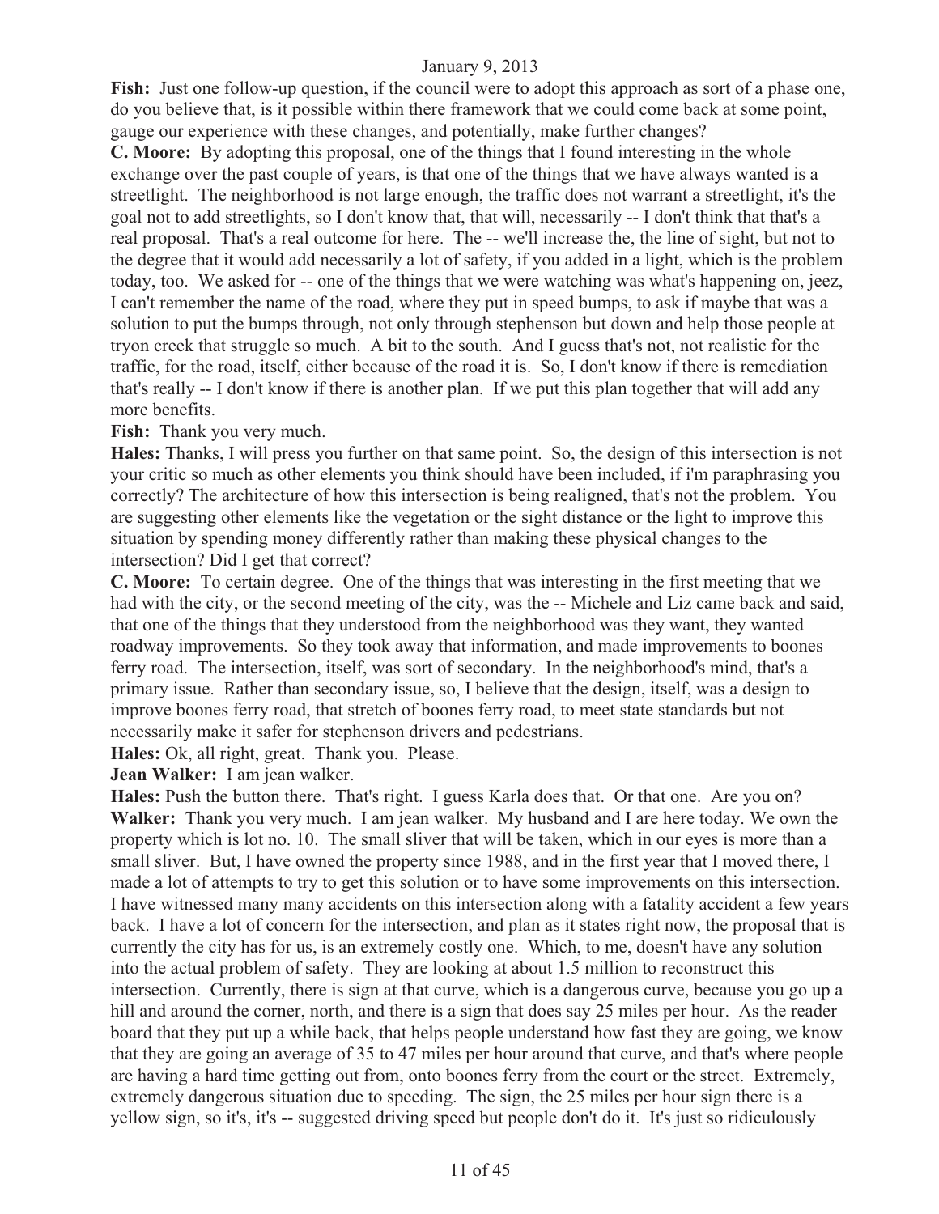**Fish:** Just one follow-up question, if the council were to adopt this approach as sort of a phase one, do you believe that, is it possible within there framework that we could come back at some point, gauge our experience with these changes, and potentially, make further changes?

**C. Moore:** By adopting this proposal, one of the things that I found interesting in the whole exchange over the past couple of years, is that one of the things that we have always wanted is a streetlight. The neighborhood is not large enough, the traffic does not warrant a streetlight, it's the goal not to add streetlights, so I don't know that, that will, necessarily -- I don't think that that's a real proposal. That's a real outcome for here. The -- we'll increase the, the line of sight, but not to the degree that it would add necessarily a lot of safety, if you added in a light, which is the problem today, too. We asked for -- one of the things that we were watching was what's happening on, jeez, I can't remember the name of the road, where they put in speed bumps, to ask if maybe that was a solution to put the bumps through, not only through stephenson but down and help those people at tryon creek that struggle so much. A bit to the south. And I guess that's not, not realistic for the traffic, for the road, itself, either because of the road it is. So, I don't know if there is remediation that's really -- I don't know if there is another plan. If we put this plan together that will add any more benefits.

**Fish:** Thank you very much.

**Hales:** Thanks, I will press you further on that same point. So, the design of this intersection is not your critic so much as other elements you think should have been included, if i'm paraphrasing you correctly? The architecture of how this intersection is being realigned, that's not the problem. You are suggesting other elements like the vegetation or the sight distance or the light to improve this situation by spending money differently rather than making these physical changes to the intersection? Did I get that correct?

**C. Moore:** To certain degree. One of the things that was interesting in the first meeting that we had with the city, or the second meeting of the city, was the -- Michele and Liz came back and said, that one of the things that they understood from the neighborhood was they want, they wanted roadway improvements. So they took away that information, and made improvements to boones ferry road. The intersection, itself, was sort of secondary. In the neighborhood's mind, that's a primary issue. Rather than secondary issue, so, I believe that the design, itself, was a design to improve boones ferry road, that stretch of boones ferry road, to meet state standards but not necessarily make it safer for stephenson drivers and pedestrians.

**Hales:** Ok, all right, great. Thank you. Please.

**Jean Walker:** I am jean walker.

**Hales:** Push the button there. That's right. I guess Karla does that. Or that one. Are you on?

**Walker:** Thank you very much. I am jean walker. My husband and I are here today. We own the property which is lot no. 10. The small sliver that will be taken, which in our eyes is more than a small sliver. But, I have owned the property since 1988, and in the first year that I moved there, I made a lot of attempts to try to get this solution or to have some improvements on this intersection. I have witnessed many many accidents on this intersection along with a fatality accident a few years back. I have a lot of concern for the intersection, and plan as it states right now, the proposal that is currently the city has for us, is an extremely costly one. Which, to me, doesn't have any solution into the actual problem of safety. They are looking at about 1.5 million to reconstruct this intersection. Currently, there is sign at that curve, which is a dangerous curve, because you go up a hill and around the corner, north, and there is a sign that does say 25 miles per hour. As the reader board that they put up a while back, that helps people understand how fast they are going, we know that they are going an average of 35 to 47 miles per hour around that curve, and that's where people are having a hard time getting out from, onto boones ferry from the court or the street. Extremely, extremely dangerous situation due to speeding. The sign, the 25 miles per hour sign there is a yellow sign, so it's, it's -- suggested driving speed but people don't do it. It's just so ridiculously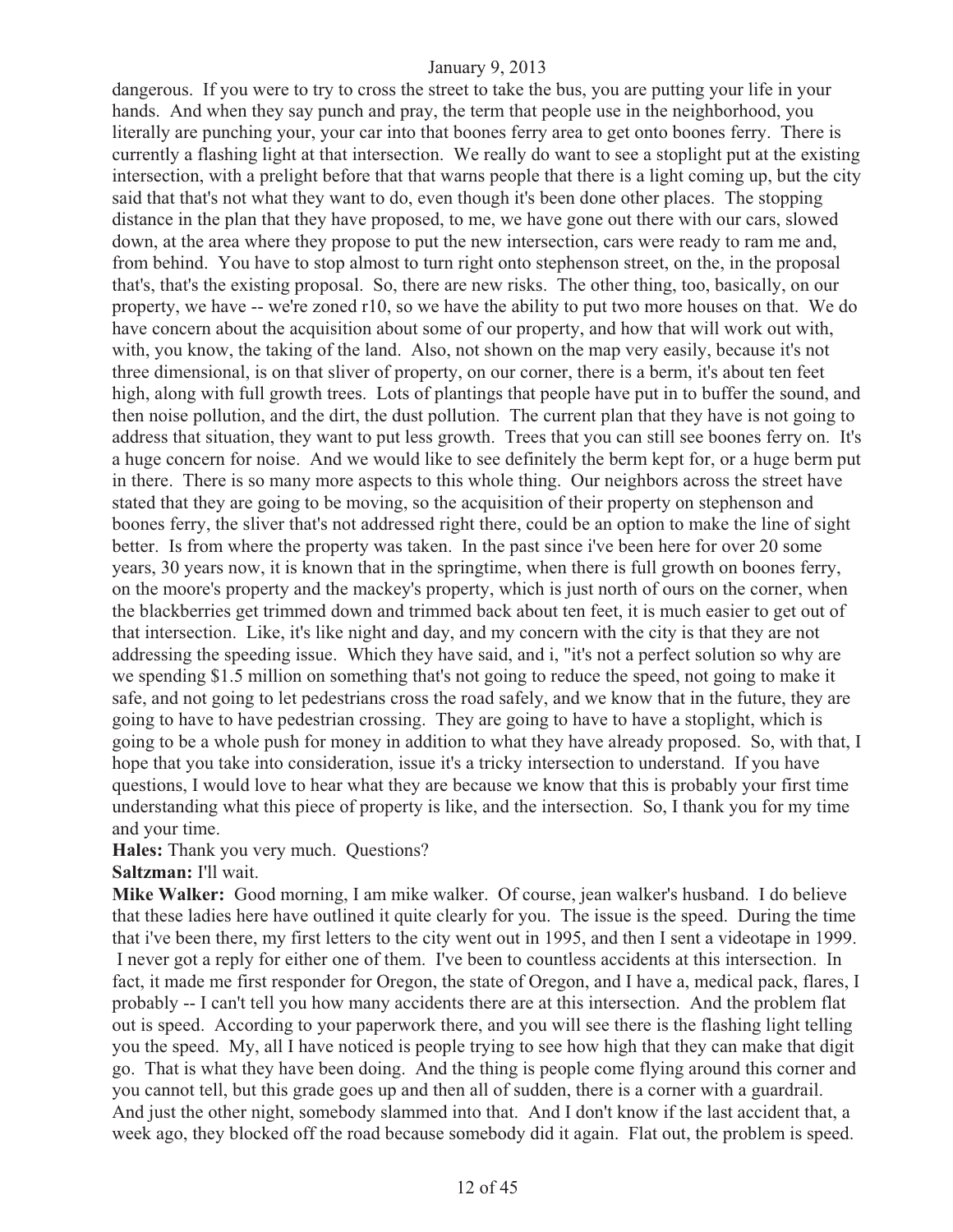dangerous. If you were to try to cross the street to take the bus, you are putting your life in your hands. And when they say punch and pray, the term that people use in the neighborhood, you literally are punching your, your car into that boones ferry area to get onto boones ferry. There is currently a flashing light at that intersection. We really do want to see a stoplight put at the existing intersection, with a prelight before that that warns people that there is a light coming up, but the city said that that's not what they want to do, even though it's been done other places. The stopping distance in the plan that they have proposed, to me, we have gone out there with our cars, slowed down, at the area where they propose to put the new intersection, cars were ready to ram me and, from behind. You have to stop almost to turn right onto stephenson street, on the, in the proposal that's, that's the existing proposal. So, there are new risks. The other thing, too, basically, on our property, we have -- we're zoned r10, so we have the ability to put two more houses on that. We do have concern about the acquisition about some of our property, and how that will work out with, with, you know, the taking of the land. Also, not shown on the map very easily, because it's not three dimensional, is on that sliver of property, on our corner, there is a berm, it's about ten feet high, along with full growth trees. Lots of plantings that people have put in to buffer the sound, and then noise pollution, and the dirt, the dust pollution. The current plan that they have is not going to address that situation, they want to put less growth. Trees that you can still see boones ferry on. It's a huge concern for noise. And we would like to see definitely the berm kept for, or a huge berm put in there. There is so many more aspects to this whole thing. Our neighbors across the street have stated that they are going to be moving, so the acquisition of their property on stephenson and boones ferry, the sliver that's not addressed right there, could be an option to make the line of sight better. Is from where the property was taken. In the past since i've been here for over 20 some years, 30 years now, it is known that in the springtime, when there is full growth on boones ferry, on the moore's property and the mackey's property, which is just north of ours on the corner, when the blackberries get trimmed down and trimmed back about ten feet, it is much easier to get out of that intersection. Like, it's like night and day, and my concern with the city is that they are not addressing the speeding issue. Which they have said, and i, "it's not a perfect solution so why are we spending $1.5 million on something that's not going to reduce the speed, not going to make it safe, and not going to let pedestrians cross the road safely, and we know that in the future, they are going to have to have pedestrian crossing. They are going to have to have a stoplight, which is going to be a whole push for money in addition to what they have already proposed. So, with that, I hope that you take into consideration, issue it's a tricky intersection to understand. If you have questions, I would love to hear what they are because we know that this is probably your first time understanding what this piece of property is like, and the intersection. So, I thank you for my time and your time.

**Hales:** Thank you very much. Questions?

**Saltzman:** I'll wait.

**Mike Walker:** Good morning, I am mike walker. Of course, jean walker's husband. I do believe that these ladies here have outlined it quite clearly for you. The issue is the speed. During the time that i've been there, my first letters to the city went out in 1995, and then I sent a videotape in 1999. I never got a reply for either one of them. I've been to countless accidents at this intersection. In fact, it made me first responder for Oregon, the state of Oregon, and I have a, medical pack, flares, I probably -- I can't tell you how many accidents there are at this intersection. And the problem flat out is speed. According to your paperwork there, and you will see there is the flashing light telling you the speed. My, all I have noticed is people trying to see how high that they can make that digit go. That is what they have been doing. And the thing is people come flying around this corner and you cannot tell, but this grade goes up and then all of sudden, there is a corner with a guardrail. And just the other night, somebody slammed into that. And I don't know if the last accident that, a week ago, they blocked off the road because somebody did it again. Flat out, the problem is speed.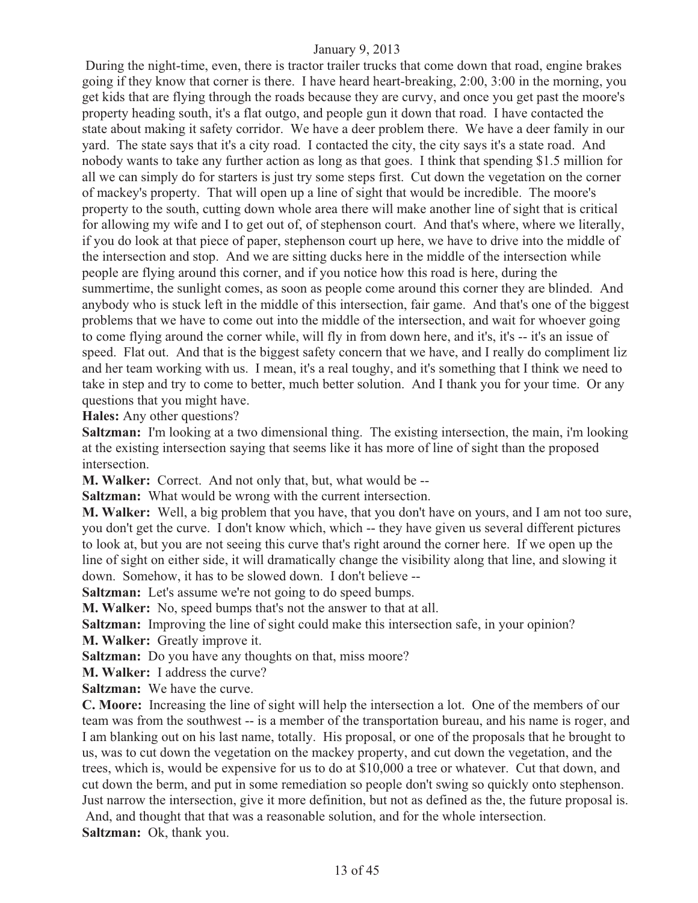During the night-time, even, there is tractor trailer trucks that come down that road, engine brakes going if they know that corner is there. I have heard heart-breaking, 2:00, 3:00 in the morning, you get kids that are flying through the roads because they are curvy, and once you get past the moore's property heading south, it's a flat outgo, and people gun it down that road. I have contacted the state about making it safety corridor. We have a deer problem there. We have a deer family in our yard. The state says that it's a city road. I contacted the city, the city says it's a state road. And nobody wants to take any further action as long as that goes. I think that spending $1.5 million for all we can simply do for starters is just try some steps first. Cut down the vegetation on the corner of mackey's property. That will open up a line of sight that would be incredible. The moore's property to the south, cutting down whole area there will make another line of sight that is critical for allowing my wife and I to get out of, of stephenson court. And that's where, where we literally, if you do look at that piece of paper, stephenson court up here, we have to drive into the middle of the intersection and stop. And we are sitting ducks here in the middle of the intersection while people are flying around this corner, and if you notice how this road is here, during the summertime, the sunlight comes, as soon as people come around this corner they are blinded. And anybody who is stuck left in the middle of this intersection, fair game. And that's one of the biggest problems that we have to come out into the middle of the intersection, and wait for whoever going to come flying around the corner while, will fly in from down here, and it's, it's -- it's an issue of speed. Flat out. And that is the biggest safety concern that we have, and I really do compliment liz and her team working with us. I mean, it's a real toughy, and it's something that I think we need to take in step and try to come to better, much better solution. And I thank you for your time. Or any questions that you might have.

**Hales:** Any other questions?

**Saltzman:** I'm looking at a two dimensional thing. The existing intersection, the main, i'm looking at the existing intersection saying that seems like it has more of line of sight than the proposed intersection.

**M. Walker:** Correct. And not only that, but, what would be --

**Saltzman:** What would be wrong with the current intersection.

**M. Walker:** Well, a big problem that you have, that you don't have on yours, and I am not too sure, you don't get the curve. I don't know which, which -- they have given us several different pictures to look at, but you are not seeing this curve that's right around the corner here. If we open up the line of sight on either side, it will dramatically change the visibility along that line, and slowing it down. Somehow, it has to be slowed down. I don't believe --

**Saltzman:** Let's assume we're not going to do speed bumps.

**M. Walker:** No, speed bumps that's not the answer to that at all.

**Saltzman:** Improving the line of sight could make this intersection safe, in your opinion?

**M. Walker:** Greatly improve it.

**Saltzman:** Do you have any thoughts on that, miss moore?

**M. Walker:** I address the curve?

**Saltzman:** We have the curve.

**C. Moore:** Increasing the line of sight will help the intersection a lot. One of the members of our team was from the southwest -- is a member of the transportation bureau, and his name is roger, and I am blanking out on his last name, totally. His proposal, or one of the proposals that he brought to us, was to cut down the vegetation on the mackey property, and cut down the vegetation, and the trees, which is, would be expensive for us to do at $10,000 a tree or whatever. Cut that down, and cut down the berm, and put in some remediation so people don't swing so quickly onto stephenson. Just narrow the intersection, give it more definition, but not as defined as the, the future proposal is. And, and thought that that was a reasonable solution, and for the whole intersection.

**Saltzman:** Ok, thank you.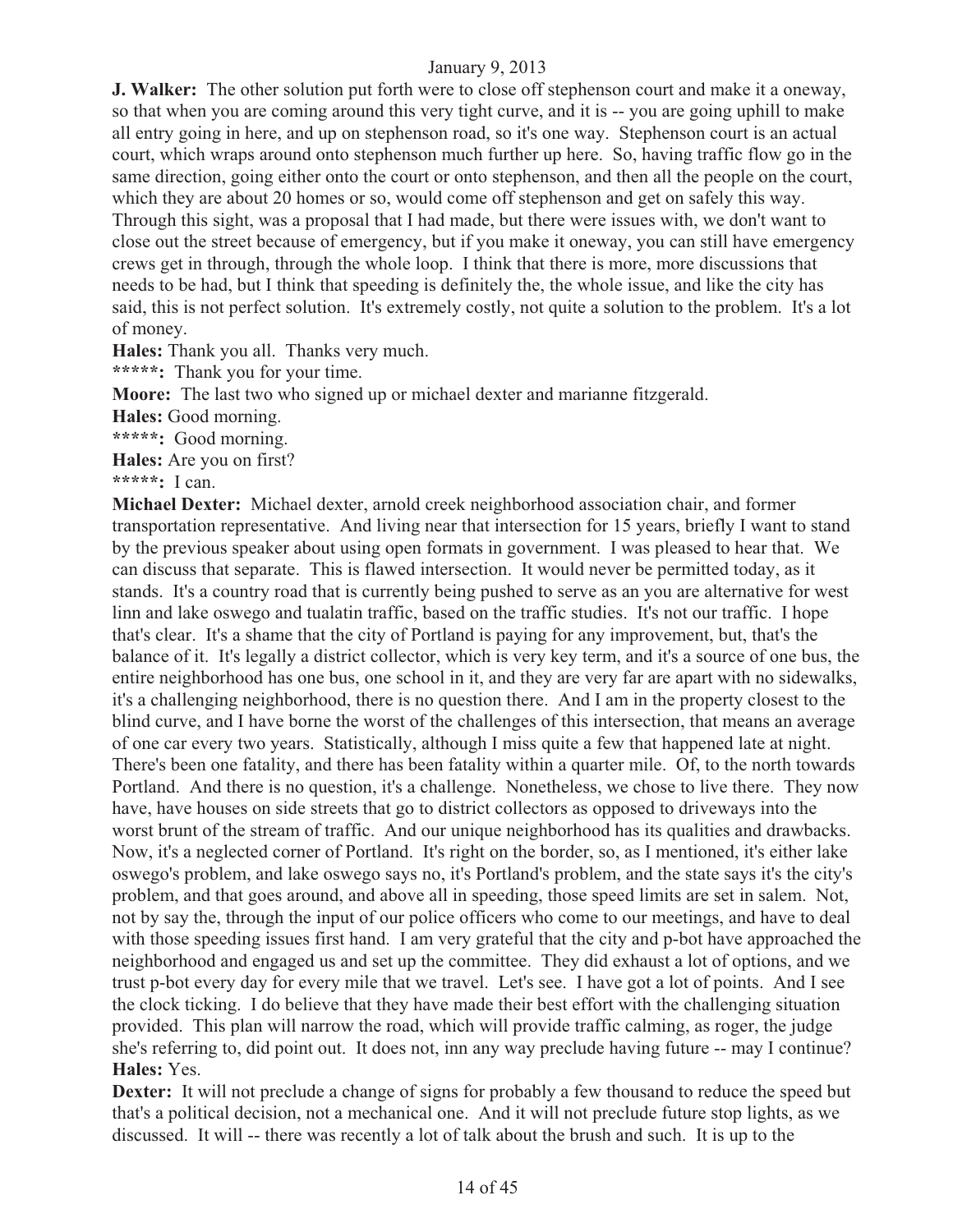**J. Walker:** The other solution put forth were to close off stephenson court and make it a oneway, so that when you are coming around this very tight curve, and it is -- you are going uphill to make all entry going in here, and up on stephenson road, so it's one way. Stephenson court is an actual court, which wraps around onto stephenson much further up here. So, having traffic flow go in the same direction, going either onto the court or onto stephenson, and then all the people on the court, which they are about 20 homes or so, would come off stephenson and get on safely this way. Through this sight, was a proposal that I had made, but there were issues with, we don't want to close out the street because of emergency, but if you make it oneway, you can still have emergency crews get in through, through the whole loop. I think that there is more, more discussions that needs to be had, but I think that speeding is definitely the, the whole issue, and like the city has said, this is not perfect solution. It's extremely costly, not quite a solution to the problem. It's a lot of money.

**Hales:** Thank you all. Thanks very much.

**\*\*\*\*\*:** Thank you for your time.

**Moore:** The last two who signed up or michael dexter and marianne fitzgerald.

**Hales:** Good morning.

**\*\*\*\*\*:** Good morning.

**Hales:** Are you on first?

**\*\*\*\*\*:** I can.

**Michael Dexter:** Michael dexter, arnold creek neighborhood association chair, and former transportation representative. And living near that intersection for 15 years, briefly I want to stand by the previous speaker about using open formats in government. I was pleased to hear that. We can discuss that separate. This is flawed intersection. It would never be permitted today, as it stands. It's a country road that is currently being pushed to serve as an you are alternative for west linn and lake oswego and tualatin traffic, based on the traffic studies. It's not our traffic. I hope that's clear. It's a shame that the city of Portland is paying for any improvement, but, that's the balance of it. It's legally a district collector, which is very key term, and it's a source of one bus, the entire neighborhood has one bus, one school in it, and they are very far are apart with no sidewalks, it's a challenging neighborhood, there is no question there. And I am in the property closest to the blind curve, and I have borne the worst of the challenges of this intersection, that means an average of one car every two years. Statistically, although I miss quite a few that happened late at night. There's been one fatality, and there has been fatality within a quarter mile. Of, to the north towards Portland. And there is no question, it's a challenge. Nonetheless, we chose to live there. They now have, have houses on side streets that go to district collectors as opposed to driveways into the worst brunt of the stream of traffic. And our unique neighborhood has its qualities and drawbacks. Now, it's a neglected corner of Portland. It's right on the border, so, as I mentioned, it's either lake oswego's problem, and lake oswego says no, it's Portland's problem, and the state says it's the city's problem, and that goes around, and above all in speeding, those speed limits are set in salem. Not, not by say the, through the input of our police officers who come to our meetings, and have to deal with those speeding issues first hand. I am very grateful that the city and p-bot have approached the neighborhood and engaged us and set up the committee. They did exhaust a lot of options, and we trust p-bot every day for every mile that we travel. Let's see. I have got a lot of points. And I see the clock ticking. I do believe that they have made their best effort with the challenging situation provided. This plan will narrow the road, which will provide traffic calming, as roger, the judge she's referring to, did point out. It does not, inn any way preclude having future -- may I continue?

**Hales:** Yes.

**Dexter:** It will not preclude a change of signs for probably a few thousand to reduce the speed but that's a political decision, not a mechanical one. And it will not preclude future stop lights, as we discussed. It will -- there was recently a lot of talk about the brush and such. It is up to the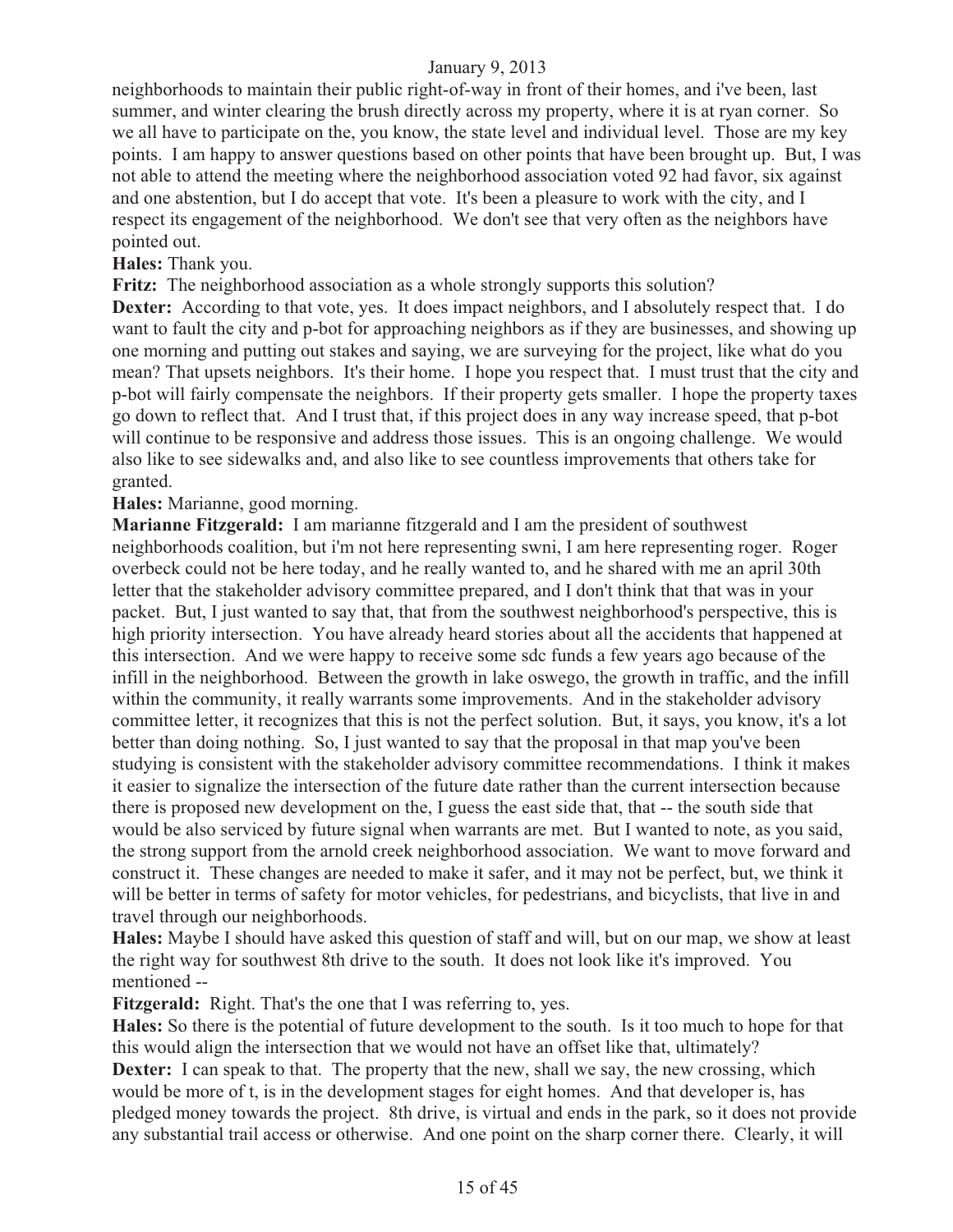neighborhoods to maintain their public right-of-way in front of their homes, and i've been, last summer, and winter clearing the brush directly across my property, where it is at ryan corner. So we all have to participate on the, you know, the state level and individual level. Those are my key points. I am happy to answer questions based on other points that have been brought up. But, I was not able to attend the meeting where the neighborhood association voted 92 had favor, six against and one abstention, but I do accept that vote. It's been a pleasure to work with the city, and I respect its engagement of the neighborhood. We don't see that very often as the neighbors have pointed out.

**Hales:** Thank you.

**Fritz:** The neighborhood association as a whole strongly supports this solution?

**Dexter:** According to that vote, yes. It does impact neighbors, and I absolutely respect that. I do want to fault the city and p-bot for approaching neighbors as if they are businesses, and showing up one morning and putting out stakes and saying, we are surveying for the project, like what do you mean? That upsets neighbors. It's their home. I hope you respect that. I must trust that the city and p-bot will fairly compensate the neighbors. If their property gets smaller. I hope the property taxes go down to reflect that. And I trust that, if this project does in any way increase speed, that p-bot will continue to be responsive and address those issues. This is an ongoing challenge. We would also like to see sidewalks and, and also like to see countless improvements that others take for granted.

**Hales:** Marianne, good morning.

**Marianne Fitzgerald:** I am marianne fitzgerald and I am the president of southwest neighborhoods coalition, but i'm not here representing swni, I am here representing roger. Roger overbeck could not be here today, and he really wanted to, and he shared with me an april 30th letter that the stakeholder advisory committee prepared, and I don't think that that was in your packet. But, I just wanted to say that, that from the southwest neighborhood's perspective, this is high priority intersection. You have already heard stories about all the accidents that happened at this intersection. And we were happy to receive some sdc funds a few years ago because of the infill in the neighborhood. Between the growth in lake oswego, the growth in traffic, and the infill within the community, it really warrants some improvements. And in the stakeholder advisory committee letter, it recognizes that this is not the perfect solution. But, it says, you know, it's a lot better than doing nothing. So, I just wanted to say that the proposal in that map you've been studying is consistent with the stakeholder advisory committee recommendations. I think it makes it easier to signalize the intersection of the future date rather than the current intersection because there is proposed new development on the, I guess the east side that, that -- the south side that would be also serviced by future signal when warrants are met. But I wanted to note, as you said, the strong support from the arnold creek neighborhood association. We want to move forward and construct it. These changes are needed to make it safer, and it may not be perfect, but, we think it will be better in terms of safety for motor vehicles, for pedestrians, and bicyclists, that live in and travel through our neighborhoods.

**Hales:** Maybe I should have asked this question of staff and will, but on our map, we show at least the right way for southwest 8th drive to the south. It does not look like it's improved. You mentioned --

**Fitzgerald:** Right. That's the one that I was referring to, yes.

**Hales:** So there is the potential of future development to the south. Is it too much to hope for that this would align the intersection that we would not have an offset like that, ultimately?

**Dexter:** I can speak to that. The property that the new, shall we say, the new crossing, which would be more of t, is in the development stages for eight homes. And that developer is, has pledged money towards the project. 8th drive, is virtual and ends in the park, so it does not provide any substantial trail access or otherwise. And one point on the sharp corner there. Clearly, it will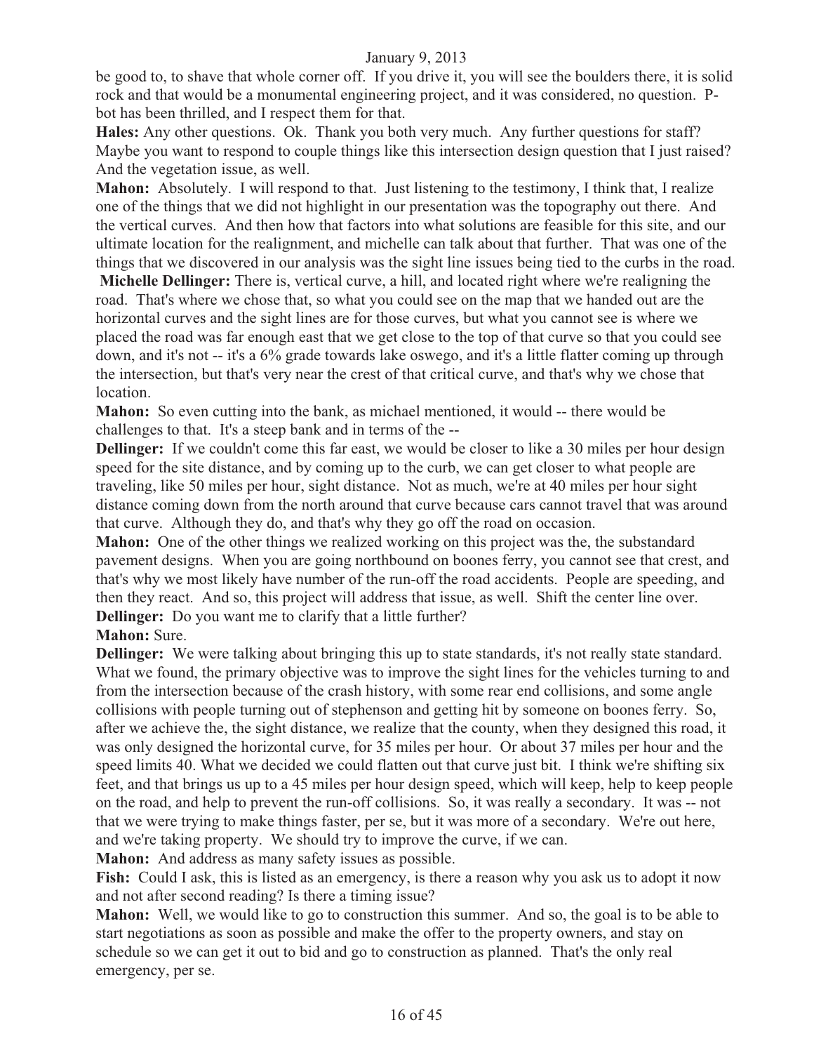be good to, to shave that whole corner off. If you drive it, you will see the boulders there, it is solid rock and that would be a monumental engineering project, and it was considered, no question. P-bot has been thrilled, and I respect them for that.

**Hales:** Any other questions. Ok. Thank you both very much. Any further questions for staff? Maybe you want to respond to couple things like this intersection design question that I just raised? And the vegetation issue, as well.

**Mahon:** Absolutely. I will respond to that. Just listening to the testimony, I think that, I realize one of the things that we did not highlight in our presentation was the topography out there. And the vertical curves. And then how that factors into what solutions are feasible for this site, and our ultimate location for the realignment, and michelle can talk about that further. That was one of the things that we discovered in our analysis was the sight line issues being tied to the curbs in the road.

**Michelle Dellinger:** There is, vertical curve, a hill, and located right where we're realigning the road. That's where we chose that, so what you could see on the map that we handed out are the horizontal curves and the sight lines are for those curves, but what you cannot see is where we placed the road was far enough east that we get close to the top of that curve so that you could see down, and it's not -- it's a 6% grade towards lake oswego, and it's a little flatter coming up through the intersection, but that's very near the crest of that critical curve, and that's why we chose that location.

**Mahon:** So even cutting into the bank, as michael mentioned, it would -- there would be challenges to that. It's a steep bank and in terms of the --

**Dellinger:** If we couldn't come this far east, we would be closer to like a 30 miles per hour design speed for the site distance, and by coming up to the curb, we can get closer to what people are traveling, like 50 miles per hour, sight distance. Not as much, we're at 40 miles per hour sight distance coming down from the north around that curve because cars cannot travel that was around that curve. Although they do, and that's why they go off the road on occasion.

**Mahon:** One of the other things we realized working on this project was the, the substandard pavement designs. When you are going northbound on boones ferry, you cannot see that crest, and that's why we most likely have number of the run-off the road accidents. People are speeding, and then they react. And so, this project will address that issue, as well. Shift the center line over.

**Dellinger:** Do you want me to clarify that a little further?

**Mahon:** Sure.

**Dellinger:** We were talking about bringing this up to state standards, it's not really state standard. What we found, the primary objective was to improve the sight lines for the vehicles turning to and from the intersection because of the crash history, with some rear end collisions, and some angle collisions with people turning out of stephenson and getting hit by someone on boones ferry. So, after we achieve the, the sight distance, we realize that the county, when they designed this road, it was only designed the horizontal curve, for 35 miles per hour. Or about 37 miles per hour and the speed limits 40. What we decided we could flatten out that curve just bit. I think we're shifting six feet, and that brings us up to a 45 miles per hour design speed, which will keep, help to keep people on the road, and help to prevent the run-off collisions. So, it was really a secondary. It was -- not that we were trying to make things faster, per se, but it was more of a secondary. We're out here, and we're taking property. We should try to improve the curve, if we can.

**Mahon:** And address as many safety issues as possible.

**Fish:** Could I ask, this is listed as an emergency, is there a reason why you ask us to adopt it now and not after second reading? Is there a timing issue?

**Mahon:** Well, we would like to go to construction this summer. And so, the goal is to be able to start negotiations as soon as possible and make the offer to the property owners, and stay on schedule so we can get it out to bid and go to construction as planned. That's the only real emergency, per se.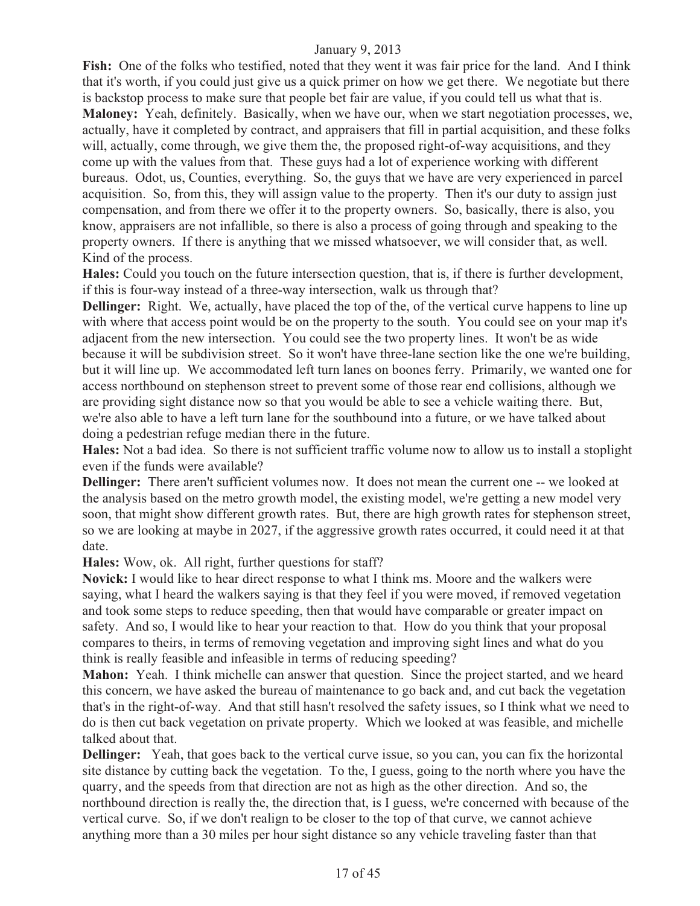**Fish:** One of the folks who testified, noted that they went it was fair price for the land. And I think that it's worth, if you could just give us a quick primer on how we get there. We negotiate but there is backstop process to make sure that people bet fair are value, if you could tell us what that is.

**Maloney:** Yeah, definitely. Basically, when we have our, when we start negotiation processes, we, actually, have it completed by contract, and appraisers that fill in partial acquisition, and these folks will, actually, come through, we give them the, the proposed right-of-way acquisitions, and they come up with the values from that. These guys had a lot of experience working with different bureaus. Odot, us, Counties, everything. So, the guys that we have are very experienced in parcel acquisition. So, from this, they will assign value to the property. Then it's our duty to assign just compensation, and from there we offer it to the property owners. So, basically, there is also, you know, appraisers are not infallible, so there is also a process of going through and speaking to the property owners. If there is anything that we missed whatsoever, we will consider that, as well. Kind of the process.

**Hales:** Could you touch on the future intersection question, that is, if there is further development, if this is four-way instead of a three-way intersection, walk us through that?

**Dellinger:** Right. We, actually, have placed the top of the, of the vertical curve happens to line up with where that access point would be on the property to the south. You could see on your map it's adjacent from the new intersection. You could see the two property lines. It won't be as wide because it will be subdivision street. So it won't have three-lane section like the one we're building, but it will line up. We accommodated left turn lanes on boones ferry. Primarily, we wanted one for access northbound on stephenson street to prevent some of those rear end collisions, although we are providing sight distance now so that you would be able to see a vehicle waiting there. But, we're also able to have a left turn lane for the southbound into a future, or we have talked about doing a pedestrian refuge median there in the future.

**Hales:** Not a bad idea. So there is not sufficient traffic volume now to allow us to install a stoplight even if the funds were available?

**Dellinger:** There aren't sufficient volumes now. It does not mean the current one -- we looked at the analysis based on the metro growth model, the existing model, we're getting a new model very soon, that might show different growth rates. But, there are high growth rates for stephenson street, so we are looking at maybe in 2027, if the aggressive growth rates occurred, it could need it at that date.

**Hales:** Wow, ok. All right, further questions for staff?

**Novick:** I would like to hear direct response to what I think ms. Moore and the walkers were saying, what I heard the walkers saying is that they feel if you were moved, if removed vegetation and took some steps to reduce speeding, then that would have comparable or greater impact on safety. And so, I would like to hear your reaction to that. How do you think that your proposal compares to theirs, in terms of removing vegetation and improving sight lines and what do you think is really feasible and infeasible in terms of reducing speeding?

**Mahon:** Yeah. I think michelle can answer that question. Since the project started, and we heard this concern, we have asked the bureau of maintenance to go back and, and cut back the vegetation that's in the right-of-way. And that still hasn't resolved the safety issues, so I think what we need to do is then cut back vegetation on private property. Which we looked at was feasible, and michelle talked about that.

**Dellinger:** Yeah, that goes back to the vertical curve issue, so you can, you can fix the horizontal site distance by cutting back the vegetation. To the, I guess, going to the north where you have the quarry, and the speeds from that direction are not as high as the other direction. And so, the northbound direction is really the, the direction that, is I guess, we're concerned with because of the vertical curve. So, if we don't realign to be closer to the top of that curve, we cannot achieve anything more than a 30 miles per hour sight distance so any vehicle traveling faster than that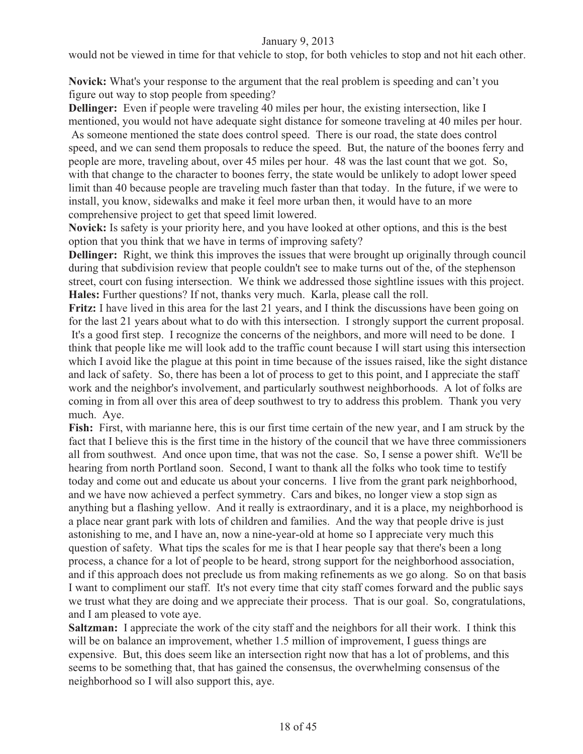would not be viewed in time for that vehicle to stop, for both vehicles to stop and not hit each other.

**Novick:** What's your response to the argument that the real problem is speeding and can't you figure out way to stop people from speeding?

**Dellinger:** Even if people were traveling 40 miles per hour, the existing intersection, like I mentioned, you would not have adequate sight distance for someone traveling at 40 miles per hour. As someone mentioned the state does control speed. There is our road, the state does control speed, and we can send them proposals to reduce the speed. But, the nature of the boones ferry and people are more, traveling about, over 45 miles per hour. 48 was the last count that we got. So, with that change to the character to boones ferry, the state would be unlikely to adopt lower speed limit than 40 because people are traveling much faster than that today. In the future, if we were to install, you know, sidewalks and make it feel more urban then, it would have to an more comprehensive project to get that speed limit lowered.

**Novick:** Is safety is your priority here, and you have looked at other options, and this is the best option that you think that we have in terms of improving safety?

**Dellinger:** Right, we think this improves the issues that were brought up originally through council during that subdivision review that people couldn't see to make turns out of the, of the stephenson street, court con fusing intersection. We think we addressed those sightline issues with this project.

**Hales:** Further questions? If not, thanks very much. Karla, please call the roll.

**Fritz:** I have lived in this area for the last 21 years, and I think the discussions have been going on for the last 21 years about what to do with this intersection. I strongly support the current proposal. It's a good first step. I recognize the concerns of the neighbors, and more will need to be done. I think that people like me will look add to the traffic count because I will start using this intersection which I avoid like the plague at this point in time because of the issues raised, like the sight distance and lack of safety. So, there has been a lot of process to get to this point, and I appreciate the staff work and the neighbor's involvement, and particularly southwest neighborhoods. A lot of folks are coming in from all over this area of deep southwest to try to address this problem. Thank you very much. Aye.

**Fish:** First, with marianne here, this is our first time certain of the new year, and I am struck by the fact that I believe this is the first time in the history of the council that we have three commissioners all from southwest. And once upon time, that was not the case. So, I sense a power shift. We'll be hearing from north Portland soon. Second, I want to thank all the folks who took time to testify today and come out and educate us about your concerns. I live from the grant park neighborhood, and we have now achieved a perfect symmetry. Cars and bikes, no longer view a stop sign as anything but a flashing yellow. And it really is extraordinary, and it is a place, my neighborhood is a place near grant park with lots of children and families. And the way that people drive is just astonishing to me, and I have an, now a nine-year-old at home so I appreciate very much this question of safety. What tips the scales for me is that I hear people say that there's been a long process, a chance for a lot of people to be heard, strong support for the neighborhood association, and if this approach does not preclude us from making refinements as we go along. So on that basis I want to compliment our staff. It's not every time that city staff comes forward and the public says we trust what they are doing and we appreciate their process. That is our goal. So, congratulations, and I am pleased to vote aye.

**Saltzman:** I appreciate the work of the city staff and the neighbors for all their work. I think this will be on balance an improvement, whether 1.5 million of improvement, I guess things are expensive. But, this does seem like an intersection right now that has a lot of problems, and this seems to be something that, that has gained the consensus, the overwhelming consensus of the neighborhood so I will also support this, aye.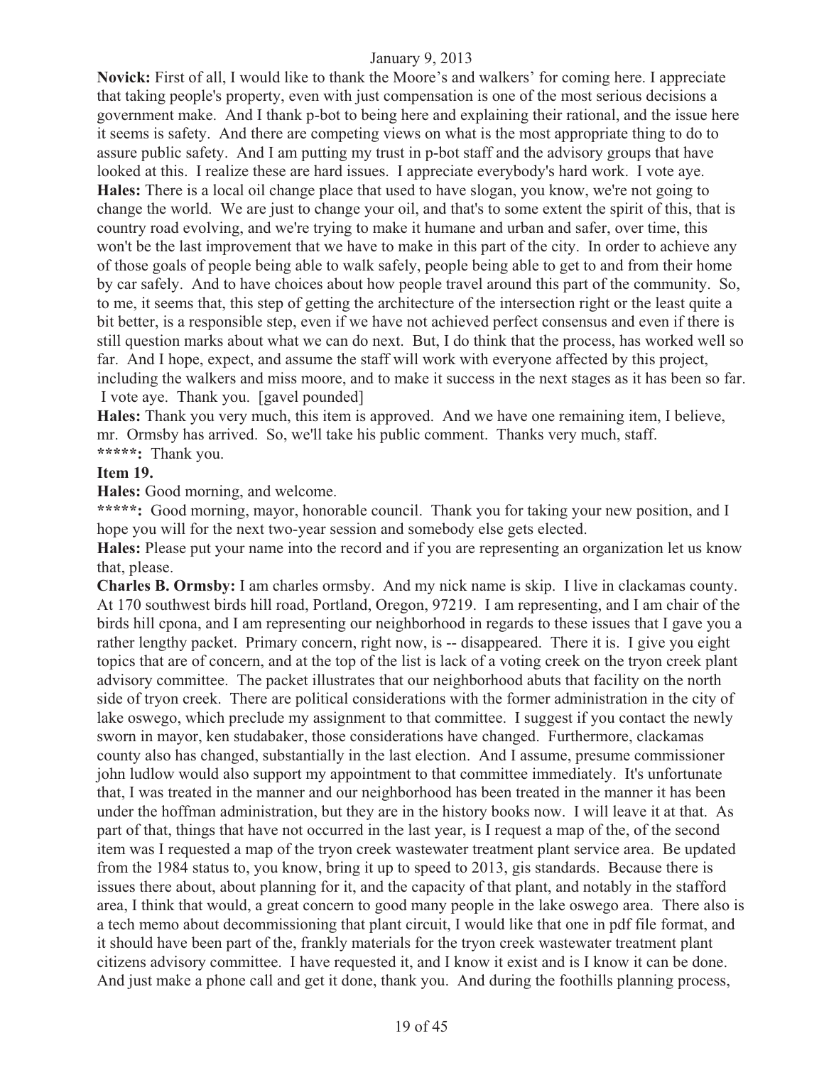**Novick:** First of all, I would like to thank the Moore's and walkers' for coming here. I appreciate that taking people's property, even with just compensation is one of the most serious decisions a government make. And I thank p-bot to being here and explaining their rational, and the issue here it seems is safety. And there are competing views on what is the most appropriate thing to do to assure public safety. And I am putting my trust in p-bot staff and the advisory groups that have looked at this. I realize these are hard issues. I appreciate everybody's hard work. I vote aye.

**Hales:** There is a local oil change place that used to have slogan, you know, we're not going to change the world. We are just to change your oil, and that's to some extent the spirit of this, that is country road evolving, and we're trying to make it humane and urban and safer, over time, this won't be the last improvement that we have to make in this part of the city. In order to achieve any of those goals of people being able to walk safely, people being able to get to and from their home by car safely. And to have choices about how people travel around this part of the community. So, to me, it seems that, this step of getting the architecture of the intersection right or the least quite a bit better, is a responsible step, even if we have not achieved perfect consensus and even if there is still question marks about what we can do next. But, I do think that the process, has worked well so far. And I hope, expect, and assume the staff will work with everyone affected by this project, including the walkers and miss moore, and to make it success in the next stages as it has been so far. I vote aye. Thank you. [gavel pounded]

**Hales:** Thank you very much, this item is approved. And we have one remaining item, I believe, mr. Ormsby has arrived. So, we'll take his public comment. Thanks very much, staff.

**\*\*\*\*\*:** Thank you.

**Item 19.**

**Hales:** Good morning, and welcome.

**\*\*\*\*\*:** Good morning, mayor, honorable council. Thank you for taking your new position, and I hope you will for the next two-year session and somebody else gets elected.

**Hales:** Please put your name into the record and if you are representing an organization let us know that, please.

**Charles B. Ormsby:** I am charles ormsby. And my nick name is skip. I live in clackamas county. At 170 southwest birds hill road, Portland, Oregon, 97219. I am representing, and I am chair of the birds hill cpona, and I am representing our neighborhood in regards to these issues that I gave you a rather lengthy packet. Primary concern, right now, is -- disappeared. There it is. I give you eight topics that are of concern, and at the top of the list is lack of a voting creek on the tryon creek plant advisory committee. The packet illustrates that our neighborhood abuts that facility on the north side of tryon creek. There are political considerations with the former administration in the city of lake oswego, which preclude my assignment to that committee. I suggest if you contact the newly sworn in mayor, ken studabaker, those considerations have changed. Furthermore, clackamas county also has changed, substantially in the last election. And I assume, presume commissioner john ludlow would also support my appointment to that committee immediately. It's unfortunate that, I was treated in the manner and our neighborhood has been treated in the manner it has been under the hoffman administration, but they are in the history books now. I will leave it at that. As part of that, things that have not occurred in the last year, is I request a map of the, of the second item was I requested a map of the tryon creek wastewater treatment plant service area. Be updated from the 1984 status to, you know, bring it up to speed to 2013, gis standards. Because there is issues there about, about planning for it, and the capacity of that plant, and notably in the stafford area, I think that would, a great concern to good many people in the lake oswego area. There also is a tech memo about decommissioning that plant circuit, I would like that one in pdf file format, and it should have been part of the, frankly materials for the tryon creek wastewater treatment plant citizens advisory committee. I have requested it, and I know it exist and is I know it can be done. And just make a phone call and get it done, thank you. And during the foothills planning process,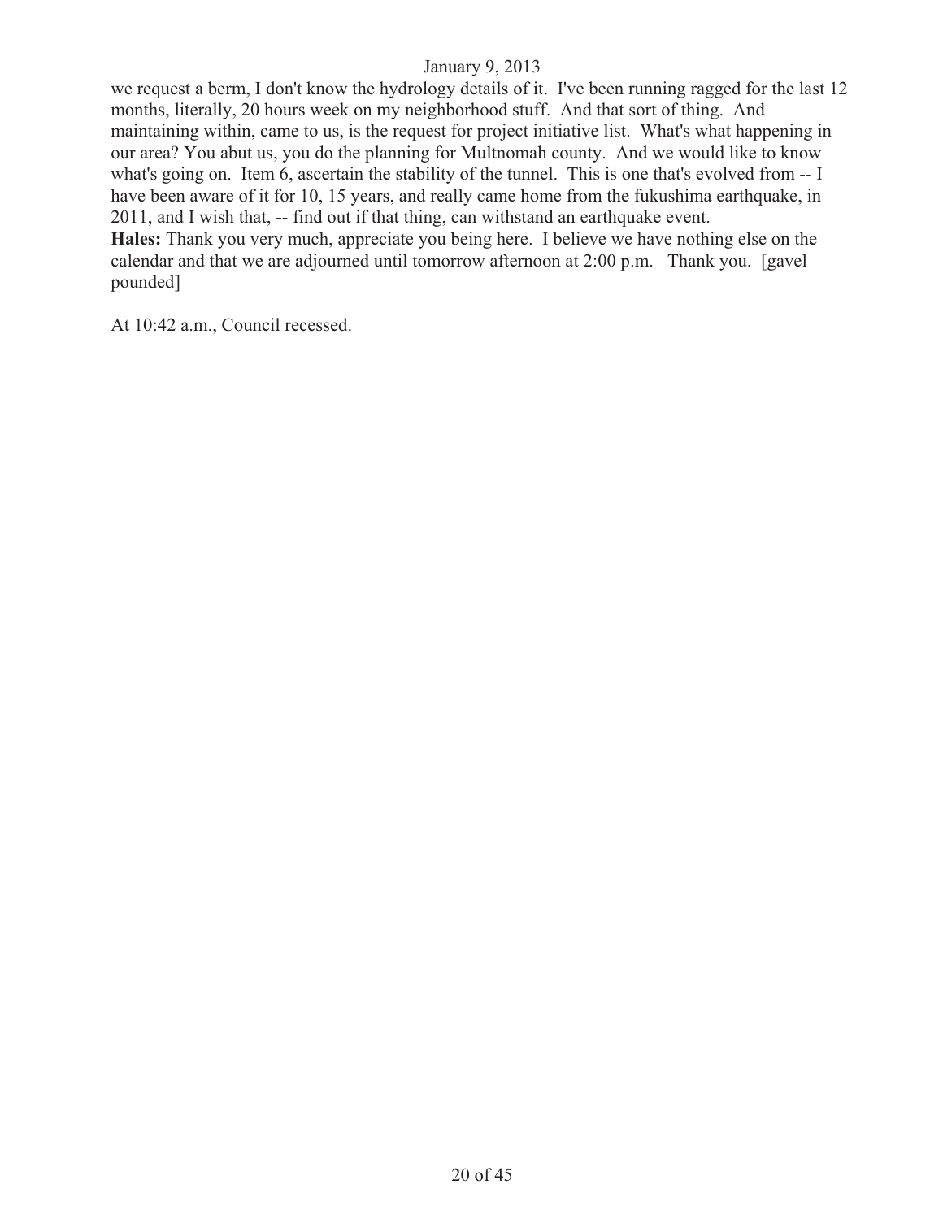we request a berm, I don't know the hydrology details of it. I've been running ragged for the last 12 months, literally, 20 hours week on my neighborhood stuff. And that sort of thing. And maintaining within, came to us, is the request for project initiative list. What's what happening in our area? You abut us, you do the planning for Multnomah county. And we would like to know what's going on. Item 6, ascertain the stability of the tunnel. This is one that's evolved from -- I have been aware of it for 10, 15 years, and really came home from the fukushima earthquake, in 2011, and I wish that, -- find out if that thing, can withstand an earthquake event.

**Hales:** Thank you very much, appreciate you being here. I believe we have nothing else on the calendar and that we are adjourned until tomorrow afternoon at 2:00 p.m. Thank you. [gavel pounded]

At 10:42 a.m., Council recessed.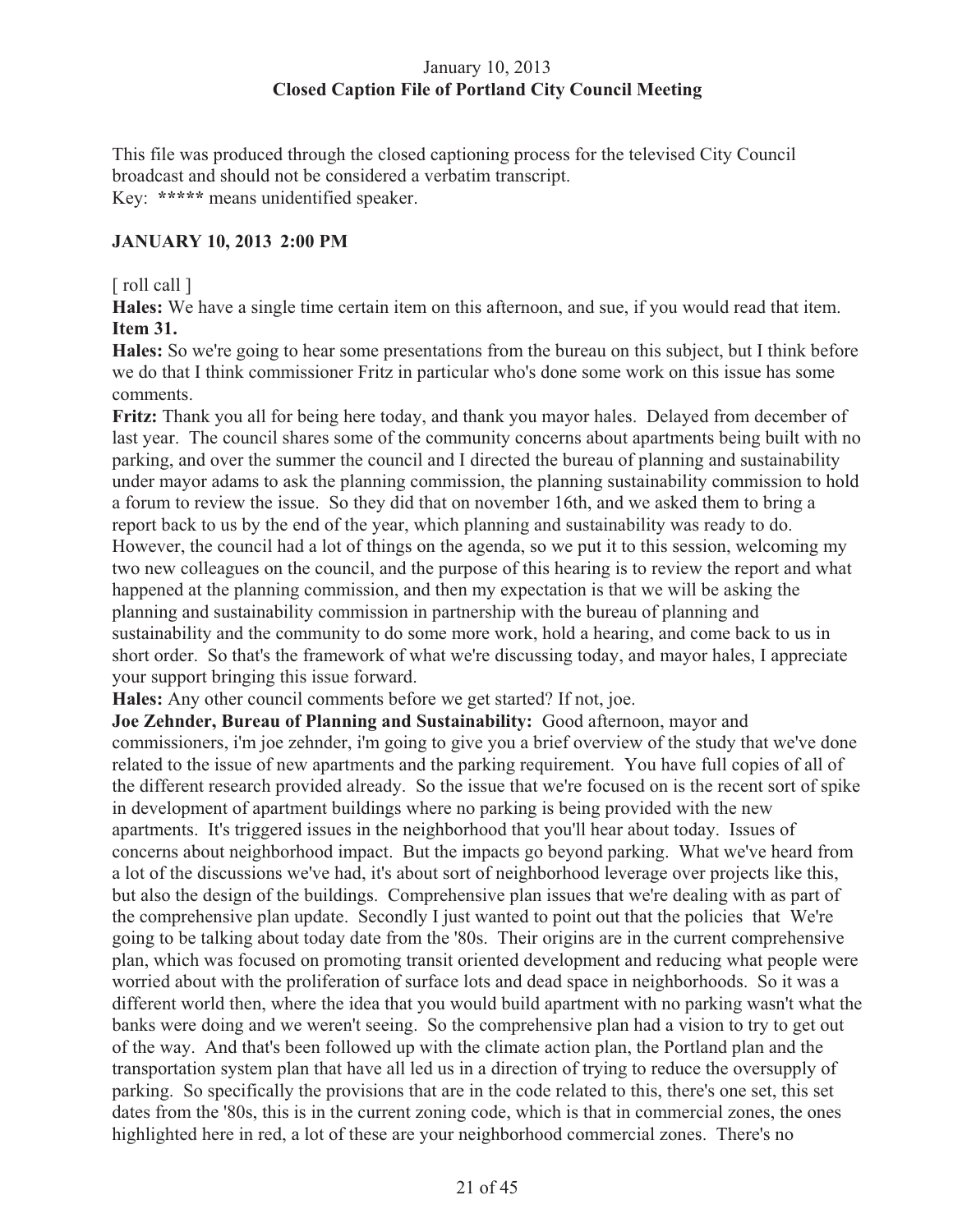January 10, 2013
**Closed Caption File of Portland City Council Meeting**

This file was produced through the closed captioning process for the televised City Council broadcast and should not be considered a verbatim transcript.
Key: **\*\*\*\*\*** means unidentified speaker.

**JANUARY 10, 2013 2:00 PM**

[ roll call ]

**Hales:** We have a single time certain item on this afternoon, and sue, if you would read that item.
**Item 31.**

**Hales:** So we're going to hear some presentations from the bureau on this subject, but I think before we do that I think commissioner Fritz in particular who's done some work on this issue has some comments.

**Fritz:** Thank you all for being here today, and thank you mayor hales. Delayed from december of last year. The council shares some of the community concerns about apartments being built with no parking, and over the summer the council and I directed the bureau of planning and sustainability under mayor adams to ask the planning commission, the planning sustainability commission to hold a forum to review the issue. So they did that on november 16th, and we asked them to bring a report back to us by the end of the year, which planning and sustainability was ready to do. However, the council had a lot of things on the agenda, so we put it to this session, welcoming my two new colleagues on the council, and the purpose of this hearing is to review the report and what happened at the planning commission, and then my expectation is that we will be asking the planning and sustainability commission in partnership with the bureau of planning and sustainability and the community to do some more work, hold a hearing, and come back to us in short order. So that's the framework of what we're discussing today, and mayor hales, I appreciate your support bringing this issue forward.

**Hales:** Any other council comments before we get started? If not, joe.

**Joe Zehnder, Bureau of Planning and Sustainability:** Good afternoon, mayor and commissioners, i'm joe zehnder, i'm going to give you a brief overview of the study that we've done related to the issue of new apartments and the parking requirement. You have full copies of all of the different research provided already. So the issue that we're focused on is the recent sort of spike in development of apartment buildings where no parking is being provided with the new apartments. It's triggered issues in the neighborhood that you'll hear about today. Issues of concerns about neighborhood impact. But the impacts go beyond parking. What we've heard from a lot of the discussions we've had, it's about sort of neighborhood leverage over projects like this, but also the design of the buildings. Comprehensive plan issues that we're dealing with as part of the comprehensive plan update. Secondly I just wanted to point out that the policies that We're going to be talking about today date from the '80s. Their origins are in the current comprehensive plan, which was focused on promoting transit oriented development and reducing what people were worried about with the proliferation of surface lots and dead space in neighborhoods. So it was a different world then, where the idea that you would build apartment with no parking wasn't what the banks were doing and we weren't seeing. So the comprehensive plan had a vision to try to get out of the way. And that's been followed up with the climate action plan, the Portland plan and the transportation system plan that have all led us in a direction of trying to reduce the oversupply of parking. So specifically the provisions that are in the code related to this, there's one set, this set dates from the '80s, this is in the current zoning code, which is that in commercial zones, the ones highlighted here in red, a lot of these are your neighborhood commercial zones. There's no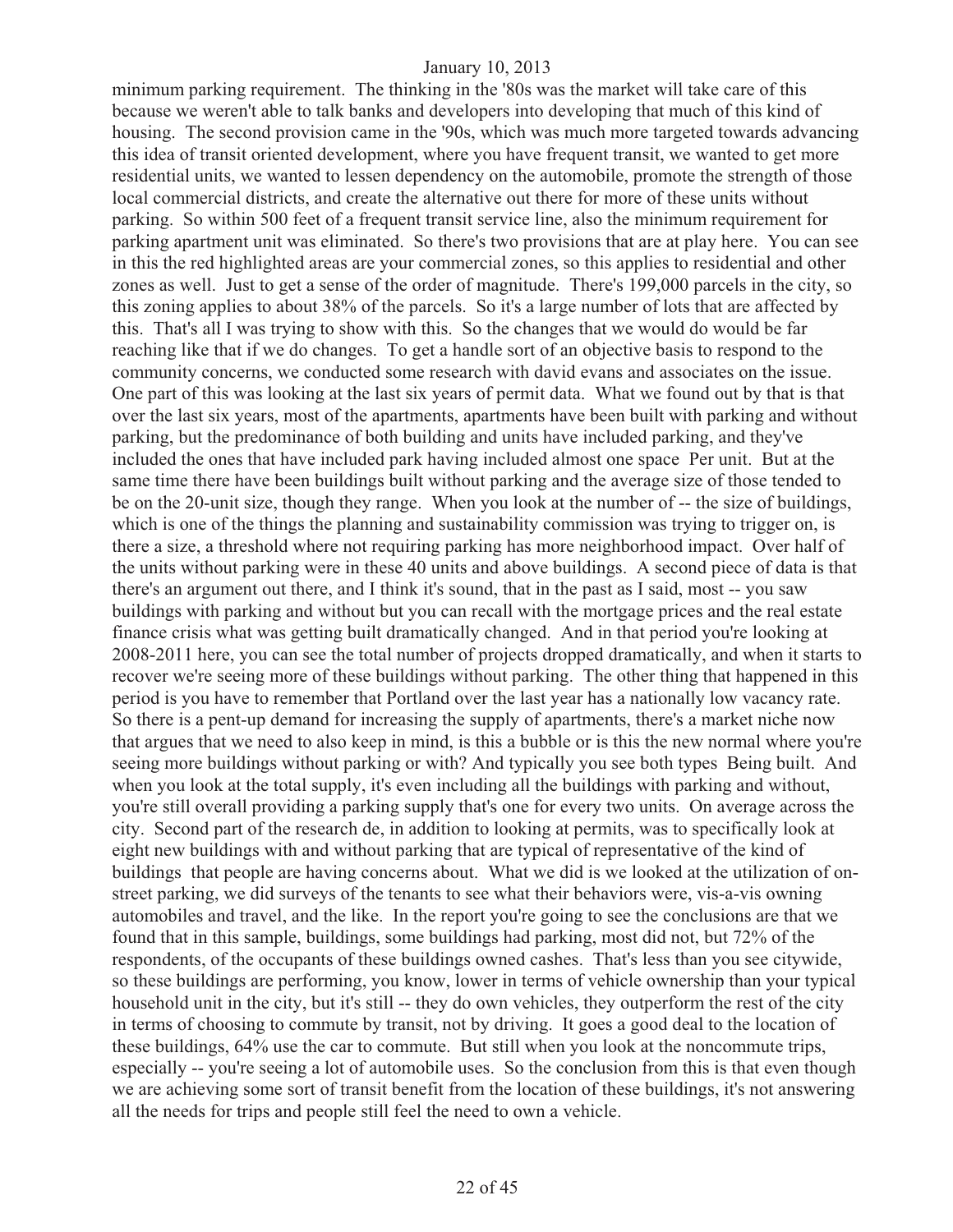minimum parking requirement. The thinking in the '80s was the market will take care of this because we weren't able to talk banks and developers into developing that much of this kind of housing. The second provision came in the '90s, which was much more targeted towards advancing this idea of transit oriented development, where you have frequent transit, we wanted to get more residential units, we wanted to lessen dependency on the automobile, promote the strength of those local commercial districts, and create the alternative out there for more of these units without parking. So within 500 feet of a frequent transit service line, also the minimum requirement for parking apartment unit was eliminated. So there's two provisions that are at play here. You can see in this the red highlighted areas are your commercial zones, so this applies to residential and other zones as well. Just to get a sense of the order of magnitude. There's 199,000 parcels in the city, so this zoning applies to about 38% of the parcels. So it's a large number of lots that are affected by this. That's all I was trying to show with this. So the changes that we would do would be far reaching like that if we do changes. To get a handle sort of an objective basis to respond to the community concerns, we conducted some research with david evans and associates on the issue. One part of this was looking at the last six years of permit data. What we found out by that is that over the last six years, most of the apartments, apartments have been built with parking and without parking, but the predominance of both building and units have included parking, and they've included the ones that have included park having included almost one space Per unit. But at the same time there have been buildings built without parking and the average size of those tended to be on the 20-unit size, though they range. When you look at the number of -- the size of buildings, which is one of the things the planning and sustainability commission was trying to trigger on, is there a size, a threshold where not requiring parking has more neighborhood impact. Over half of the units without parking were in these 40 units and above buildings. A second piece of data is that there's an argument out there, and I think it's sound, that in the past as I said, most -- you saw buildings with parking and without but you can recall with the mortgage prices and the real estate finance crisis what was getting built dramatically changed. And in that period you're looking at 2008-2011 here, you can see the total number of projects dropped dramatically, and when it starts to recover we're seeing more of these buildings without parking. The other thing that happened in this period is you have to remember that Portland over the last year has a nationally low vacancy rate. So there is a pent-up demand for increasing the supply of apartments, there's a market niche now that argues that we need to also keep in mind, is this a bubble or is this the new normal where you're seeing more buildings without parking or with? And typically you see both types Being built. And when you look at the total supply, it's even including all the buildings with parking and without, you're still overall providing a parking supply that's one for every two units. On average across the city. Second part of the research de, in addition to looking at permits, was to specifically look at eight new buildings with and without parking that are typical of representative of the kind of buildings that people are having concerns about. What we did is we looked at the utilization of on-street parking, we did surveys of the tenants to see what their behaviors were, vis-a-vis owning automobiles and travel, and the like. In the report you're going to see the conclusions are that we found that in this sample, buildings, some buildings had parking, most did not, but 72% of the respondents, of the occupants of these buildings owned cashes. That's less than you see citywide, so these buildings are performing, you know, lower in terms of vehicle ownership than your typical household unit in the city, but it's still -- they do own vehicles, they outperform the rest of the city in terms of choosing to commute by transit, not by driving. It goes a good deal to the location of these buildings, 64% use the car to commute. But still when you look at the noncommute trips, especially -- you're seeing a lot of automobile uses. So the conclusion from this is that even though we are achieving some sort of transit benefit from the location of these buildings, it's not answering all the needs for trips and people still feel the need to own a vehicle.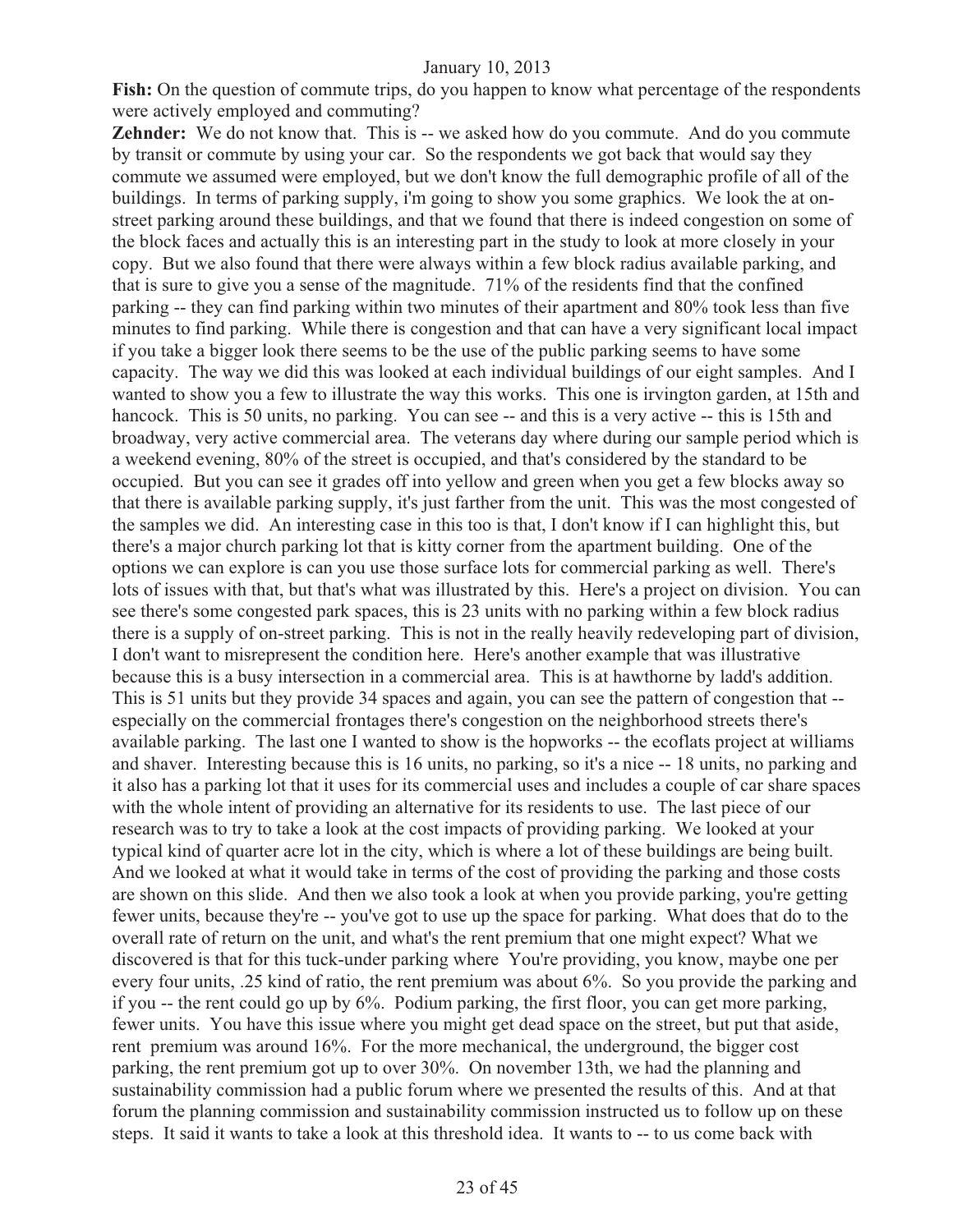**Fish:** On the question of commute trips, do you happen to know what percentage of the respondents were actively employed and commuting?

**Zehnder:** We do not know that. This is -- we asked how do you commute. And do you commute by transit or commute by using your car. So the respondents we got back that would say they commute we assumed were employed, but we don't know the full demographic profile of all of the buildings. In terms of parking supply, i'm going to show you some graphics. We look the at on-street parking around these buildings, and that we found that there is indeed congestion on some of the block faces and actually this is an interesting part in the study to look at more closely in your copy. But we also found that there were always within a few block radius available parking, and that is sure to give you a sense of the magnitude. 71% of the residents find that the confined parking -- they can find parking within two minutes of their apartment and 80% took less than five minutes to find parking. While there is congestion and that can have a very significant local impact if you take a bigger look there seems to be the use of the public parking seems to have some capacity. The way we did this was looked at each individual buildings of our eight samples. And I wanted to show you a few to illustrate the way this works. This one is irvington garden, at 15th and hancock. This is 50 units, no parking. You can see -- and this is a very active -- this is 15th and broadway, very active commercial area. The veterans day where during our sample period which is a weekend evening, 80% of the street is occupied, and that's considered by the standard to be occupied. But you can see it grades off into yellow and green when you get a few blocks away so that there is available parking supply, it's just farther from the unit. This was the most congested of the samples we did. An interesting case in this too is that, I don't know if I can highlight this, but there's a major church parking lot that is kitty corner from the apartment building. One of the options we can explore is can you use those surface lots for commercial parking as well. There's lots of issues with that, but that's what was illustrated by this. Here's a project on division. You can see there's some congested park spaces, this is 23 units with no parking within a few block radius there is a supply of on-street parking. This is not in the really heavily redeveloping part of division, I don't want to misrepresent the condition here. Here's another example that was illustrative because this is a busy intersection in a commercial area. This is at hawthorne by ladd's addition. This is 51 units but they provide 34 spaces and again, you can see the pattern of congestion that -- especially on the commercial frontages there's congestion on the neighborhood streets there's available parking. The last one I wanted to show is the hopworks -- the ecoflats project at williams and shaver. Interesting because this is 16 units, no parking, so it's a nice -- 18 units, no parking and it also has a parking lot that it uses for its commercial uses and includes a couple of car share spaces with the whole intent of providing an alternative for its residents to use. The last piece of our research was to try to take a look at the cost impacts of providing parking. We looked at your typical kind of quarter acre lot in the city, which is where a lot of these buildings are being built. And we looked at what it would take in terms of the cost of providing the parking and those costs are shown on this slide. And then we also took a look at when you provide parking, you're getting fewer units, because they're -- you've got to use up the space for parking. What does that do to the overall rate of return on the unit, and what's the rent premium that one might expect? What we discovered is that for this tuck-under parking where You're providing, you know, maybe one per every four units, .25 kind of ratio, the rent premium was about 6%. So you provide the parking and if you -- the rent could go up by 6%. Podium parking, the first floor, you can get more parking, fewer units. You have this issue where you might get dead space on the street, but put that aside, rent premium was around 16%. For the more mechanical, the underground, the bigger cost parking, the rent premium got up to over 30%. On november 13th, we had the planning and sustainability commission had a public forum where we presented the results of this. And at that forum the planning commission and sustainability commission instructed us to follow up on these steps. It said it wants to take a look at this threshold idea. It wants to -- to us come back with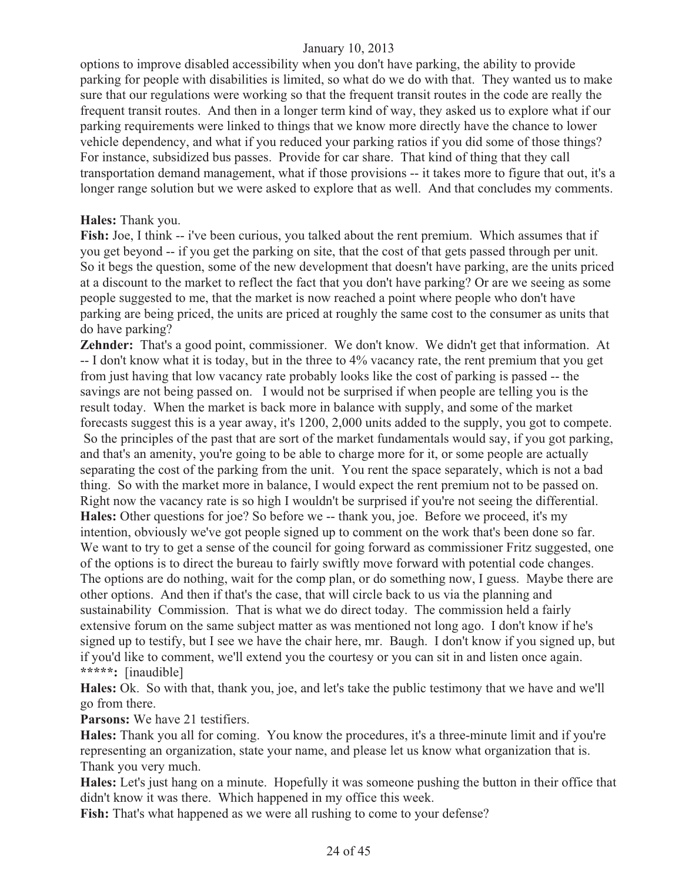options to improve disabled accessibility when you don't have parking, the ability to provide parking for people with disabilities is limited, so what do we do with that. They wanted us to make sure that our regulations were working so that the frequent transit routes in the code are really the frequent transit routes. And then in a longer term kind of way, they asked us to explore what if our parking requirements were linked to things that we know more directly have the chance to lower vehicle dependency, and what if you reduced your parking ratios if you did some of those things? For instance, subsidized bus passes. Provide for car share. That kind of thing that they call transportation demand management, what if those provisions -- it takes more to figure that out, it's a longer range solution but we were asked to explore that as well. And that concludes my comments.

**Hales:** Thank you.

**Fish:** Joe, I think -- i've been curious, you talked about the rent premium. Which assumes that if you get beyond -- if you get the parking on site, that the cost of that gets passed through per unit. So it begs the question, some of the new development that doesn't have parking, are the units priced at a discount to the market to reflect the fact that you don't have parking? Or are we seeing as some people suggested to me, that the market is now reached a point where people who don't have parking are being priced, the units are priced at roughly the same cost to the consumer as units that do have parking?

**Zehnder:** That's a good point, commissioner. We don't know. We didn't get that information. At -- I don't know what it is today, but in the three to 4% vacancy rate, the rent premium that you get from just having that low vacancy rate probably looks like the cost of parking is passed -- the savings are not being passed on. I would not be surprised if when people are telling you is the result today. When the market is back more in balance with supply, and some of the market forecasts suggest this is a year away, it's 1200, 2,000 units added to the supply, you got to compete. So the principles of the past that are sort of the market fundamentals would say, if you got parking, and that's an amenity, you're going to be able to charge more for it, or some people are actually separating the cost of the parking from the unit. You rent the space separately, which is not a bad thing. So with the market more in balance, I would expect the rent premium not to be passed on. Right now the vacancy rate is so high I wouldn't be surprised if you're not seeing the differential.

**Hales:** Other questions for joe? So before we -- thank you, joe. Before we proceed, it's my intention, obviously we've got people signed up to comment on the work that's been done so far. We want to try to get a sense of the council for going forward as commissioner Fritz suggested, one of the options is to direct the bureau to fairly swiftly move forward with potential code changes. The options are do nothing, wait for the comp plan, or do something now, I guess. Maybe there are other options. And then if that's the case, that will circle back to us via the planning and sustainability Commission. That is what we do direct today. The commission held a fairly extensive forum on the same subject matter as was mentioned not long ago. I don't know if he's signed up to testify, but I see we have the chair here, mr. Baugh. I don't know if you signed up, but if you'd like to comment, we'll extend you the courtesy or you can sit in and listen once again.

**\*\*\*\*\*:** [inaudible]

**Hales:** Ok. So with that, thank you, joe, and let's take the public testimony that we have and we'll go from there.

**Parsons:** We have 21 testifiers.

**Hales:** Thank you all for coming. You know the procedures, it's a three-minute limit and if you're representing an organization, state your name, and please let us know what organization that is. Thank you very much.

**Hales:** Let's just hang on a minute. Hopefully it was someone pushing the button in their office that didn't know it was there. Which happened in my office this week.

**Fish:** That's what happened as we were all rushing to come to your defense?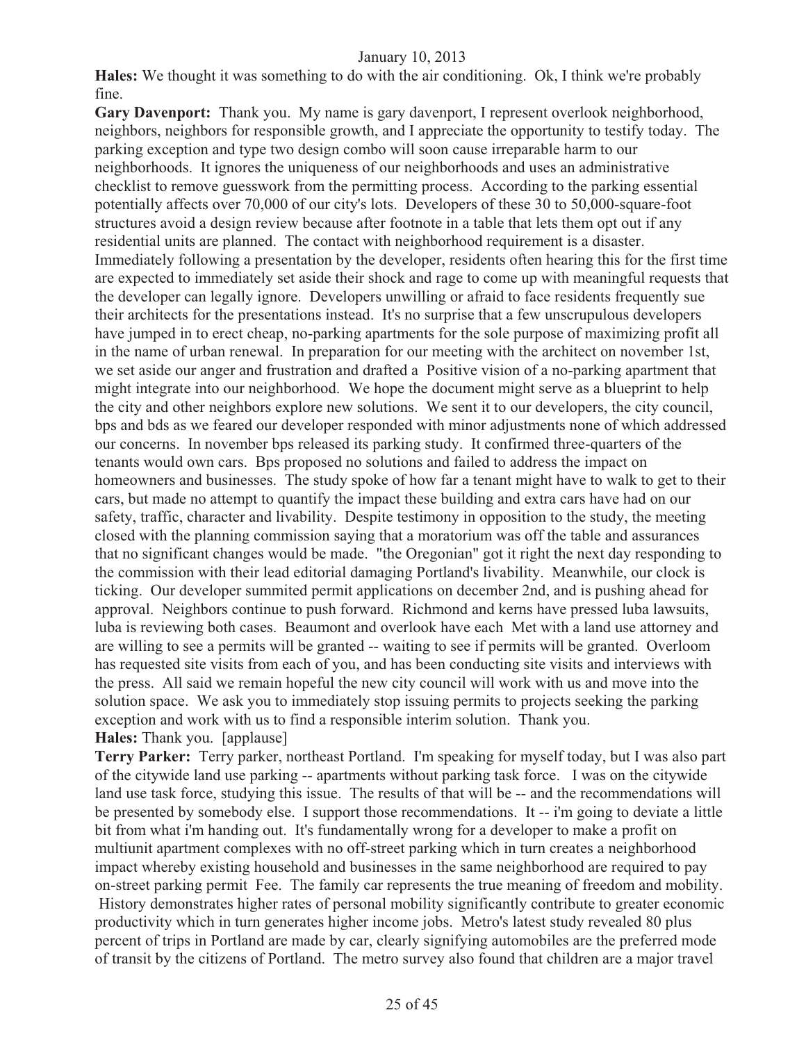**Hales:** We thought it was something to do with the air conditioning. Ok, I think we're probably fine.

**Gary Davenport:** Thank you. My name is gary davenport, I represent overlook neighborhood, neighbors, neighbors for responsible growth, and I appreciate the opportunity to testify today. The parking exception and type two design combo will soon cause irreparable harm to our neighborhoods. It ignores the uniqueness of our neighborhoods and uses an administrative checklist to remove guesswork from the permitting process. According to the parking essential potentially affects over 70,000 of our city's lots. Developers of these 30 to 50,000-square-foot structures avoid a design review because after footnote in a table that lets them opt out if any residential units are planned. The contact with neighborhood requirement is a disaster. Immediately following a presentation by the developer, residents often hearing this for the first time are expected to immediately set aside their shock and rage to come up with meaningful requests that the developer can legally ignore. Developers unwilling or afraid to face residents frequently sue their architects for the presentations instead. It's no surprise that a few unscrupulous developers have jumped in to erect cheap, no-parking apartments for the sole purpose of maximizing profit all in the name of urban renewal. In preparation for our meeting with the architect on november 1st, we set aside our anger and frustration and drafted a Positive vision of a no-parking apartment that might integrate into our neighborhood. We hope the document might serve as a blueprint to help the city and other neighbors explore new solutions. We sent it to our developers, the city council, bps and bds as we feared our developer responded with minor adjustments none of which addressed our concerns. In november bps released its parking study. It confirmed three-quarters of the tenants would own cars. Bps proposed no solutions and failed to address the impact on homeowners and businesses. The study spoke of how far a tenant might have to walk to get to their cars, but made no attempt to quantify the impact these building and extra cars have had on our safety, traffic, character and livability. Despite testimony in opposition to the study, the meeting closed with the planning commission saying that a moratorium was off the table and assurances that no significant changes would be made. "the Oregonian" got it right the next day responding to the commission with their lead editorial damaging Portland's livability. Meanwhile, our clock is ticking. Our developer summited permit applications on december 2nd, and is pushing ahead for approval. Neighbors continue to push forward. Richmond and kerns have pressed luba lawsuits, luba is reviewing both cases. Beaumont and overlook have each Met with a land use attorney and are willing to see a permits will be granted -- waiting to see if permits will be granted. Overloom has requested site visits from each of you, and has been conducting site visits and interviews with the press. All said we remain hopeful the new city council will work with us and move into the solution space. We ask you to immediately stop issuing permits to projects seeking the parking exception and work with us to find a responsible interim solution. Thank you.

**Hales:** Thank you. [applause]

**Terry Parker:** Terry parker, northeast Portland. I'm speaking for myself today, but I was also part of the citywide land use parking -- apartments without parking task force. I was on the citywide land use task force, studying this issue. The results of that will be -- and the recommendations will be presented by somebody else. I support those recommendations. It -- i'm going to deviate a little bit from what i'm handing out. It's fundamentally wrong for a developer to make a profit on multiunit apartment complexes with no off-street parking which in turn creates a neighborhood impact whereby existing household and businesses in the same neighborhood are required to pay on-street parking permit Fee. The family car represents the true meaning of freedom and mobility. History demonstrates higher rates of personal mobility significantly contribute to greater economic productivity which in turn generates higher income jobs. Metro's latest study revealed 80 plus percent of trips in Portland are made by car, clearly signifying automobiles are the preferred mode of transit by the citizens of Portland. The metro survey also found that children are a major travel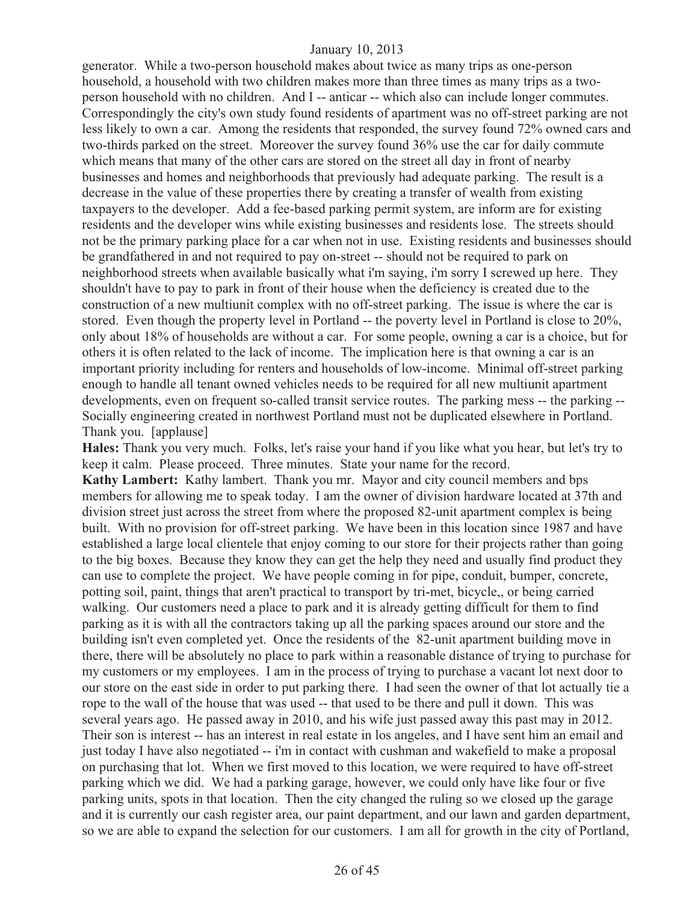generator. While a two-person household makes about twice as many trips as one-person household, a household with two children makes more than three times as many trips as a two-person household with no children. And I -- anticar -- which also can include longer commutes. Correspondingly the city's own study found residents of apartment was no off-street parking are not less likely to own a car. Among the residents that responded, the survey found 72% owned cars and two-thirds parked on the street. Moreover the survey found 36% use the car for daily commute which means that many of the other cars are stored on the street all day in front of nearby businesses and homes and neighborhoods that previously had adequate parking. The result is a decrease in the value of these properties there by creating a transfer of wealth from existing taxpayers to the developer. Add a fee-based parking permit system, are inform are for existing residents and the developer wins while existing businesses and residents lose. The streets should not be the primary parking place for a car when not in use. Existing residents and businesses should be grandfathered in and not required to pay on-street -- should not be required to park on neighborhood streets when available basically what i'm saying, i'm sorry I screwed up here. They shouldn't have to pay to park in front of their house when the deficiency is created due to the construction of a new multiunit complex with no off-street parking. The issue is where the car is stored. Even though the property level in Portland -- the poverty level in Portland is close to 20%, only about 18% of households are without a car. For some people, owning a car is a choice, but for others it is often related to the lack of income. The implication here is that owning a car is an important priority including for renters and households of low-income. Minimal off-street parking enough to handle all tenant owned vehicles needs to be required for all new multiunit apartment developments, even on frequent so-called transit service routes. The parking mess -- the parking -- Socially engineering created in northwest Portland must not be duplicated elsewhere in Portland. Thank you. [applause]

**Hales:** Thank you very much. Folks, let's raise your hand if you like what you hear, but let's try to keep it calm. Please proceed. Three minutes. State your name for the record.

**Kathy Lambert:** Kathy lambert. Thank you mr. Mayor and city council members and bps members for allowing me to speak today. I am the owner of division hardware located at 37th and division street just across the street from where the proposed 82-unit apartment complex is being built. With no provision for off-street parking. We have been in this location since 1987 and have established a large local clientele that enjoy coming to our store for their projects rather than going to the big boxes. Because they know they can get the help they need and usually find product they can use to complete the project. We have people coming in for pipe, conduit, bumper, concrete, potting soil, paint, things that aren't practical to transport by tri-met, bicycle,, or being carried walking. Our customers need a place to park and it is already getting difficult for them to find parking as it is with all the contractors taking up all the parking spaces around our store and the building isn't even completed yet. Once the residents of the 82-unit apartment building move in there, there will be absolutely no place to park within a reasonable distance of trying to purchase for my customers or my employees. I am in the process of trying to purchase a vacant lot next door to our store on the east side in order to put parking there. I had seen the owner of that lot actually tie a rope to the wall of the house that was used -- that used to be there and pull it down. This was several years ago. He passed away in 2010, and his wife just passed away this past may in 2012. Their son is interest -- has an interest in real estate in los angeles, and I have sent him an email and just today I have also negotiated -- i'm in contact with cushman and wakefield to make a proposal on purchasing that lot. When we first moved to this location, we were required to have off-street parking which we did. We had a parking garage, however, we could only have like four or five parking units, spots in that location. Then the city changed the ruling so we closed up the garage and it is currently our cash register area, our paint department, and our lawn and garden department, so we are able to expand the selection for our customers. I am all for growth in the city of Portland,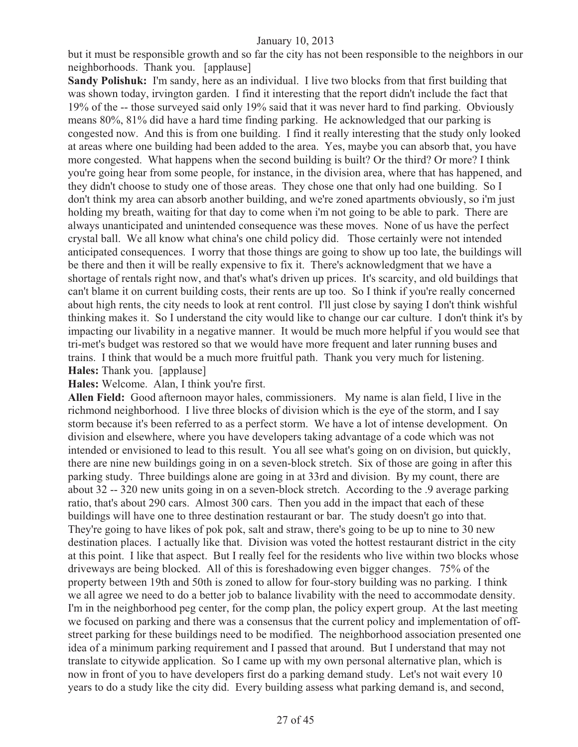but it must be responsible growth and so far the city has not been responsible to the neighbors in our neighborhoods. Thank you. [applause]

**Sandy Polishuk:** I'm sandy, here as an individual. I live two blocks from that first building that was shown today, irvington garden. I find it interesting that the report didn't include the fact that 19% of the -- those surveyed said only 19% said that it was never hard to find parking. Obviously means 80%, 81% did have a hard time finding parking. He acknowledged that our parking is congested now. And this is from one building. I find it really interesting that the study only looked at areas where one building had been added to the area. Yes, maybe you can absorb that, you have more congested. What happens when the second building is built? Or the third? Or more? I think you're going hear from some people, for instance, in the division area, where that has happened, and they didn't choose to study one of those areas. They chose one that only had one building. So I don't think my area can absorb another building, and we're zoned apartments obviously, so i'm just holding my breath, waiting for that day to come when i'm not going to be able to park. There are always unanticipated and unintended consequence was these moves. None of us have the perfect crystal ball. We all know what china's one child policy did. Those certainly were not intended anticipated consequences. I worry that those things are going to show up too late, the buildings will be there and then it will be really expensive to fix it. There's acknowledgment that we have a shortage of rentals right now, and that's what's driven up prices. It's scarcity, and old buildings that can't blame it on current building costs, their rents are up too. So I think if you're really concerned about high rents, the city needs to look at rent control. I'll just close by saying I don't think wishful thinking makes it. So I understand the city would like to change our car culture. I don't think it's by impacting our livability in a negative manner. It would be much more helpful if you would see that tri-met's budget was restored so that we would have more frequent and later running buses and trains. I think that would be a much more fruitful path. Thank you very much for listening.

**Hales:** Thank you. [applause]

**Hales:** Welcome. Alan, I think you're first.

**Allen Field:** Good afternoon mayor hales, commissioners. My name is alan field, I live in the richmond neighborhood. I live three blocks of division which is the eye of the storm, and I say storm because it's been referred to as a perfect storm. We have a lot of intense development. On division and elsewhere, where you have developers taking advantage of a code which was not intended or envisioned to lead to this result. You all see what's going on on division, but quickly, there are nine new buildings going in on a seven-block stretch. Six of those are going in after this parking study. Three buildings alone are going in at 33rd and division. By my count, there are about 32 -- 320 new units going in on a seven-block stretch. According to the .9 average parking ratio, that's about 290 cars. Almost 300 cars. Then you add in the impact that each of these buildings will have one to three destination restaurant or bar. The study doesn't go into that. They're going to have likes of pok pok, salt and straw, there's going to be up to nine to 30 new destination places. I actually like that. Division was voted the hottest restaurant district in the city at this point. I like that aspect. But I really feel for the residents who live within two blocks whose driveways are being blocked. All of this is foreshadowing even bigger changes. 75% of the property between 19th and 50th is zoned to allow for four-story building was no parking. I think we all agree we need to do a better job to balance livability with the need to accommodate density. I'm in the neighborhood peg center, for the comp plan, the policy expert group. At the last meeting we focused on parking and there was a consensus that the current policy and implementation of off-street parking for these buildings need to be modified. The neighborhood association presented one idea of a minimum parking requirement and I passed that around. But I understand that may not translate to citywide application. So I came up with my own personal alternative plan, which is now in front of you to have developers first do a parking demand study. Let's not wait every 10 years to do a study like the city did. Every building assess what parking demand is, and second,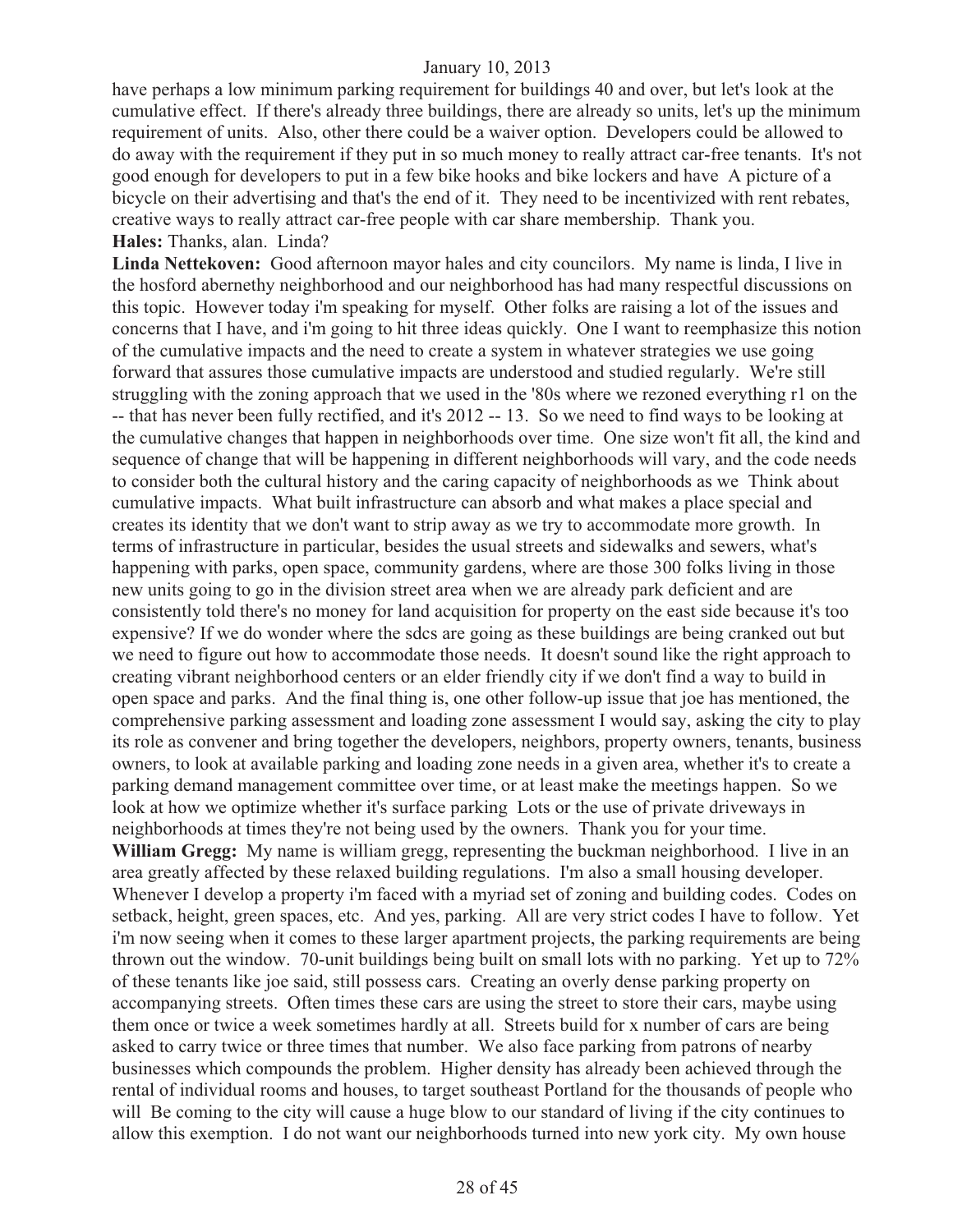have perhaps a low minimum parking requirement for buildings 40 and over, but let's look at the cumulative effect. If there's already three buildings, there are already so units, let's up the minimum requirement of units. Also, other there could be a waiver option. Developers could be allowed to do away with the requirement if they put in so much money to really attract car-free tenants. It's not good enough for developers to put in a few bike hooks and bike lockers and have A picture of a bicycle on their advertising and that's the end of it. They need to be incentivized with rent rebates, creative ways to really attract car-free people with car share membership. Thank you.

**Hales:** Thanks, alan. Linda?

**Linda Nettekoven:** Good afternoon mayor hales and city councilors. My name is linda, I live in the hosford abernethy neighborhood and our neighborhood has had many respectful discussions on this topic. However today i'm speaking for myself. Other folks are raising a lot of the issues and concerns that I have, and i'm going to hit three ideas quickly. One I want to reemphasize this notion of the cumulative impacts and the need to create a system in whatever strategies we use going forward that assures those cumulative impacts are understood and studied regularly. We're still struggling with the zoning approach that we used in the '80s where we rezoned everything r1 on the -- that has never been fully rectified, and it's 2012 -- 13. So we need to find ways to be looking at the cumulative changes that happen in neighborhoods over time. One size won't fit all, the kind and sequence of change that will be happening in different neighborhoods will vary, and the code needs to consider both the cultural history and the caring capacity of neighborhoods as we Think about cumulative impacts. What built infrastructure can absorb and what makes a place special and creates its identity that we don't want to strip away as we try to accommodate more growth. In terms of infrastructure in particular, besides the usual streets and sidewalks and sewers, what's happening with parks, open space, community gardens, where are those 300 folks living in those new units going to go in the division street area when we are already park deficient and are consistently told there's no money for land acquisition for property on the east side because it's too expensive? If we do wonder where the sdcs are going as these buildings are being cranked out but we need to figure out how to accommodate those needs. It doesn't sound like the right approach to creating vibrant neighborhood centers or an elder friendly city if we don't find a way to build in open space and parks. And the final thing is, one other follow-up issue that joe has mentioned, the comprehensive parking assessment and loading zone assessment I would say, asking the city to play its role as convener and bring together the developers, neighbors, property owners, tenants, business owners, to look at available parking and loading zone needs in a given area, whether it's to create a parking demand management committee over time, or at least make the meetings happen. So we look at how we optimize whether it's surface parking Lots or the use of private driveways in neighborhoods at times they're not being used by the owners. Thank you for your time.

**William Gregg:** My name is william gregg, representing the buckman neighborhood. I live in an area greatly affected by these relaxed building regulations. I'm also a small housing developer. Whenever I develop a property i'm faced with a myriad set of zoning and building codes. Codes on setback, height, green spaces, etc. And yes, parking. All are very strict codes I have to follow. Yet i'm now seeing when it comes to these larger apartment projects, the parking requirements are being thrown out the window. 70-unit buildings being built on small lots with no parking. Yet up to 72% of these tenants like joe said, still possess cars. Creating an overly dense parking property on accompanying streets. Often times these cars are using the street to store their cars, maybe using them once or twice a week sometimes hardly at all. Streets build for x number of cars are being asked to carry twice or three times that number. We also face parking from patrons of nearby businesses which compounds the problem. Higher density has already been achieved through the rental of individual rooms and houses, to target southeast Portland for the thousands of people who will Be coming to the city will cause a huge blow to our standard of living if the city continues to allow this exemption. I do not want our neighborhoods turned into new york city. My own house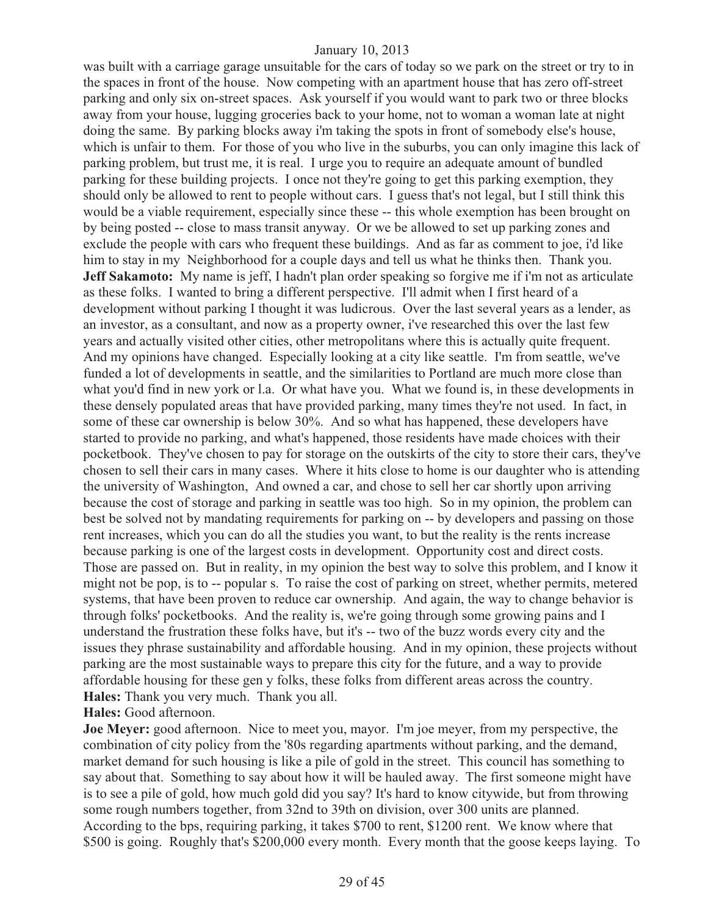was built with a carriage garage unsuitable for the cars of today so we park on the street or try to in the spaces in front of the house. Now competing with an apartment house that has zero off-street parking and only six on-street spaces. Ask yourself if you would want to park two or three blocks away from your house, lugging groceries back to your home, not to woman a woman late at night doing the same. By parking blocks away i'm taking the spots in front of somebody else's house, which is unfair to them. For those of you who live in the suburbs, you can only imagine this lack of parking problem, but trust me, it is real. I urge you to require an adequate amount of bundled parking for these building projects. I once not they're going to get this parking exemption, they should only be allowed to rent to people without cars. I guess that's not legal, but I still think this would be a viable requirement, especially since these -- this whole exemption has been brought on by being posted -- close to mass transit anyway. Or we be allowed to set up parking zones and exclude the people with cars who frequent these buildings. And as far as comment to joe, i'd like him to stay in my Neighborhood for a couple days and tell us what he thinks then. Thank you.

**Jeff Sakamoto:** My name is jeff, I hadn't plan order speaking so forgive me if i'm not as articulate as these folks. I wanted to bring a different perspective. I'll admit when I first heard of a development without parking I thought it was ludicrous. Over the last several years as a lender, as an investor, as a consultant, and now as a property owner, i've researched this over the last few years and actually visited other cities, other metropolitans where this is actually quite frequent. And my opinions have changed. Especially looking at a city like seattle. I'm from seattle, we've funded a lot of developments in seattle, and the similarities to Portland are much more close than what you'd find in new york or l.a. Or what have you. What we found is, in these developments in these densely populated areas that have provided parking, many times they're not used. In fact, in some of these car ownership is below 30%. And so what has happened, these developers have started to provide no parking, and what's happened, those residents have made choices with their pocketbook. They've chosen to pay for storage on the outskirts of the city to store their cars, they've chosen to sell their cars in many cases. Where it hits close to home is our daughter who is attending the university of Washington, And owned a car, and chose to sell her car shortly upon arriving because the cost of storage and parking in seattle was too high. So in my opinion, the problem can best be solved not by mandating requirements for parking on -- by developers and passing on those rent increases, which you can do all the studies you want, to but the reality is the rents increase because parking is one of the largest costs in development. Opportunity cost and direct costs. Those are passed on. But in reality, in my opinion the best way to solve this problem, and I know it might not be pop, is to -- popular s. To raise the cost of parking on street, whether permits, metered systems, that have been proven to reduce car ownership. And again, the way to change behavior is through folks' pocketbooks. And the reality is, we're going through some growing pains and I understand the frustration these folks have, but it's -- two of the buzz words every city and the issues they phrase sustainability and affordable housing. And in my opinion, these projects without parking are the most sustainable ways to prepare this city for the future, and a way to provide affordable housing for these gen y folks, these folks from different areas across the country.

**Hales:** Thank you very much. Thank you all.

**Hales:** Good afternoon.

**Joe Meyer:** good afternoon. Nice to meet you, mayor. I'm joe meyer, from my perspective, the combination of city policy from the '80s regarding apartments without parking, and the demand, market demand for such housing is like a pile of gold in the street. This council has something to say about that. Something to say about how it will be hauled away. The first someone might have is to see a pile of gold, how much gold did you say? It's hard to know citywide, but from throwing some rough numbers together, from 32nd to 39th on division, over 300 units are planned. According to the bps, requiring parking, it takes $700 to rent, $1200 rent. We know where that $500 is going. Roughly that's $200,000 every month. Every month that the goose keeps laying. To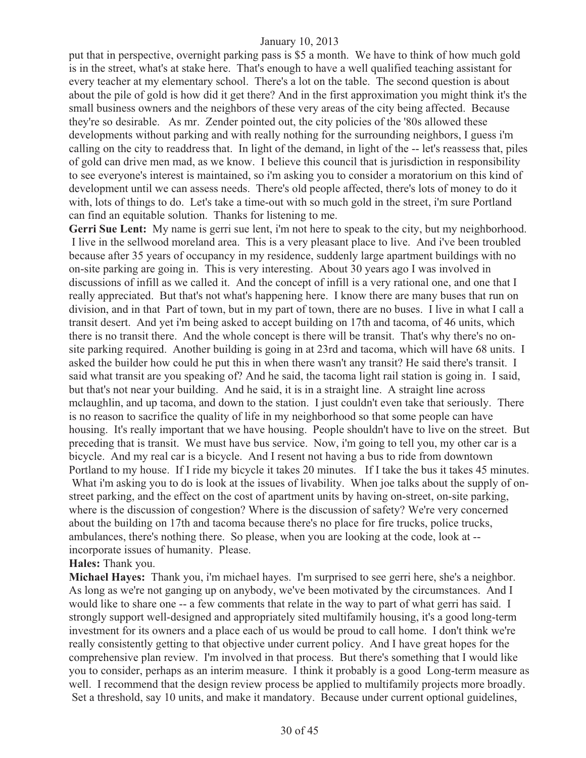put that in perspective, overnight parking pass is $5 a month. We have to think of how much gold is in the street, what's at stake here. That's enough to have a well qualified teaching assistant for every teacher at my elementary school. There's a lot on the table. The second question is about about the pile of gold is how did it get there? And in the first approximation you might think it's the small business owners and the neighbors of these very areas of the city being affected. Because they're so desirable. As mr. Zender pointed out, the city policies of the '80s allowed these developments without parking and with really nothing for the surrounding neighbors, I guess i'm calling on the city to readdress that. In light of the demand, in light of the -- let's reassess that, piles of gold can drive men mad, as we know. I believe this council that is jurisdiction in responsibility to see everyone's interest is maintained, so i'm asking you to consider a moratorium on this kind of development until we can assess needs. There's old people affected, there's lots of money to do it with, lots of things to do. Let's take a time-out with so much gold in the street, i'm sure Portland can find an equitable solution. Thanks for listening to me.

**Gerri Sue Lent:** My name is gerri sue lent, i'm not here to speak to the city, but my neighborhood. I live in the sellwood moreland area. This is a very pleasant place to live. And i've been troubled because after 35 years of occupancy in my residence, suddenly large apartment buildings with no on-site parking are going in. This is very interesting. About 30 years ago I was involved in discussions of infill as we called it. And the concept of infill is a very rational one, and one that I really appreciated. But that's not what's happening here. I know there are many buses that run on division, and in that Part of town, but in my part of town, there are no buses. I live in what I call a transit desert. And yet i'm being asked to accept building on 17th and tacoma, of 46 units, which there is no transit there. And the whole concept is there will be transit. That's why there's no on-site parking required. Another building is going in at 23rd and tacoma, which will have 68 units. I asked the builder how could he put this in when there wasn't any transit? He said there's transit. I said what transit are you speaking of? And he said, the tacoma light rail station is going in. I said, but that's not near your building. And he said, it is in a straight line. A straight line across mclaughlin, and up tacoma, and down to the station. I just couldn't even take that seriously. There is no reason to sacrifice the quality of life in my neighborhood so that some people can have housing. It's really important that we have housing. People shouldn't have to live on the street. But preceding that is transit. We must have bus service. Now, i'm going to tell you, my other car is a bicycle. And my real car is a bicycle. And I resent not having a bus to ride from downtown Portland to my house. If I ride my bicycle it takes 20 minutes. If I take the bus it takes 45 minutes. What i'm asking you to do is look at the issues of livability. When joe talks about the supply of on-street parking, and the effect on the cost of apartment units by having on-street, on-site parking, where is the discussion of congestion? Where is the discussion of safety? We're very concerned about the building on 17th and tacoma because there's no place for fire trucks, police trucks, ambulances, there's nothing there. So please, when you are looking at the code, look at -- incorporate issues of humanity. Please.

**Hales:** Thank you.

**Michael Hayes:** Thank you, i'm michael hayes. I'm surprised to see gerri here, she's a neighbor. As long as we're not ganging up on anybody, we've been motivated by the circumstances. And I would like to share one -- a few comments that relate in the way to part of what gerri has said. I strongly support well-designed and appropriately sited multifamily housing, it's a good long-term investment for its owners and a place each of us would be proud to call home. I don't think we're really consistently getting to that objective under current policy. And I have great hopes for the comprehensive plan review. I'm involved in that process. But there's something that I would like you to consider, perhaps as an interim measure. I think it probably is a good Long-term measure as well. I recommend that the design review process be applied to multifamily projects more broadly. Set a threshold, say 10 units, and make it mandatory. Because under current optional guidelines,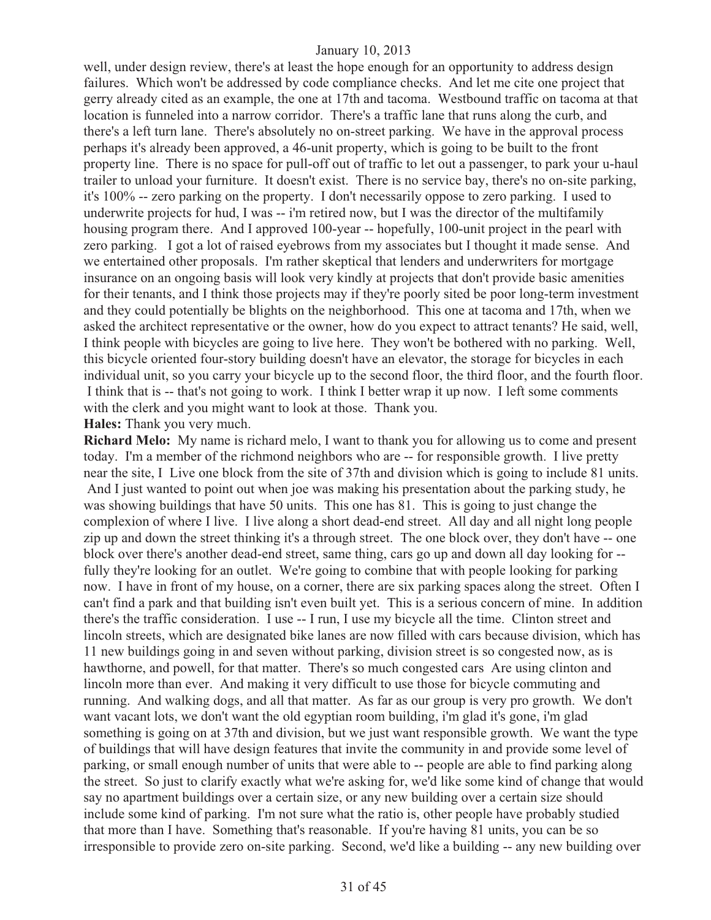well, under design review, there's at least the hope enough for an opportunity to address design failures. Which won't be addressed by code compliance checks. And let me cite one project that gerry already cited as an example, the one at 17th and tacoma. Westbound traffic on tacoma at that location is funneled into a narrow corridor. There's a traffic lane that runs along the curb, and there's a left turn lane. There's absolutely no on-street parking. We have in the approval process perhaps it's already been approved, a 46-unit property, which is going to be built to the front property line. There is no space for pull-off out of traffic to let out a passenger, to park your u-haul trailer to unload your furniture. It doesn't exist. There is no service bay, there's no on-site parking, it's 100% -- zero parking on the property. I don't necessarily oppose to zero parking. I used to underwrite projects for hud, I was -- i'm retired now, but I was the director of the multifamily housing program there. And I approved 100-year -- hopefully, 100-unit project in the pearl with zero parking. I got a lot of raised eyebrows from my associates but I thought it made sense. And we entertained other proposals. I'm rather skeptical that lenders and underwriters for mortgage insurance on an ongoing basis will look very kindly at projects that don't provide basic amenities for their tenants, and I think those projects may if they're poorly sited be poor long-term investment and they could potentially be blights on the neighborhood. This one at tacoma and 17th, when we asked the architect representative or the owner, how do you expect to attract tenants? He said, well, I think people with bicycles are going to live here. They won't be bothered with no parking. Well, this bicycle oriented four-story building doesn't have an elevator, the storage for bicycles in each individual unit, so you carry your bicycle up to the second floor, the third floor, and the fourth floor. I think that is -- that's not going to work. I think I better wrap it up now. I left some comments with the clerk and you might want to look at those. Thank you.

**Hales:** Thank you very much.

**Richard Melo:** My name is richard melo, I want to thank you for allowing us to come and present today. I'm a member of the richmond neighbors who are -- for responsible growth. I live pretty near the site, I Live one block from the site of 37th and division which is going to include 81 units. And I just wanted to point out when joe was making his presentation about the parking study, he was showing buildings that have 50 units. This one has 81. This is going to just change the complexion of where I live. I live along a short dead-end street. All day and all night long people zip up and down the street thinking it's a through street. The one block over, they don't have -- one block over there's another dead-end street, same thing, cars go up and down all day looking for -- fully they're looking for an outlet. We're going to combine that with people looking for parking now. I have in front of my house, on a corner, there are six parking spaces along the street. Often I can't find a park and that building isn't even built yet. This is a serious concern of mine. In addition there's the traffic consideration. I use -- I run, I use my bicycle all the time. Clinton street and lincoln streets, which are designated bike lanes are now filled with cars because division, which has 11 new buildings going in and seven without parking, division street is so congested now, as is hawthorne, and powell, for that matter. There's so much congested cars Are using clinton and lincoln more than ever. And making it very difficult to use those for bicycle commuting and running. And walking dogs, and all that matter. As far as our group is very pro growth. We don't want vacant lots, we don't want the old egyptian room building, i'm glad it's gone, i'm glad something is going on at 37th and division, but we just want responsible growth. We want the type of buildings that will have design features that invite the community in and provide some level of parking, or small enough number of units that were able to -- people are able to find parking along the street. So just to clarify exactly what we're asking for, we'd like some kind of change that would say no apartment buildings over a certain size, or any new building over a certain size should include some kind of parking. I'm not sure what the ratio is, other people have probably studied that more than I have. Something that's reasonable. If you're having 81 units, you can be so irresponsible to provide zero on-site parking. Second, we'd like a building -- any new building over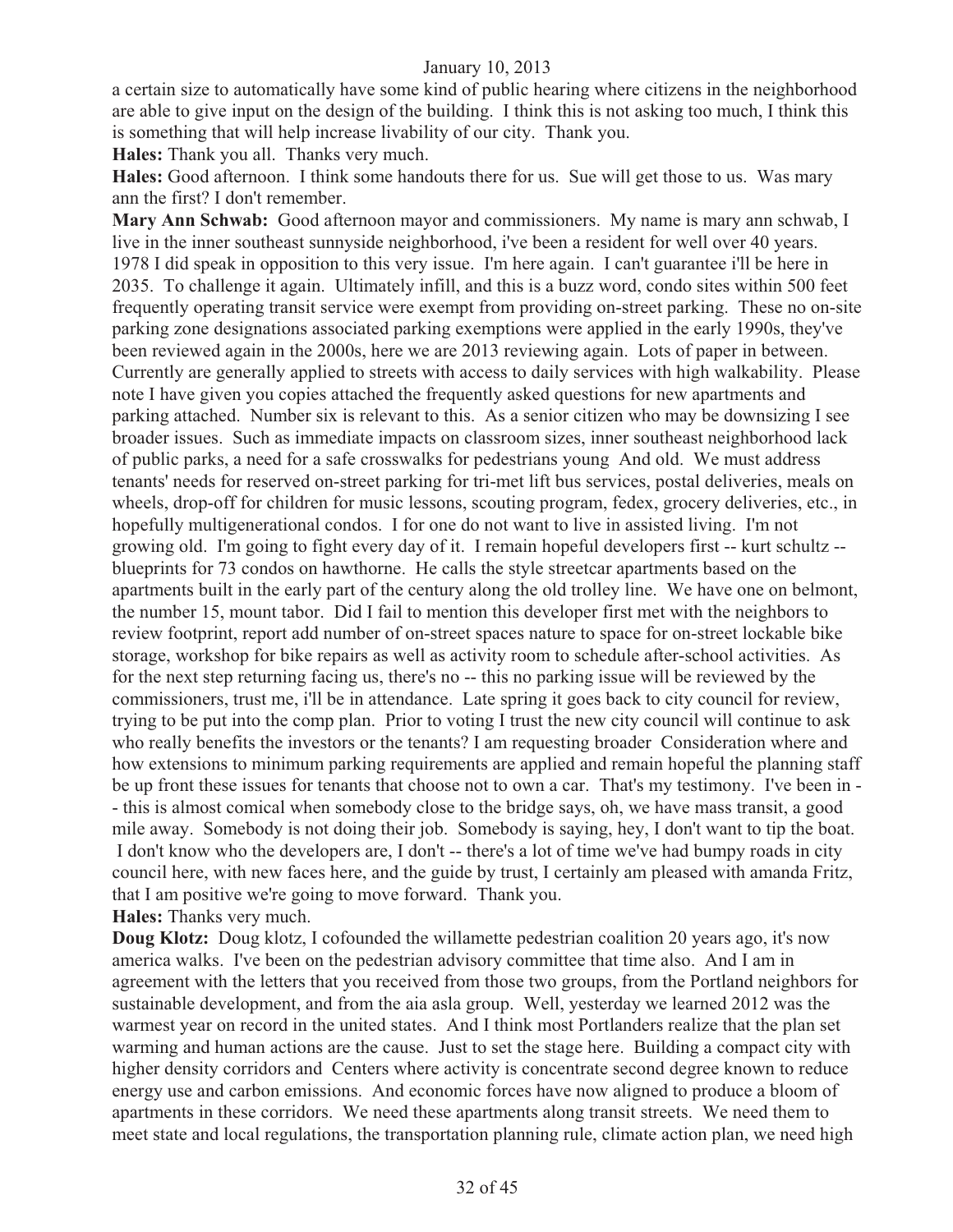a certain size to automatically have some kind of public hearing where citizens in the neighborhood are able to give input on the design of the building. I think this is not asking too much, I think this is something that will help increase livability of our city. Thank you.

**Hales:** Thank you all. Thanks very much.

**Hales:** Good afternoon. I think some handouts there for us. Sue will get those to us. Was mary ann the first? I don't remember.

**Mary Ann Schwab:** Good afternoon mayor and commissioners. My name is mary ann schwab, I live in the inner southeast sunnyside neighborhood, i've been a resident for well over 40 years. 1978 I did speak in opposition to this very issue. I'm here again. I can't guarantee i'll be here in 2035. To challenge it again. Ultimately infill, and this is a buzz word, condo sites within 500 feet frequently operating transit service were exempt from providing on-street parking. These no on-site parking zone designations associated parking exemptions were applied in the early 1990s, they've been reviewed again in the 2000s, here we are 2013 reviewing again. Lots of paper in between. Currently are generally applied to streets with access to daily services with high walkability. Please note I have given you copies attached the frequently asked questions for new apartments and parking attached. Number six is relevant to this. As a senior citizen who may be downsizing I see broader issues. Such as immediate impacts on classroom sizes, inner southeast neighborhood lack of public parks, a need for a safe crosswalks for pedestrians young And old. We must address tenants' needs for reserved on-street parking for tri-met lift bus services, postal deliveries, meals on wheels, drop-off for children for music lessons, scouting program, fedex, grocery deliveries, etc., in hopefully multigenerational condos. I for one do not want to live in assisted living. I'm not growing old. I'm going to fight every day of it. I remain hopeful developers first -- kurt schultz -- blueprints for 73 condos on hawthorne. He calls the style streetcar apartments based on the apartments built in the early part of the century along the old trolley line. We have one on belmont, the number 15, mount tabor. Did I fail to mention this developer first met with the neighbors to review footprint, report add number of on-street spaces nature to space for on-street lockable bike storage, workshop for bike repairs as well as activity room to schedule after-school activities. As for the next step returning facing us, there's no -- this no parking issue will be reviewed by the commissioners, trust me, i'll be in attendance. Late spring it goes back to city council for review, trying to be put into the comp plan. Prior to voting I trust the new city council will continue to ask who really benefits the investors or the tenants? I am requesting broader Consideration where and how extensions to minimum parking requirements are applied and remain hopeful the planning staff be up front these issues for tenants that choose not to own a car. That's my testimony. I've been in -- this is almost comical when somebody close to the bridge says, oh, we have mass transit, a good mile away. Somebody is not doing their job. Somebody is saying, hey, I don't want to tip the boat. I don't know who the developers are, I don't -- there's a lot of time we've had bumpy roads in city council here, with new faces here, and the guide by trust, I certainly am pleased with amanda Fritz, that I am positive we're going to move forward. Thank you.

**Hales:** Thanks very much.

**Doug Klotz:** Doug klotz, I cofounded the willamette pedestrian coalition 20 years ago, it's now america walks. I've been on the pedestrian advisory committee that time also. And I am in agreement with the letters that you received from those two groups, from the Portland neighbors for sustainable development, and from the aia asla group. Well, yesterday we learned 2012 was the warmest year on record in the united states. And I think most Portlanders realize that the plan set warming and human actions are the cause. Just to set the stage here. Building a compact city with higher density corridors and Centers where activity is concentrate second degree known to reduce energy use and carbon emissions. And economic forces have now aligned to produce a bloom of apartments in these corridors. We need these apartments along transit streets. We need them to meet state and local regulations, the transportation planning rule, climate action plan, we need high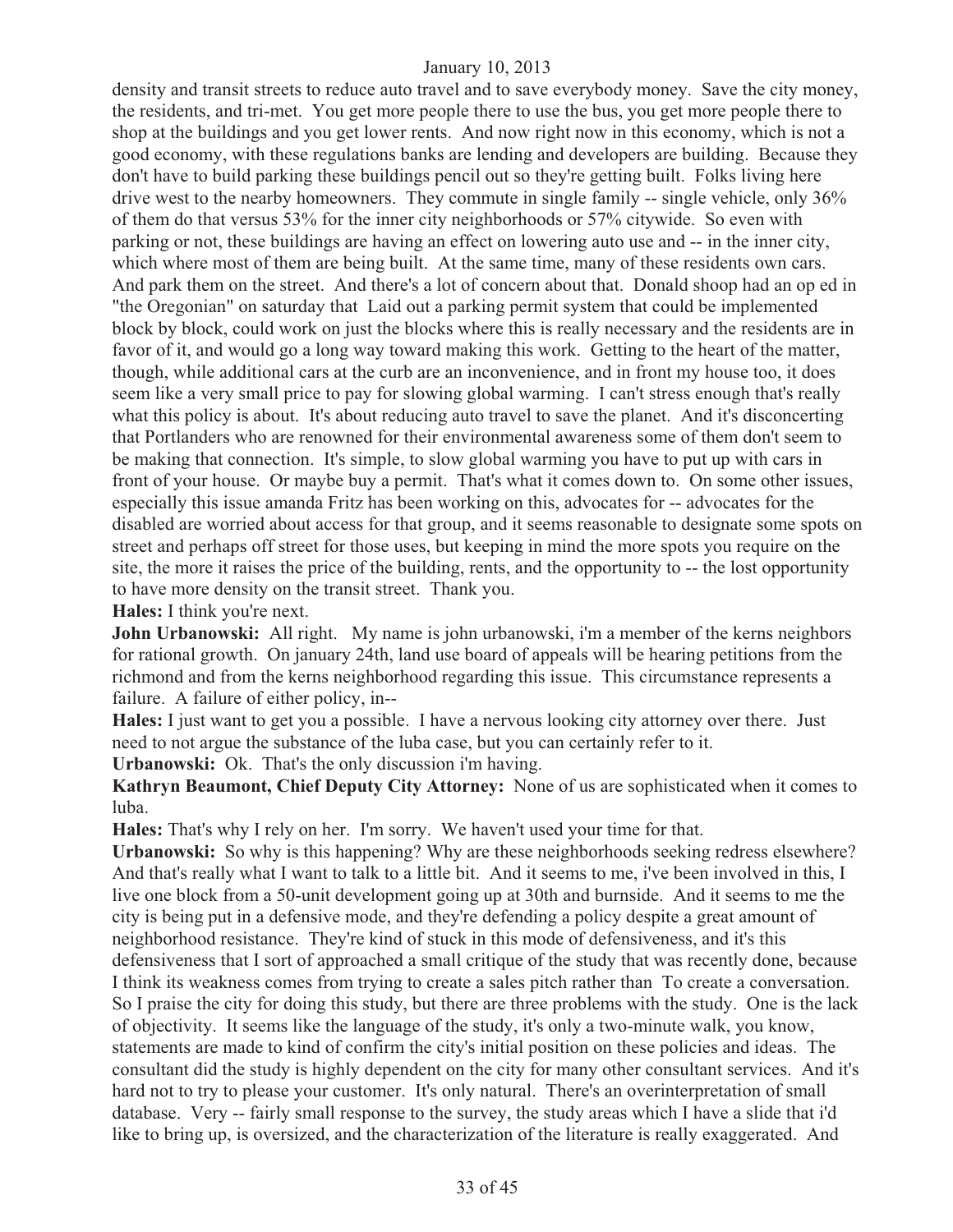density and transit streets to reduce auto travel and to save everybody money. Save the city money, the residents, and tri-met. You get more people there to use the bus, you get more people there to shop at the buildings and you get lower rents. And now right now in this economy, which is not a good economy, with these regulations banks are lending and developers are building. Because they don't have to build parking these buildings pencil out so they're getting built. Folks living here drive west to the nearby homeowners. They commute in single family -- single vehicle, only 36% of them do that versus 53% for the inner city neighborhoods or 57% citywide. So even with parking or not, these buildings are having an effect on lowering auto use and -- in the inner city, which where most of them are being built. At the same time, many of these residents own cars. And park them on the street. And there's a lot of concern about that. Donald shoop had an op ed in "the Oregonian" on saturday that Laid out a parking permit system that could be implemented block by block, could work on just the blocks where this is really necessary and the residents are in favor of it, and would go a long way toward making this work. Getting to the heart of the matter, though, while additional cars at the curb are an inconvenience, and in front my house too, it does seem like a very small price to pay for slowing global warming. I can't stress enough that's really what this policy is about. It's about reducing auto travel to save the planet. And it's disconcerting that Portlanders who are renowned for their environmental awareness some of them don't seem to be making that connection. It's simple, to slow global warming you have to put up with cars in front of your house. Or maybe buy a permit. That's what it comes down to. On some other issues, especially this issue amanda Fritz has been working on this, advocates for -- advocates for the disabled are worried about access for that group, and it seems reasonable to designate some spots on street and perhaps off street for those uses, but keeping in mind the more spots you require on the site, the more it raises the price of the building, rents, and the opportunity to -- the lost opportunity to have more density on the transit street. Thank you.

**Hales:** I think you're next.

**John Urbanowski:** All right. My name is john urbanowski, i'm a member of the kerns neighbors for rational growth. On january 24th, land use board of appeals will be hearing petitions from the richmond and from the kerns neighborhood regarding this issue. This circumstance represents a failure. A failure of either policy, in--

**Hales:** I just want to get you a possible. I have a nervous looking city attorney over there. Just need to not argue the substance of the luba case, but you can certainly refer to it.

**Urbanowski:** Ok. That's the only discussion i'm having.

**Kathryn Beaumont, Chief Deputy City Attorney:** None of us are sophisticated when it comes to luba.

**Hales:** That's why I rely on her. I'm sorry. We haven't used your time for that.

**Urbanowski:** So why is this happening? Why are these neighborhoods seeking redress elsewhere? And that's really what I want to talk to a little bit. And it seems to me, i've been involved in this, I live one block from a 50-unit development going up at 30th and burnside. And it seems to me the city is being put in a defensive mode, and they're defending a policy despite a great amount of neighborhood resistance. They're kind of stuck in this mode of defensiveness, and it's this defensiveness that I sort of approached a small critique of the study that was recently done, because I think its weakness comes from trying to create a sales pitch rather than To create a conversation. So I praise the city for doing this study, but there are three problems with the study. One is the lack of objectivity. It seems like the language of the study, it's only a two-minute walk, you know, statements are made to kind of confirm the city's initial position on these policies and ideas. The consultant did the study is highly dependent on the city for many other consultant services. And it's hard not to try to please your customer. It's only natural. There's an overinterpretation of small database. Very -- fairly small response to the survey, the study areas which I have a slide that i'd like to bring up, is oversized, and the characterization of the literature is really exaggerated. And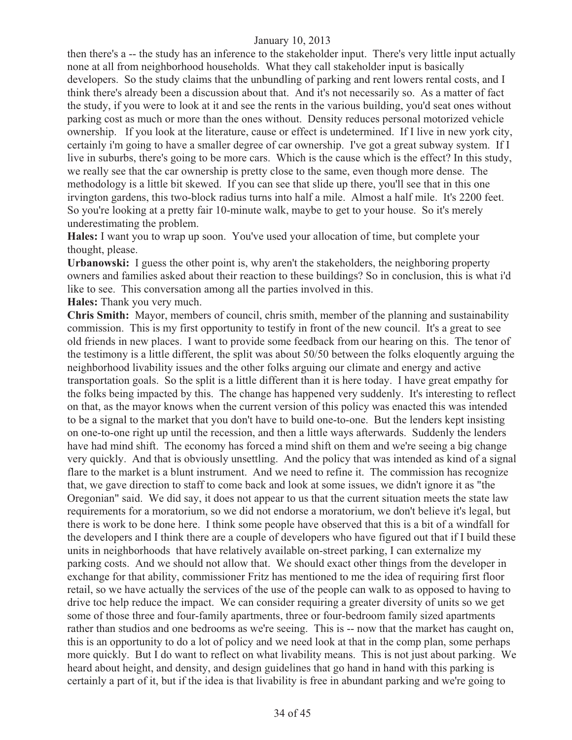then there's a -- the study has an inference to the stakeholder input. There's very little input actually none at all from neighborhood households. What they call stakeholder input is basically developers. So the study claims that the unbundling of parking and rent lowers rental costs, and I think there's already been a discussion about that. And it's not necessarily so. As a matter of fact the study, if you were to look at it and see the rents in the various building, you'd seat ones without parking cost as much or more than the ones without. Density reduces personal motorized vehicle ownership. If you look at the literature, cause or effect is undetermined. If I live in new york city, certainly i'm going to have a smaller degree of car ownership. I've got a great subway system. If I live in suburbs, there's going to be more cars. Which is the cause which is the effect? In this study, we really see that the car ownership is pretty close to the same, even though more dense. The methodology is a little bit skewed. If you can see that slide up there, you'll see that in this one irvington gardens, this two-block radius turns into half a mile. Almost a half mile. It's 2200 feet. So you're looking at a pretty fair 10-minute walk, maybe to get to your house. So it's merely underestimating the problem.

**Hales:** I want you to wrap up soon. You've used your allocation of time, but complete your thought, please.

**Urbanowski:** I guess the other point is, why aren't the stakeholders, the neighboring property owners and families asked about their reaction to these buildings? So in conclusion, this is what i'd like to see. This conversation among all the parties involved in this.

**Hales:** Thank you very much.

**Chris Smith:** Mayor, members of council, chris smith, member of the planning and sustainability commission. This is my first opportunity to testify in front of the new council. It's a great to see old friends in new places. I want to provide some feedback from our hearing on this. The tenor of the testimony is a little different, the split was about 50/50 between the folks eloquently arguing the neighborhood livability issues and the other folks arguing our climate and energy and active transportation goals. So the split is a little different than it is here today. I have great empathy for the folks being impacted by this. The change has happened very suddenly. It's interesting to reflect on that, as the mayor knows when the current version of this policy was enacted this was intended to be a signal to the market that you don't have to build one-to-one. But the lenders kept insisting on one-to-one right up until the recession, and then a little ways afterwards. Suddenly the lenders have had mind shift. The economy has forced a mind shift on them and we're seeing a big change very quickly. And that is obviously unsettling. And the policy that was intended as kind of a signal flare to the market is a blunt instrument. And we need to refine it. The commission has recognize that, we gave direction to staff to come back and look at some issues, we didn't ignore it as "the Oregonian" said. We did say, it does not appear to us that the current situation meets the state law requirements for a moratorium, so we did not endorse a moratorium, we don't believe it's legal, but there is work to be done here. I think some people have observed that this is a bit of a windfall for the developers and I think there are a couple of developers who have figured out that if I build these units in neighborhoods that have relatively available on-street parking, I can externalize my parking costs. And we should not allow that. We should exact other things from the developer in exchange for that ability, commissioner Fritz has mentioned to me the idea of requiring first floor retail, so we have actually the services of the use of the people can walk to as opposed to having to drive toc help reduce the impact. We can consider requiring a greater diversity of units so we get some of those three and four-family apartments, three or four-bedroom family sized apartments rather than studios and one bedrooms as we're seeing. This is -- now that the market has caught on, this is an opportunity to do a lot of policy and we need look at that in the comp plan, some perhaps more quickly. But I do want to reflect on what livability means. This is not just about parking. We heard about height, and density, and design guidelines that go hand in hand with this parking is certainly a part of it, but if the idea is that livability is free in abundant parking and we're going to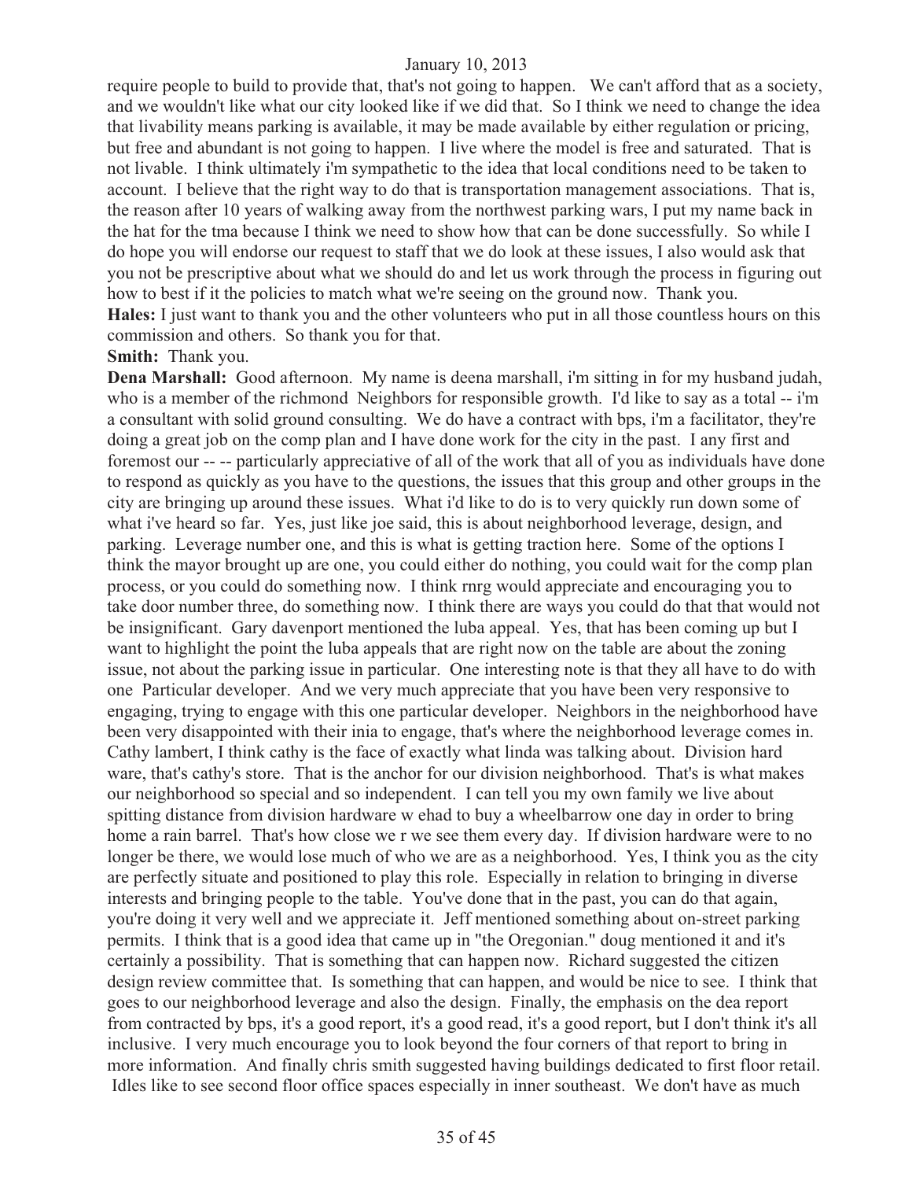require people to build to provide that, that's not going to happen. We can't afford that as a society, and we wouldn't like what our city looked like if we did that. So I think we need to change the idea that livability means parking is available, it may be made available by either regulation or pricing, but free and abundant is not going to happen. I live where the model is free and saturated. That is not livable. I think ultimately i'm sympathetic to the idea that local conditions need to be taken to account. I believe that the right way to do that is transportation management associations. That is, the reason after 10 years of walking away from the northwest parking wars, I put my name back in the hat for the tma because I think we need to show how that can be done successfully. So while I do hope you will endorse our request to staff that we do look at these issues, I also would ask that you not be prescriptive about what we should do and let us work through the process in figuring out how to best if it the policies to match what we're seeing on the ground now. Thank you.

**Hales:** I just want to thank you and the other volunteers who put in all those countless hours on this commission and others. So thank you for that.

**Smith:** Thank you.

**Dena Marshall:** Good afternoon. My name is deena marshall, i'm sitting in for my husband judah, who is a member of the richmond Neighbors for responsible growth. I'd like to say as a total -- i'm a consultant with solid ground consulting. We do have a contract with bps, i'm a facilitator, they're doing a great job on the comp plan and I have done work for the city in the past. I any first and foremost our -- -- particularly appreciative of all of the work that all of you as individuals have done to respond as quickly as you have to the questions, the issues that this group and other groups in the city are bringing up around these issues. What i'd like to do is to very quickly run down some of what i've heard so far. Yes, just like joe said, this is about neighborhood leverage, design, and parking. Leverage number one, and this is what is getting traction here. Some of the options I think the mayor brought up are one, you could either do nothing, you could wait for the comp plan process, or you could do something now. I think rnrg would appreciate and encouraging you to take door number three, do something now. I think there are ways you could do that that would not be insignificant. Gary davenport mentioned the luba appeal. Yes, that has been coming up but I want to highlight the point the luba appeals that are right now on the table are about the zoning issue, not about the parking issue in particular. One interesting note is that they all have to do with one Particular developer. And we very much appreciate that you have been very responsive to engaging, trying to engage with this one particular developer. Neighbors in the neighborhood have been very disappointed with their inia to engage, that's where the neighborhood leverage comes in. Cathy lambert, I think cathy is the face of exactly what linda was talking about. Division hard ware, that's cathy's store. That is the anchor for our division neighborhood. That's is what makes our neighborhood so special and so independent. I can tell you my own family we live about spitting distance from division hardware w ehad to buy a wheelbarrow one day in order to bring home a rain barrel. That's how close we r we see them every day. If division hardware were to no longer be there, we would lose much of who we are as a neighborhood. Yes, I think you as the city are perfectly situate and positioned to play this role. Especially in relation to bringing in diverse interests and bringing people to the table. You've done that in the past, you can do that again, you're doing it very well and we appreciate it. Jeff mentioned something about on-street parking permits. I think that is a good idea that came up in "the Oregonian." doug mentioned it and it's certainly a possibility. That is something that can happen now. Richard suggested the citizen design review committee that. Is something that can happen, and would be nice to see. I think that goes to our neighborhood leverage and also the design. Finally, the emphasis on the dea report from contracted by bps, it's a good report, it's a good read, it's a good report, but I don't think it's all inclusive. I very much encourage you to look beyond the four corners of that report to bring in more information. And finally chris smith suggested having buildings dedicated to first floor retail. Idles like to see second floor office spaces especially in inner southeast. We don't have as much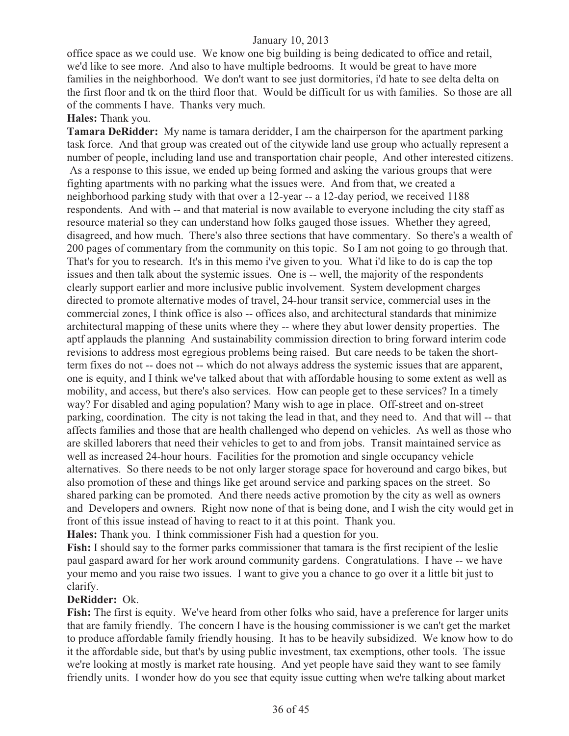office space as we could use. We know one big building is being dedicated to office and retail, we'd like to see more. And also to have multiple bedrooms. It would be great to have more families in the neighborhood. We don't want to see just dormitories, i'd hate to see delta delta on the first floor and tk on the third floor that. Would be difficult for us with families. So those are all of the comments I have. Thanks very much.

**Hales:** Thank you.

**Tamara DeRidder:** My name is tamara deridder, I am the chairperson for the apartment parking task force. And that group was created out of the citywide land use group who actually represent a number of people, including land use and transportation chair people, And other interested citizens. As a response to this issue, we ended up being formed and asking the various groups that were fighting apartments with no parking what the issues were. And from that, we created a neighborhood parking study with that over a 12-year -- a 12-day period, we received 1188 respondents. And with -- and that material is now available to everyone including the city staff as resource material so they can understand how folks gauged those issues. Whether they agreed, disagreed, and how much. There's also three sections that have commentary. So there's a wealth of 200 pages of commentary from the community on this topic. So I am not going to go through that. That's for you to research. It's in this memo i've given to you. What i'd like to do is cap the top issues and then talk about the systemic issues. One is -- well, the majority of the respondents clearly support earlier and more inclusive public involvement. System development charges directed to promote alternative modes of travel, 24-hour transit service, commercial uses in the commercial zones, I think office is also -- offices also, and architectural standards that minimize architectural mapping of these units where they -- where they abut lower density properties. The aptf applauds the planning And sustainability commission direction to bring forward interim code revisions to address most egregious problems being raised. But care needs to be taken the short-term fixes do not -- does not -- which do not always address the systemic issues that are apparent, one is equity, and I think we've talked about that with affordable housing to some extent as well as mobility, and access, but there's also services. How can people get to these services? In a timely way? For disabled and aging population? Many wish to age in place. Off-street and on-street parking, coordination. The city is not taking the lead in that, and they need to. And that will -- that affects families and those that are health challenged who depend on vehicles. As well as those who are skilled laborers that need their vehicles to get to and from jobs. Transit maintained service as well as increased 24-hour hours. Facilities for the promotion and single occupancy vehicle alternatives. So there needs to be not only larger storage space for hoveround and cargo bikes, but also promotion of these and things like get around service and parking spaces on the street. So shared parking can be promoted. And there needs active promotion by the city as well as owners and Developers and owners. Right now none of that is being done, and I wish the city would get in front of this issue instead of having to react to it at this point. Thank you.

**Hales:** Thank you. I think commissioner Fish had a question for you.

**Fish:** I should say to the former parks commissioner that tamara is the first recipient of the leslie paul gaspard award for her work around community gardens. Congratulations. I have -- we have your memo and you raise two issues. I want to give you a chance to go over it a little bit just to clarify.

**DeRidder:** Ok.

**Fish:** The first is equity. We've heard from other folks who said, have a preference for larger units that are family friendly. The concern I have is the housing commissioner is we can't get the market to produce affordable family friendly housing. It has to be heavily subsidized. We know how to do it the affordable side, but that's by using public investment, tax exemptions, other tools. The issue we're looking at mostly is market rate housing. And yet people have said they want to see family friendly units. I wonder how do you see that equity issue cutting when we're talking about market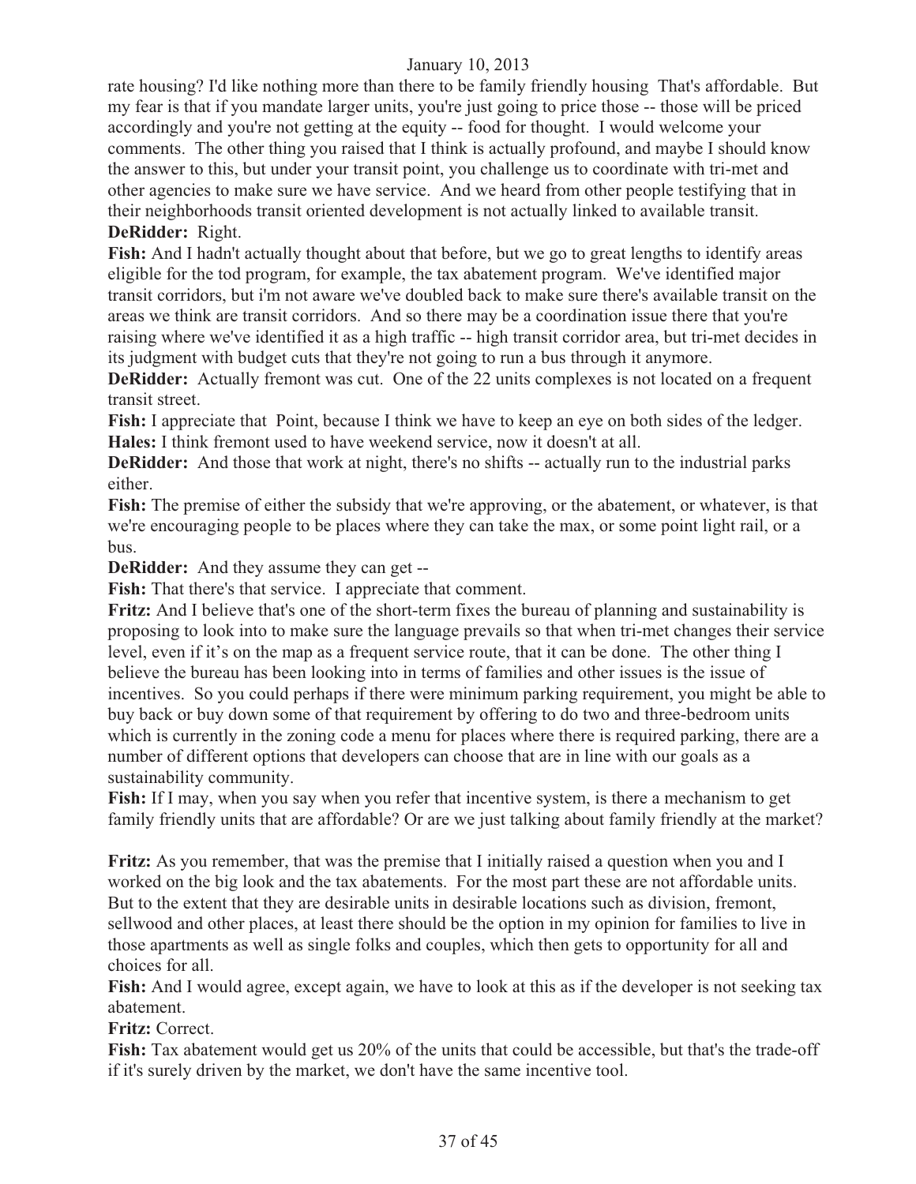rate housing? I'd like nothing more than there to be family friendly housing That's affordable. But my fear is that if you mandate larger units, you're just going to price those -- those will be priced accordingly and you're not getting at the equity -- food for thought. I would welcome your comments. The other thing you raised that I think is actually profound, and maybe I should know the answer to this, but under your transit point, you challenge us to coordinate with tri-met and other agencies to make sure we have service. And we heard from other people testifying that in their neighborhoods transit oriented development is not actually linked to available transit.

**DeRidder:** Right.

**Fish:** And I hadn't actually thought about that before, but we go to great lengths to identify areas eligible for the tod program, for example, the tax abatement program. We've identified major transit corridors, but i'm not aware we've doubled back to make sure there's available transit on the areas we think are transit corridors. And so there may be a coordination issue there that you're raising where we've identified it as a high traffic -- high transit corridor area, but tri-met decides in its judgment with budget cuts that they're not going to run a bus through it anymore.

**DeRidder:** Actually fremont was cut. One of the 22 units complexes is not located on a frequent transit street.

**Fish:** I appreciate that Point, because I think we have to keep an eye on both sides of the ledger.

**Hales:** I think fremont used to have weekend service, now it doesn't at all.

**DeRidder:** And those that work at night, there's no shifts -- actually run to the industrial parks either.

**Fish:** The premise of either the subsidy that we're approving, or the abatement, or whatever, is that we're encouraging people to be places where they can take the max, or some point light rail, or a bus.

**DeRidder:** And they assume they can get --

**Fish:** That there's that service. I appreciate that comment.

**Fritz:** And I believe that's one of the short-term fixes the bureau of planning and sustainability is proposing to look into to make sure the language prevails so that when tri-met changes their service level, even if it's on the map as a frequent service route, that it can be done. The other thing I believe the bureau has been looking into in terms of families and other issues is the issue of incentives. So you could perhaps if there were minimum parking requirement, you might be able to buy back or buy down some of that requirement by offering to do two and three-bedroom units which is currently in the zoning code a menu for places where there is required parking, there are a number of different options that developers can choose that are in line with our goals as a sustainability community.

**Fish:** If I may, when you say when you refer that incentive system, is there a mechanism to get family friendly units that are affordable? Or are we just talking about family friendly at the market?

**Fritz:** As you remember, that was the premise that I initially raised a question when you and I worked on the big look and the tax abatements. For the most part these are not affordable units. But to the extent that they are desirable units in desirable locations such as division, fremont, sellwood and other places, at least there should be the option in my opinion for families to live in those apartments as well as single folks and couples, which then gets to opportunity for all and choices for all.

**Fish:** And I would agree, except again, we have to look at this as if the developer is not seeking tax abatement.

**Fritz:** Correct.

**Fish:** Tax abatement would get us 20% of the units that could be accessible, but that's the trade-off if it's surely driven by the market, we don't have the same incentive tool.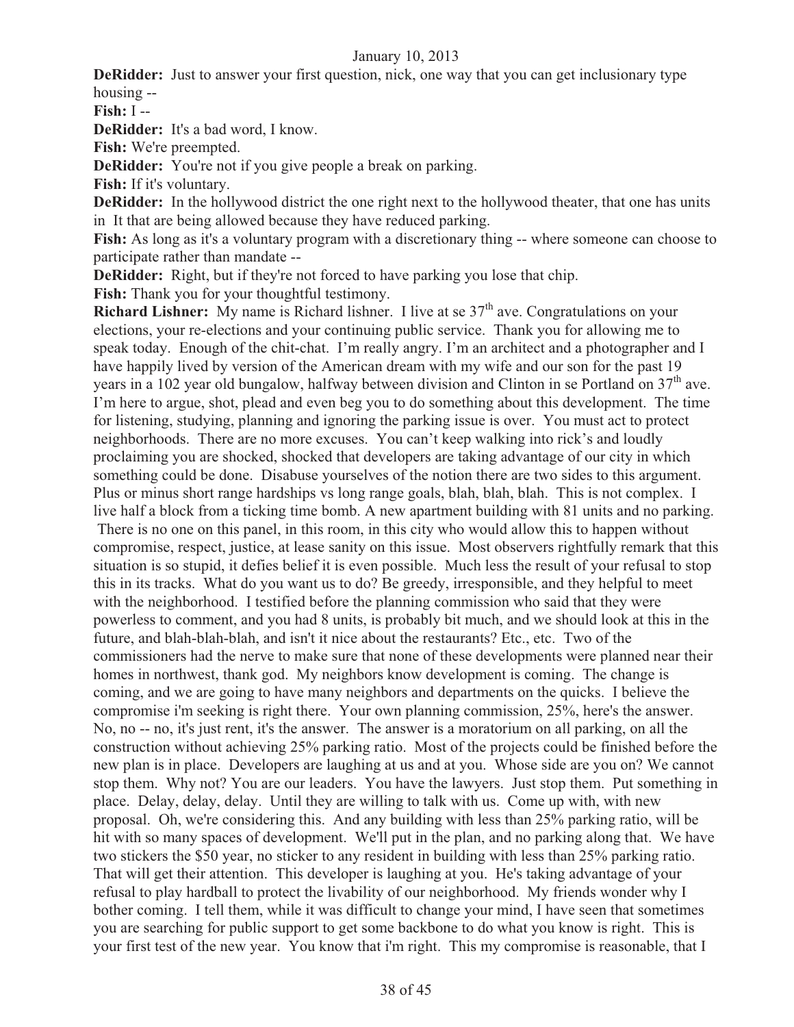**DeRidder:** Just to answer your first question, nick, one way that you can get inclusionary type housing --

**Fish:** I --

**DeRidder:** It's a bad word, I know.

**Fish:** We're preempted.

**DeRidder:** You're not if you give people a break on parking.

**Fish:** If it's voluntary.

**DeRidder:** In the hollywood district the one right next to the hollywood theater, that one has units in It that are being allowed because they have reduced parking.

**Fish:** As long as it's a voluntary program with a discretionary thing -- where someone can choose to participate rather than mandate --

**DeRidder:** Right, but if they're not forced to have parking you lose that chip.

**Fish:** Thank you for your thoughtful testimony.

**Richard Lishner:** My name is Richard lishner. I live at se 37th ave. Congratulations on your elections, your re-elections and your continuing public service. Thank you for allowing me to speak today. Enough of the chit-chat. I'm really angry. I'm an architect and a photographer and I have happily lived by version of the American dream with my wife and our son for the past 19 years in a 102 year old bungalow, halfway between division and Clinton in se Portland on 37th ave. I'm here to argue, shot, plead and even beg you to do something about this development. The time for listening, studying, planning and ignoring the parking issue is over. You must act to protect neighborhoods. There are no more excuses. You can't keep walking into rick's and loudly proclaiming you are shocked, shocked that developers are taking advantage of our city in which something could be done. Disabuse yourselves of the notion there are two sides to this argument. Plus or minus short range hardships vs long range goals, blah, blah, blah. This is not complex. I live half a block from a ticking time bomb. A new apartment building with 81 units and no parking. There is no one on this panel, in this room, in this city who would allow this to happen without compromise, respect, justice, at lease sanity on this issue. Most observers rightfully remark that this situation is so stupid, it defies belief it is even possible. Much less the result of your refusal to stop this in its tracks. What do you want us to do? Be greedy, irresponsible, and they helpful to meet with the neighborhood. I testified before the planning commission who said that they were powerless to comment, and you had 8 units, is probably bit much, and we should look at this in the future, and blah-blah-blah, and isn't it nice about the restaurants? Etc., etc. Two of the commissioners had the nerve to make sure that none of these developments were planned near their homes in northwest, thank god. My neighbors know development is coming. The change is coming, and we are going to have many neighbors and departments on the quicks. I believe the compromise i'm seeking is right there. Your own planning commission, 25%, here's the answer. No, no -- no, it's just rent, it's the answer. The answer is a moratorium on all parking, on all the construction without achieving 25% parking ratio. Most of the projects could be finished before the new plan is in place. Developers are laughing at us and at you. Whose side are you on? We cannot stop them. Why not? You are our leaders. You have the lawyers. Just stop them. Put something in place. Delay, delay, delay. Until they are willing to talk with us. Come up with, with new proposal. Oh, we're considering this. And any building with less than 25% parking ratio, will be hit with so many spaces of development. We'll put in the plan, and no parking along that. We have two stickers the $50 year, no sticker to any resident in building with less than 25% parking ratio. That will get their attention. This developer is laughing at you. He's taking advantage of your refusal to play hardball to protect the livability of our neighborhood. My friends wonder why I bother coming. I tell them, while it was difficult to change your mind, I have seen that sometimes you are searching for public support to get some backbone to do what you know is right. This is your first test of the new year. You know that i'm right. This my compromise is reasonable, that I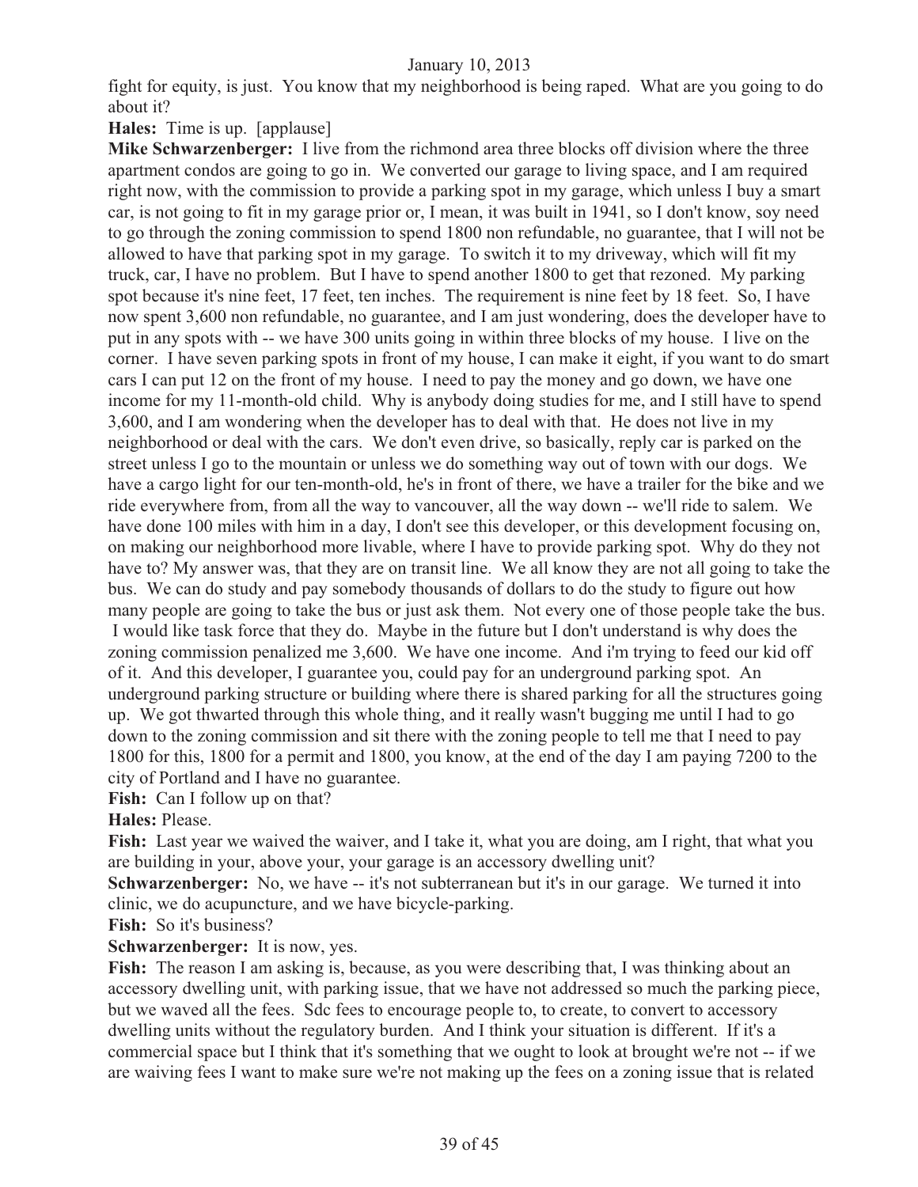fight for equity, is just. You know that my neighborhood is being raped. What are you going to do about it?

**Hales:** Time is up. [applause]

**Mike Schwarzenberger:** I live from the richmond area three blocks off division where the three apartment condos are going to go in. We converted our garage to living space, and I am required right now, with the commission to provide a parking spot in my garage, which unless I buy a smart car, is not going to fit in my garage prior or, I mean, it was built in 1941, so I don't know, soy need to go through the zoning commission to spend 1800 non refundable, no guarantee, that I will not be allowed to have that parking spot in my garage. To switch it to my driveway, which will fit my truck, car, I have no problem. But I have to spend another 1800 to get that rezoned. My parking spot because it's nine feet, 17 feet, ten inches. The requirement is nine feet by 18 feet. So, I have now spent 3,600 non refundable, no guarantee, and I am just wondering, does the developer have to put in any spots with -- we have 300 units going in within three blocks of my house. I live on the corner. I have seven parking spots in front of my house, I can make it eight, if you want to do smart cars I can put 12 on the front of my house. I need to pay the money and go down, we have one income for my 11-month-old child. Why is anybody doing studies for me, and I still have to spend 3,600, and I am wondering when the developer has to deal with that. He does not live in my neighborhood or deal with the cars. We don't even drive, so basically, reply car is parked on the street unless I go to the mountain or unless we do something way out of town with our dogs. We have a cargo light for our ten-month-old, he's in front of there, we have a trailer for the bike and we ride everywhere from, from all the way to vancouver, all the way down -- we'll ride to salem. We have done 100 miles with him in a day, I don't see this developer, or this development focusing on, on making our neighborhood more livable, where I have to provide parking spot. Why do they not have to? My answer was, that they are on transit line. We all know they are not all going to take the bus. We can do study and pay somebody thousands of dollars to do the study to figure out how many people are going to take the bus or just ask them. Not every one of those people take the bus. I would like task force that they do. Maybe in the future but I don't understand is why does the zoning commission penalized me 3,600. We have one income. And i'm trying to feed our kid off of it. And this developer, I guarantee you, could pay for an underground parking spot. An underground parking structure or building where there is shared parking for all the structures going up. We got thwarted through this whole thing, and it really wasn't bugging me until I had to go down to the zoning commission and sit there with the zoning people to tell me that I need to pay 1800 for this, 1800 for a permit and 1800, you know, at the end of the day I am paying 7200 to the city of Portland and I have no guarantee.

**Fish:** Can I follow up on that?

**Hales:** Please.

**Fish:** Last year we waived the waiver, and I take it, what you are doing, am I right, that what you are building in your, above your, your garage is an accessory dwelling unit?

**Schwarzenberger:** No, we have -- it's not subterranean but it's in our garage. We turned it into clinic, we do acupuncture, and we have bicycle-parking.

**Fish:** So it's business?

**Schwarzenberger:** It is now, yes.

**Fish:** The reason I am asking is, because, as you were describing that, I was thinking about an accessory dwelling unit, with parking issue, that we have not addressed so much the parking piece, but we waved all the fees. Sdc fees to encourage people to, to create, to convert to accessory dwelling units without the regulatory burden. And I think your situation is different. If it's a commercial space but I think that it's something that we ought to look at brought we're not -- if we are waiving fees I want to make sure we're not making up the fees on a zoning issue that is related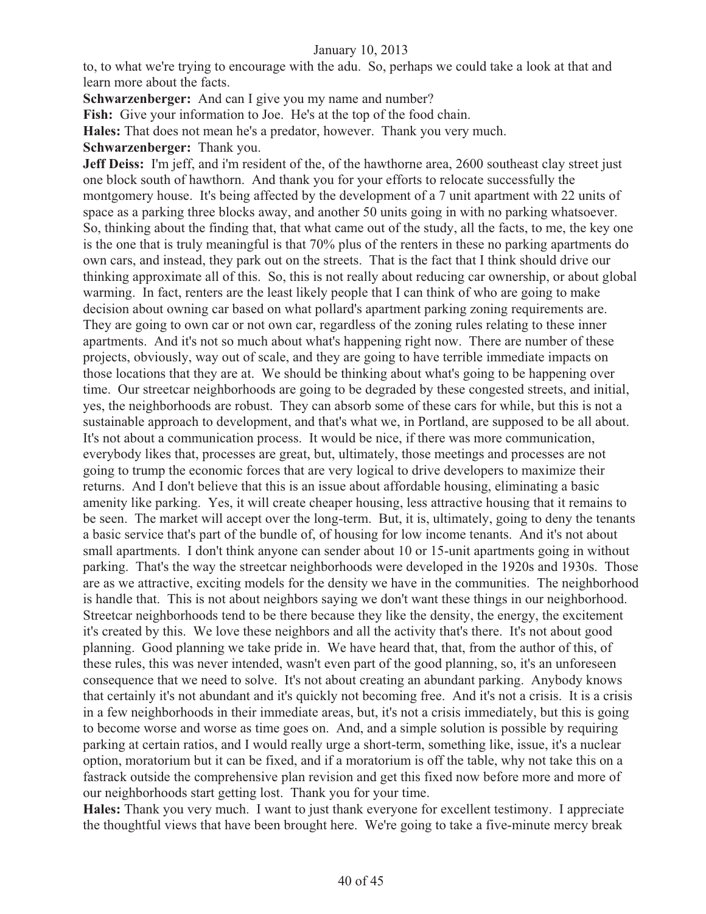to, to what we're trying to encourage with the adu. So, perhaps we could take a look at that and learn more about the facts.

**Schwarzenberger:** And can I give you my name and number?

**Fish:** Give your information to Joe. He's at the top of the food chain.

**Hales:** That does not mean he's a predator, however. Thank you very much.

**Schwarzenberger:** Thank you.

**Jeff Deiss:** I'm jeff, and i'm resident of the, of the hawthorne area, 2600 southeast clay street just one block south of hawthorn. And thank you for your efforts to relocate successfully the montgomery house. It's being affected by the development of a 7 unit apartment with 22 units of space as a parking three blocks away, and another 50 units going in with no parking whatsoever. So, thinking about the finding that, that what came out of the study, all the facts, to me, the key one is the one that is truly meaningful is that 70% plus of the renters in these no parking apartments do own cars, and instead, they park out on the streets. That is the fact that I think should drive our thinking approximate all of this. So, this is not really about reducing car ownership, or about global warming. In fact, renters are the least likely people that I can think of who are going to make decision about owning car based on what pollard's apartment parking zoning requirements are. They are going to own car or not own car, regardless of the zoning rules relating to these inner apartments. And it's not so much about what's happening right now. There are number of these projects, obviously, way out of scale, and they are going to have terrible immediate impacts on those locations that they are at. We should be thinking about what's going to be happening over time. Our streetcar neighborhoods are going to be degraded by these congested streets, and initial, yes, the neighborhoods are robust. They can absorb some of these cars for while, but this is not a sustainable approach to development, and that's what we, in Portland, are supposed to be all about. It's not about a communication process. It would be nice, if there was more communication, everybody likes that, processes are great, but, ultimately, those meetings and processes are not going to trump the economic forces that are very logical to drive developers to maximize their returns. And I don't believe that this is an issue about affordable housing, eliminating a basic amenity like parking. Yes, it will create cheaper housing, less attractive housing that it remains to be seen. The market will accept over the long-term. But, it is, ultimately, going to deny the tenants a basic service that's part of the bundle of, of housing for low income tenants. And it's not about small apartments. I don't think anyone can sender about 10 or 15-unit apartments going in without parking. That's the way the streetcar neighborhoods were developed in the 1920s and 1930s. Those are as we attractive, exciting models for the density we have in the communities. The neighborhood is handle that. This is not about neighbors saying we don't want these things in our neighborhood. Streetcar neighborhoods tend to be there because they like the density, the energy, the excitement it's created by this. We love these neighbors and all the activity that's there. It's not about good planning. Good planning we take pride in. We have heard that, that, from the author of this, of these rules, this was never intended, wasn't even part of the good planning, so, it's an unforeseen consequence that we need to solve. It's not about creating an abundant parking. Anybody knows that certainly it's not abundant and it's quickly not becoming free. And it's not a crisis. It is a crisis in a few neighborhoods in their immediate areas, but, it's not a crisis immediately, but this is going to become worse and worse as time goes on. And, and a simple solution is possible by requiring parking at certain ratios, and I would really urge a short-term, something like, issue, it's a nuclear option, moratorium but it can be fixed, and if a moratorium is off the table, why not take this on a fastrack outside the comprehensive plan revision and get this fixed now before more and more of our neighborhoods start getting lost. Thank you for your time.

**Hales:** Thank you very much. I want to just thank everyone for excellent testimony. I appreciate the thoughtful views that have been brought here. We're going to take a five-minute mercy break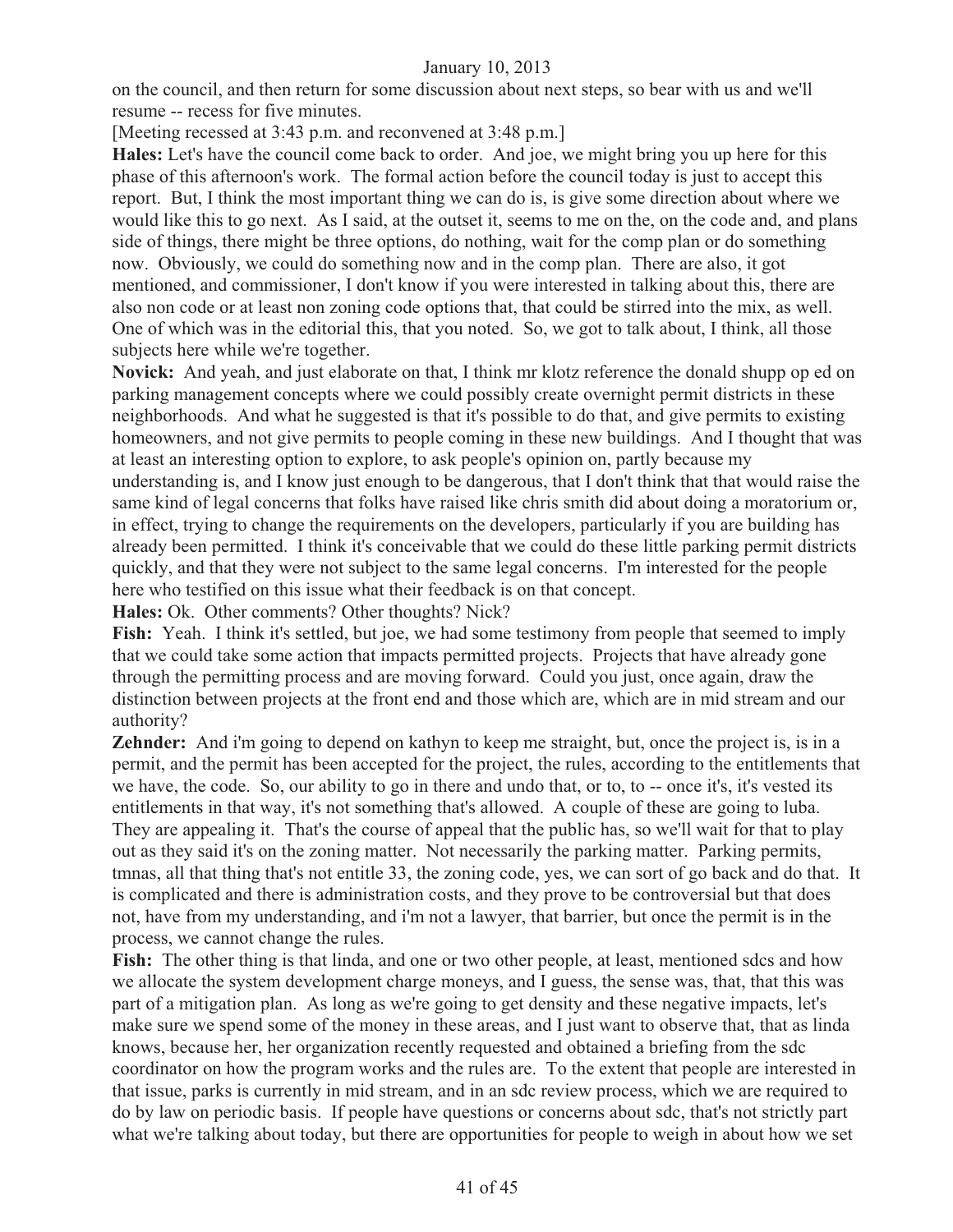on the council, and then return for some discussion about next steps, so bear with us and we'll resume -- recess for five minutes.

[Meeting recessed at 3:43 p.m. and reconvened at 3:48 p.m.]

**Hales:** Let's have the council come back to order. And joe, we might bring you up here for this phase of this afternoon's work. The formal action before the council today is just to accept this report. But, I think the most important thing we can do is, is give some direction about where we would like this to go next. As I said, at the outset it, seems to me on the, on the code and, and plans side of things, there might be three options, do nothing, wait for the comp plan or do something now. Obviously, we could do something now and in the comp plan. There are also, it got mentioned, and commissioner, I don't know if you were interested in talking about this, there are also non code or at least non zoning code options that, that could be stirred into the mix, as well. One of which was in the editorial this, that you noted. So, we got to talk about, I think, all those subjects here while we're together.

**Novick:** And yeah, and just elaborate on that, I think mr klotz reference the donald shupp op ed on parking management concepts where we could possibly create overnight permit districts in these neighborhoods. And what he suggested is that it's possible to do that, and give permits to existing homeowners, and not give permits to people coming in these new buildings. And I thought that was at least an interesting option to explore, to ask people's opinion on, partly because my understanding is, and I know just enough to be dangerous, that I don't think that that would raise the same kind of legal concerns that folks have raised like chris smith did about doing a moratorium or, in effect, trying to change the requirements on the developers, particularly if you are building has already been permitted. I think it's conceivable that we could do these little parking permit districts quickly, and that they were not subject to the same legal concerns. I'm interested for the people here who testified on this issue what their feedback is on that concept.

**Hales:** Ok. Other comments? Other thoughts? Nick?

**Fish:** Yeah. I think it's settled, but joe, we had some testimony from people that seemed to imply that we could take some action that impacts permitted projects. Projects that have already gone through the permitting process and are moving forward. Could you just, once again, draw the distinction between projects at the front end and those which are, which are in mid stream and our authority?

**Zehnder:** And i'm going to depend on kathyn to keep me straight, but, once the project is, is in a permit, and the permit has been accepted for the project, the rules, according to the entitlements that we have, the code. So, our ability to go in there and undo that, or to, to -- once it's, it's vested its entitlements in that way, it's not something that's allowed. A couple of these are going to luba. They are appealing it. That's the course of appeal that the public has, so we'll wait for that to play out as they said it's on the zoning matter. Not necessarily the parking matter. Parking permits, tmnas, all that thing that's not entitle 33, the zoning code, yes, we can sort of go back and do that. It is complicated and there is administration costs, and they prove to be controversial but that does not, have from my understanding, and i'm not a lawyer, that barrier, but once the permit is in the process, we cannot change the rules.

**Fish:** The other thing is that linda, and one or two other people, at least, mentioned sdcs and how we allocate the system development charge moneys, and I guess, the sense was, that, that this was part of a mitigation plan. As long as we're going to get density and these negative impacts, let's make sure we spend some of the money in these areas, and I just want to observe that, that as linda knows, because her, her organization recently requested and obtained a briefing from the sdc coordinator on how the program works and the rules are. To the extent that people are interested in that issue, parks is currently in mid stream, and in an sdc review process, which we are required to do by law on periodic basis. If people have questions or concerns about sdc, that's not strictly part what we're talking about today, but there are opportunities for people to weigh in about how we set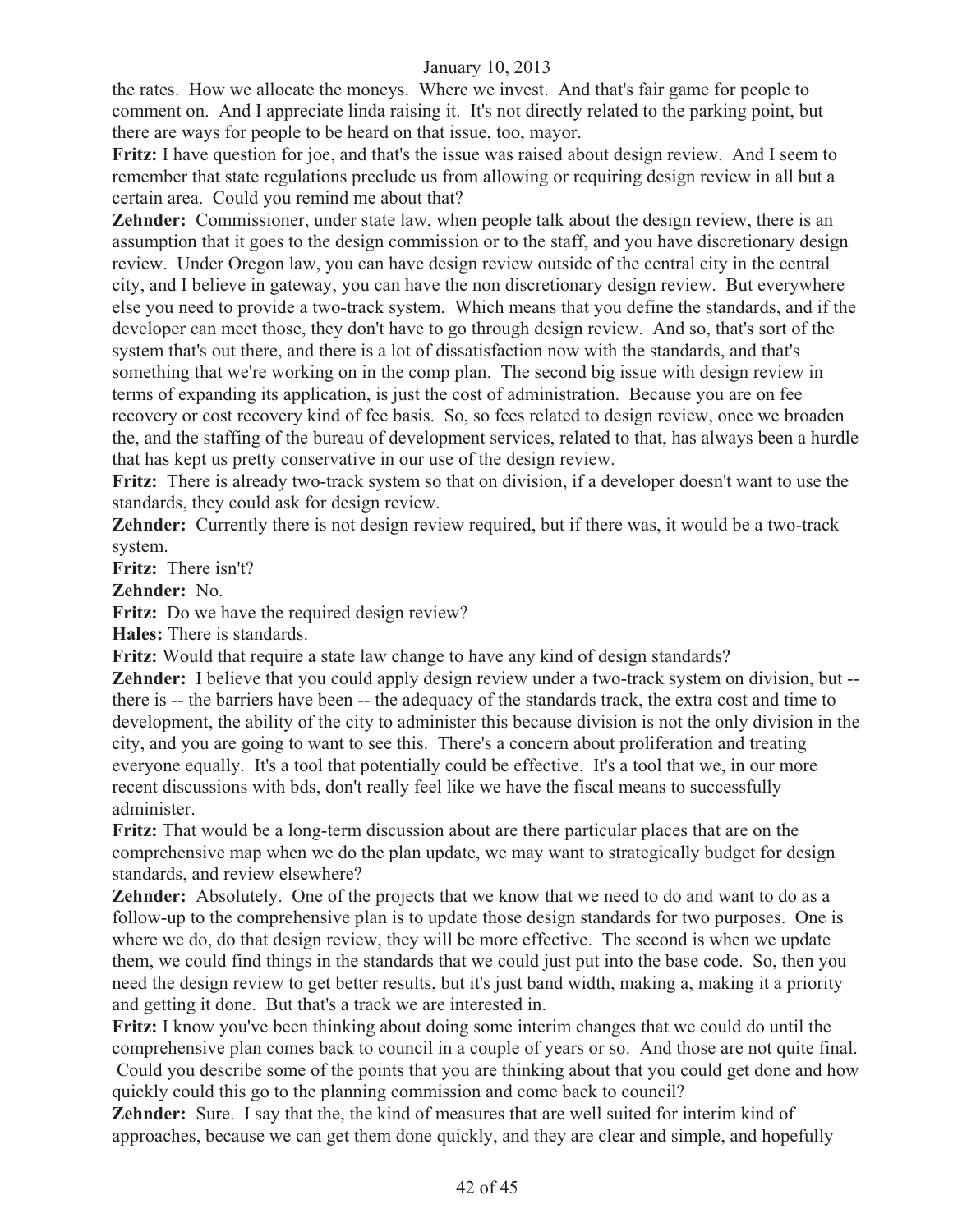the rates. How we allocate the moneys. Where we invest. And that's fair game for people to comment on. And I appreciate linda raising it. It's not directly related to the parking point, but there are ways for people to be heard on that issue, too, mayor.

**Fritz:** I have question for joe, and that's the issue was raised about design review. And I seem to remember that state regulations preclude us from allowing or requiring design review in all but a certain area. Could you remind me about that?

**Zehnder:** Commissioner, under state law, when people talk about the design review, there is an assumption that it goes to the design commission or to the staff, and you have discretionary design review. Under Oregon law, you can have design review outside of the central city in the central city, and I believe in gateway, you can have the non discretionary design review. But everywhere else you need to provide a two-track system. Which means that you define the standards, and if the developer can meet those, they don't have to go through design review. And so, that's sort of the system that's out there, and there is a lot of dissatisfaction now with the standards, and that's something that we're working on in the comp plan. The second big issue with design review in terms of expanding its application, is just the cost of administration. Because you are on fee recovery or cost recovery kind of fee basis. So, so fees related to design review, once we broaden the, and the staffing of the bureau of development services, related to that, has always been a hurdle that has kept us pretty conservative in our use of the design review.

**Fritz:** There is already two-track system so that on division, if a developer doesn't want to use the standards, they could ask for design review.

**Zehnder:** Currently there is not design review required, but if there was, it would be a two-track system.

**Fritz:** There isn't?

**Zehnder:** No.

**Fritz:** Do we have the required design review?

**Hales:** There is standards.

**Fritz:** Would that require a state law change to have any kind of design standards?

**Zehnder:** I believe that you could apply design review under a two-track system on division, but -- there is -- the barriers have been -- the adequacy of the standards track, the extra cost and time to development, the ability of the city to administer this because division is not the only division in the city, and you are going to want to see this. There's a concern about proliferation and treating everyone equally. It's a tool that potentially could be effective. It's a tool that we, in our more recent discussions with bds, don't really feel like we have the fiscal means to successfully administer.

**Fritz:** That would be a long-term discussion about are there particular places that are on the comprehensive map when we do the plan update, we may want to strategically budget for design standards, and review elsewhere?

**Zehnder:** Absolutely. One of the projects that we know that we need to do and want to do as a follow-up to the comprehensive plan is to update those design standards for two purposes. One is where we do, do that design review, they will be more effective. The second is when we update them, we could find things in the standards that we could just put into the base code. So, then you need the design review to get better results, but it's just band width, making a, making it a priority and getting it done. But that's a track we are interested in.

**Fritz:** I know you've been thinking about doing some interim changes that we could do until the comprehensive plan comes back to council in a couple of years or so. And those are not quite final. Could you describe some of the points that you are thinking about that you could get done and how quickly could this go to the planning commission and come back to council?

**Zehnder:** Sure. I say that the, the kind of measures that are well suited for interim kind of approaches, because we can get them done quickly, and they are clear and simple, and hopefully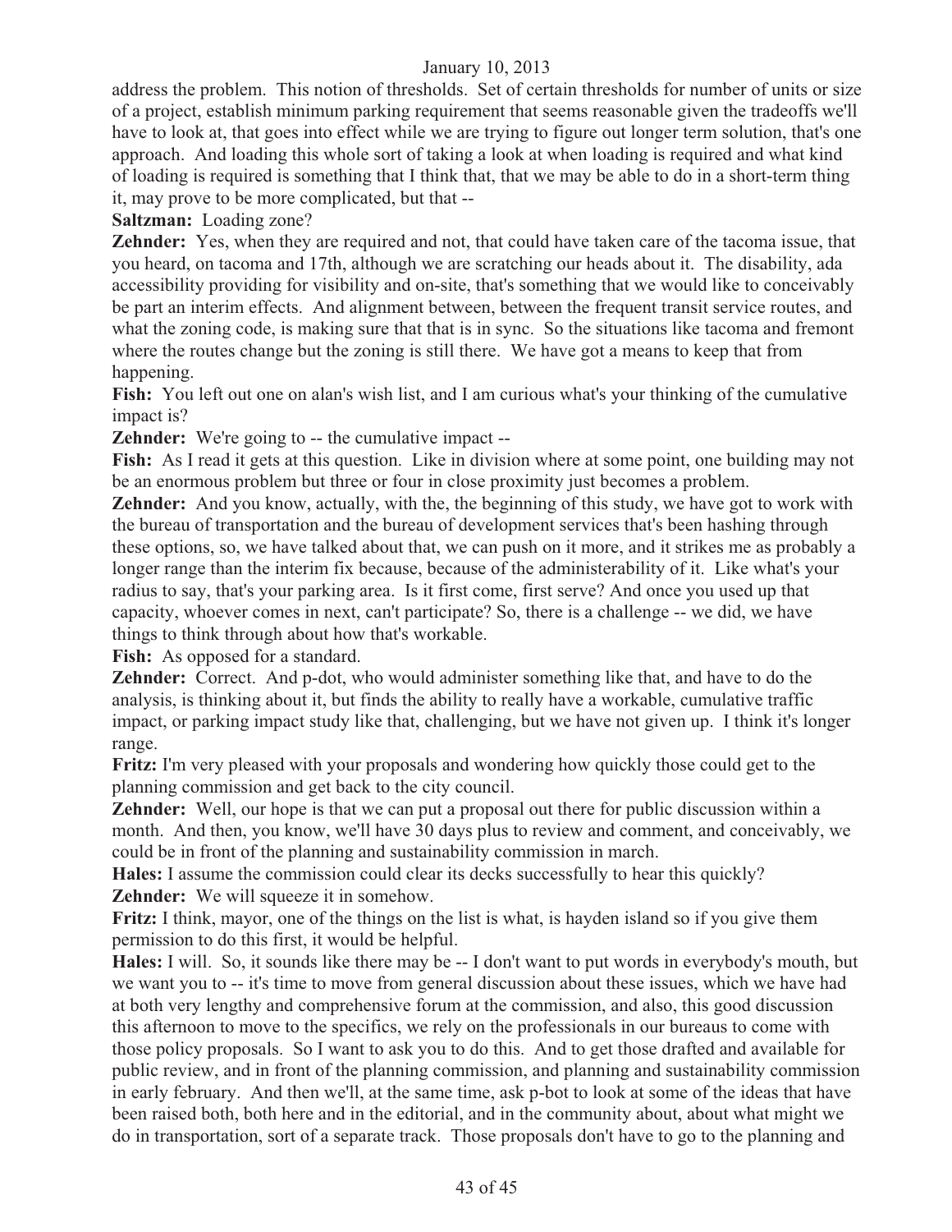address the problem. This notion of thresholds. Set of certain thresholds for number of units or size of a project, establish minimum parking requirement that seems reasonable given the tradeoffs we'll have to look at, that goes into effect while we are trying to figure out longer term solution, that's one approach. And loading this whole sort of taking a look at when loading is required and what kind of loading is required is something that I think that, that we may be able to do in a short-term thing it, may prove to be more complicated, but that --

**Saltzman:** Loading zone?

**Zehnder:** Yes, when they are required and not, that could have taken care of the tacoma issue, that you heard, on tacoma and 17th, although we are scratching our heads about it. The disability, ada accessibility providing for visibility and on-site, that's something that we would like to conceivably be part an interim effects. And alignment between, between the frequent transit service routes, and what the zoning code, is making sure that that is in sync. So the situations like tacoma and fremont where the routes change but the zoning is still there. We have got a means to keep that from happening.

**Fish:** You left out one on alan's wish list, and I am curious what's your thinking of the cumulative impact is?

**Zehnder:** We're going to -- the cumulative impact --

**Fish:** As I read it gets at this question. Like in division where at some point, one building may not be an enormous problem but three or four in close proximity just becomes a problem.

**Zehnder:** And you know, actually, with the, the beginning of this study, we have got to work with the bureau of transportation and the bureau of development services that's been hashing through these options, so, we have talked about that, we can push on it more, and it strikes me as probably a longer range than the interim fix because, because of the administerability of it. Like what's your radius to say, that's your parking area. Is it first come, first serve? And once you used up that capacity, whoever comes in next, can't participate? So, there is a challenge -- we did, we have things to think through about how that's workable.

**Fish:** As opposed for a standard.

**Zehnder:** Correct. And p-dot, who would administer something like that, and have to do the analysis, is thinking about it, but finds the ability to really have a workable, cumulative traffic impact, or parking impact study like that, challenging, but we have not given up. I think it's longer range.

**Fritz:** I'm very pleased with your proposals and wondering how quickly those could get to the planning commission and get back to the city council.

**Zehnder:** Well, our hope is that we can put a proposal out there for public discussion within a month. And then, you know, we'll have 30 days plus to review and comment, and conceivably, we could be in front of the planning and sustainability commission in march.

**Hales:** I assume the commission could clear its decks successfully to hear this quickly?

**Zehnder:** We will squeeze it in somehow.

**Fritz:** I think, mayor, one of the things on the list is what, is hayden island so if you give them permission to do this first, it would be helpful.

**Hales:** I will. So, it sounds like there may be -- I don't want to put words in everybody's mouth, but we want you to -- it's time to move from general discussion about these issues, which we have had at both very lengthy and comprehensive forum at the commission, and also, this good discussion this afternoon to move to the specifics, we rely on the professionals in our bureaus to come with those policy proposals. So I want to ask you to do this. And to get those drafted and available for public review, and in front of the planning commission, and planning and sustainability commission in early february. And then we'll, at the same time, ask p-bot to look at some of the ideas that have been raised both, both here and in the editorial, and in the community about, about what might we do in transportation, sort of a separate track. Those proposals don't have to go to the planning and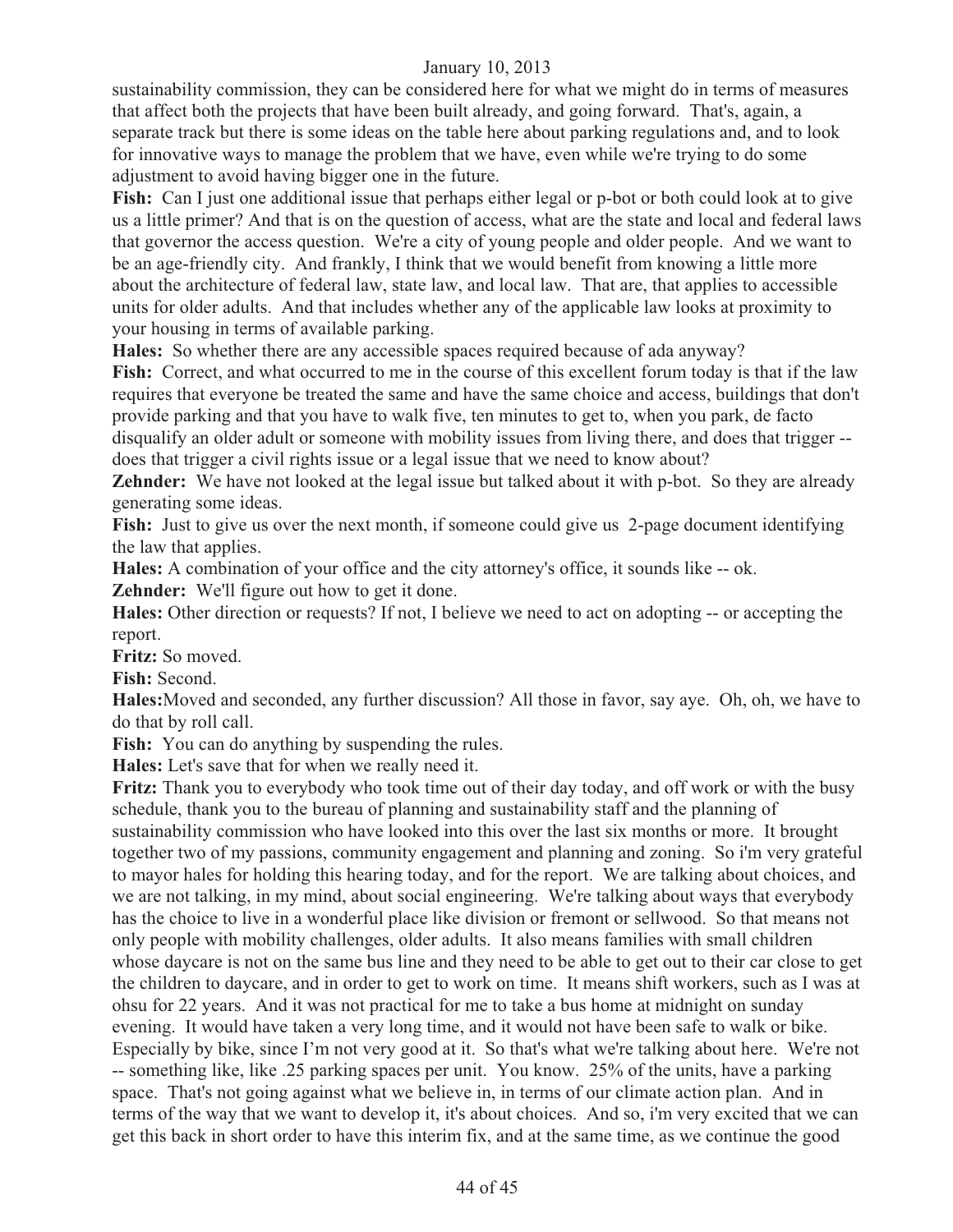sustainability commission, they can be considered here for what we might do in terms of measures that affect both the projects that have been built already, and going forward. That's, again, a separate track but there is some ideas on the table here about parking regulations and, and to look for innovative ways to manage the problem that we have, even while we're trying to do some adjustment to avoid having bigger one in the future.

**Fish:** Can I just one additional issue that perhaps either legal or p-bot or both could look at to give us a little primer? And that is on the question of access, what are the state and local and federal laws that governor the access question. We're a city of young people and older people. And we want to be an age-friendly city. And frankly, I think that we would benefit from knowing a little more about the architecture of federal law, state law, and local law. That are, that applies to accessible units for older adults. And that includes whether any of the applicable law looks at proximity to your housing in terms of available parking.

**Hales:** So whether there are any accessible spaces required because of ada anyway?

**Fish:** Correct, and what occurred to me in the course of this excellent forum today is that if the law requires that everyone be treated the same and have the same choice and access, buildings that don't provide parking and that you have to walk five, ten minutes to get to, when you park, de facto disqualify an older adult or someone with mobility issues from living there, and does that trigger -- does that trigger a civil rights issue or a legal issue that we need to know about?

**Zehnder:** We have not looked at the legal issue but talked about it with p-bot. So they are already generating some ideas.

**Fish:** Just to give us over the next month, if someone could give us 2-page document identifying the law that applies.

**Hales:** A combination of your office and the city attorney's office, it sounds like -- ok.

**Zehnder:** We'll figure out how to get it done.

**Hales:** Other direction or requests? If not, I believe we need to act on adopting -- or accepting the report.

**Fritz:** So moved.

**Fish:** Second.

**Hales:** Moved and seconded, any further discussion? All those in favor, say aye. Oh, oh, we have to do that by roll call.

**Fish:** You can do anything by suspending the rules.

**Hales:** Let's save that for when we really need it.

**Fritz:** Thank you to everybody who took time out of their day today, and off work or with the busy schedule, thank you to the bureau of planning and sustainability staff and the planning of sustainability commission who have looked into this over the last six months or more. It brought together two of my passions, community engagement and planning and zoning. So i'm very grateful to mayor hales for holding this hearing today, and for the report. We are talking about choices, and we are not talking, in my mind, about social engineering. We're talking about ways that everybody has the choice to live in a wonderful place like division or fremont or sellwood. So that means not only people with mobility challenges, older adults. It also means families with small children whose daycare is not on the same bus line and they need to be able to get out to their car close to get the children to daycare, and in order to get to work on time. It means shift workers, such as I was at ohsu for 22 years. And it was not practical for me to take a bus home at midnight on sunday evening. It would have taken a very long time, and it would not have been safe to walk or bike. Especially by bike, since I'm not very good at it. So that's what we're talking about here. We're not -- something like, like .25 parking spaces per unit. You know. 25% of the units, have a parking space. That's not going against what we believe in, in terms of our climate action plan. And in terms of the way that we want to develop it, it's about choices. And so, i'm very excited that we can get this back in short order to have this interim fix, and at the same time, as we continue the good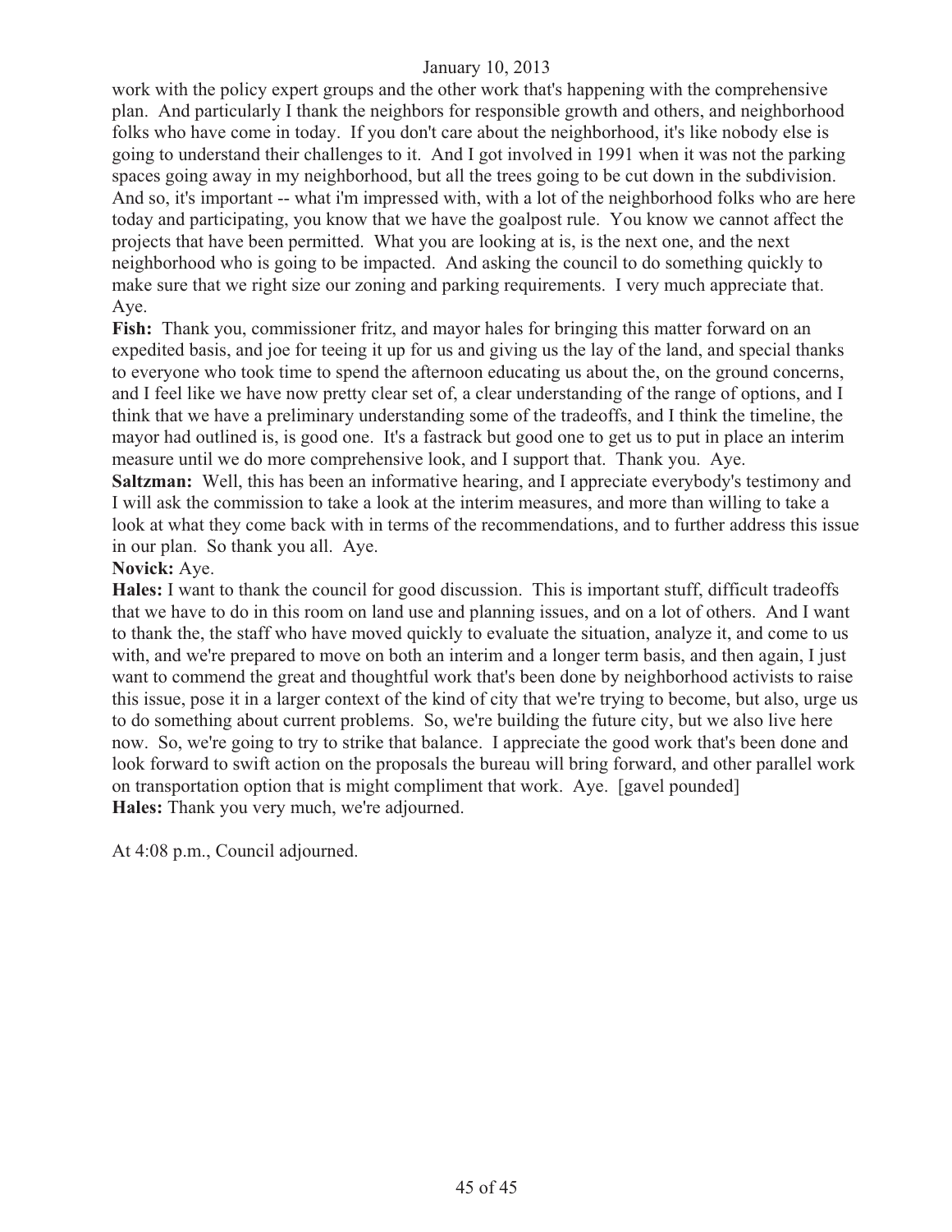work with the policy expert groups and the other work that's happening with the comprehensive plan. And particularly I thank the neighbors for responsible growth and others, and neighborhood folks who have come in today. If you don't care about the neighborhood, it's like nobody else is going to understand their challenges to it. And I got involved in 1991 when it was not the parking spaces going away in my neighborhood, but all the trees going to be cut down in the subdivision. And so, it's important -- what i'm impressed with, with a lot of the neighborhood folks who are here today and participating, you know that we have the goalpost rule. You know we cannot affect the projects that have been permitted. What you are looking at is, is the next one, and the next neighborhood who is going to be impacted. And asking the council to do something quickly to make sure that we right size our zoning and parking requirements. I very much appreciate that. Aye.

**Fish:** Thank you, commissioner fritz, and mayor hales for bringing this matter forward on an expedited basis, and joe for teeing it up for us and giving us the lay of the land, and special thanks to everyone who took time to spend the afternoon educating us about the, on the ground concerns, and I feel like we have now pretty clear set of, a clear understanding of the range of options, and I think that we have a preliminary understanding some of the tradeoffs, and I think the timeline, the mayor had outlined is, is good one. It's a fastrack but good one to get us to put in place an interim measure until we do more comprehensive look, and I support that. Thank you. Aye.

**Saltzman:** Well, this has been an informative hearing, and I appreciate everybody's testimony and I will ask the commission to take a look at the interim measures, and more than willing to take a look at what they come back with in terms of the recommendations, and to further address this issue in our plan. So thank you all. Aye.

**Novick:** Aye.

**Hales:** I want to thank the council for good discussion. This is important stuff, difficult tradeoffs that we have to do in this room on land use and planning issues, and on a lot of others. And I want to thank the, the staff who have moved quickly to evaluate the situation, analyze it, and come to us with, and we're prepared to move on both an interim and a longer term basis, and then again, I just want to commend the great and thoughtful work that's been done by neighborhood activists to raise this issue, pose it in a larger context of the kind of city that we're trying to become, but also, urge us to do something about current problems. So, we're building the future city, but we also live here now. So, we're going to try to strike that balance. I appreciate the good work that's been done and look forward to swift action on the proposals the bureau will bring forward, and other parallel work on transportation option that is might compliment that work. Aye. [gavel pounded]

**Hales:** Thank you very much, we're adjourned.

At 4:08 p.m., Council adjourned.